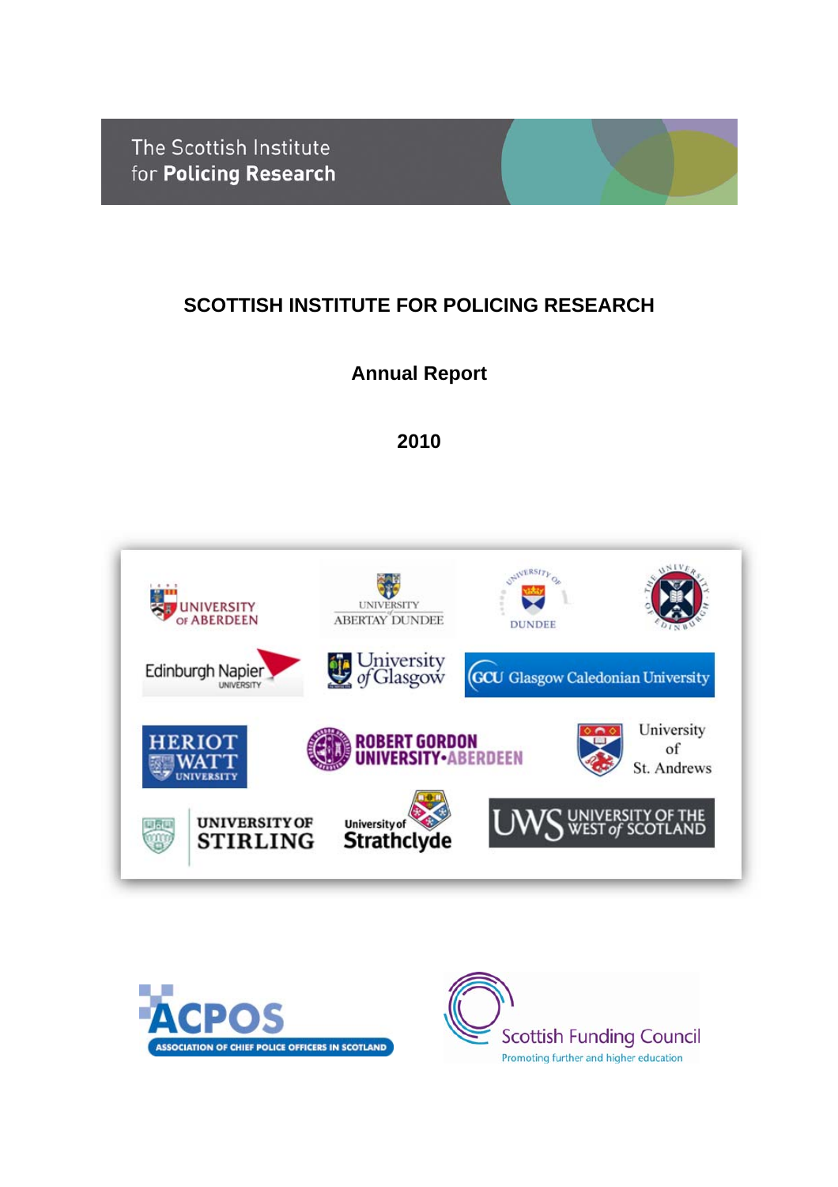The Scottish Institute for **Policing Research**

# SCOTTISH INSTITUTE FOR POLICING RESEARCH

## Annual Report

## 2010

UNIVERSITY OF ABERDEEN

UNIVERSITY of ABERTAY DUNDEE

UNIVERSITY OF DUNDEE

THE UNIVERSITY OF EDINBURGH

Edinburgh Napier UNIVERSITY

University of Glasgow

GCU Glasgow Caledonian University

HERIOT WATT UNIVERSITY

ROBERT GORDON UNIVERSITY·ABERDEEN

University of St. Andrews

UNIVERSITY OF STIRLING

University of Strathclyde

UWS UNIVERSITY OF THE WEST of SCOTLAND

ACPOS ASSOCIATION OF CHIEF POLICE OFFICERS IN SCOTLAND

Scottish Funding Council
Promoting further and higher education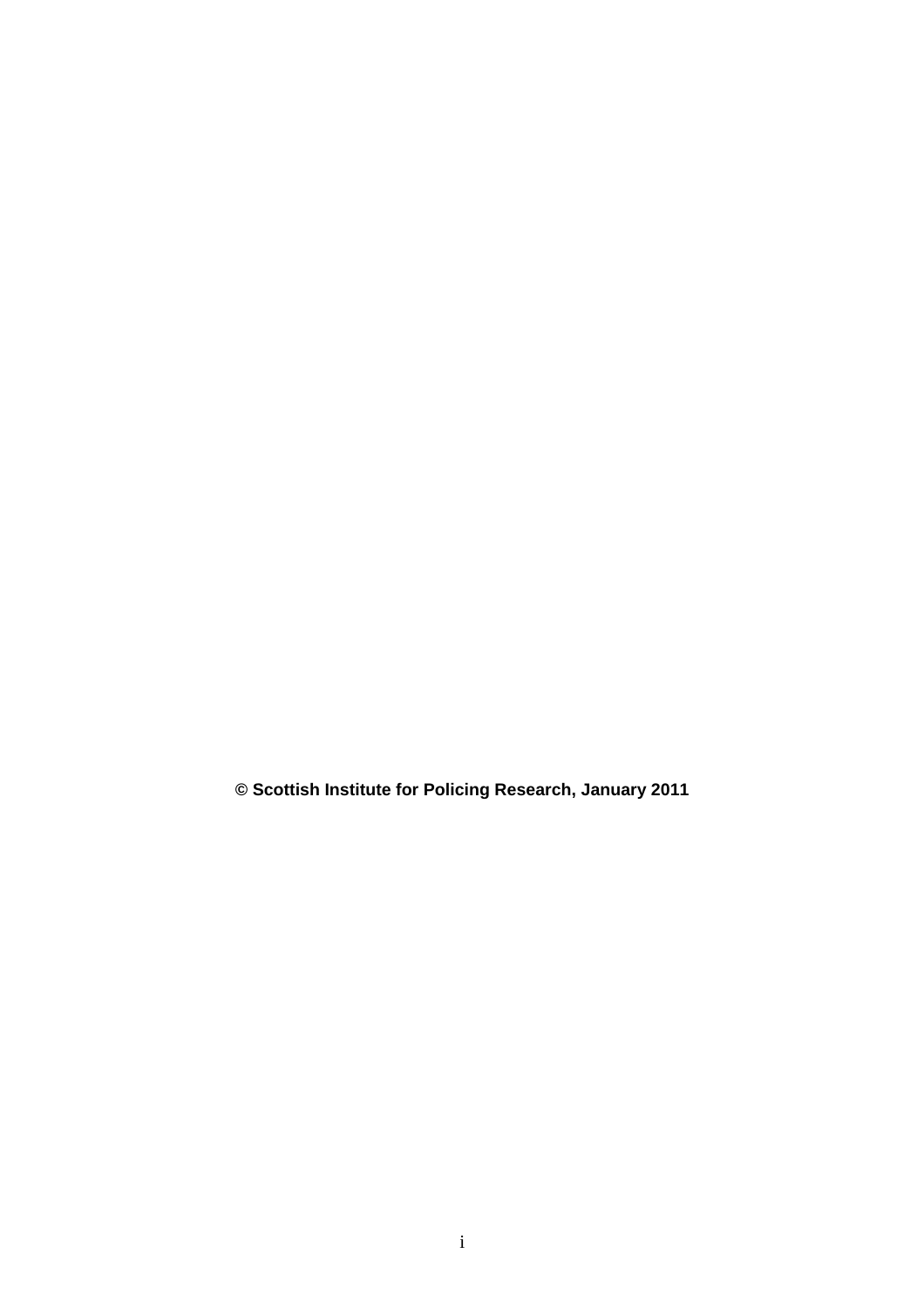**© Scottish Institute for Policing Research, January 2011**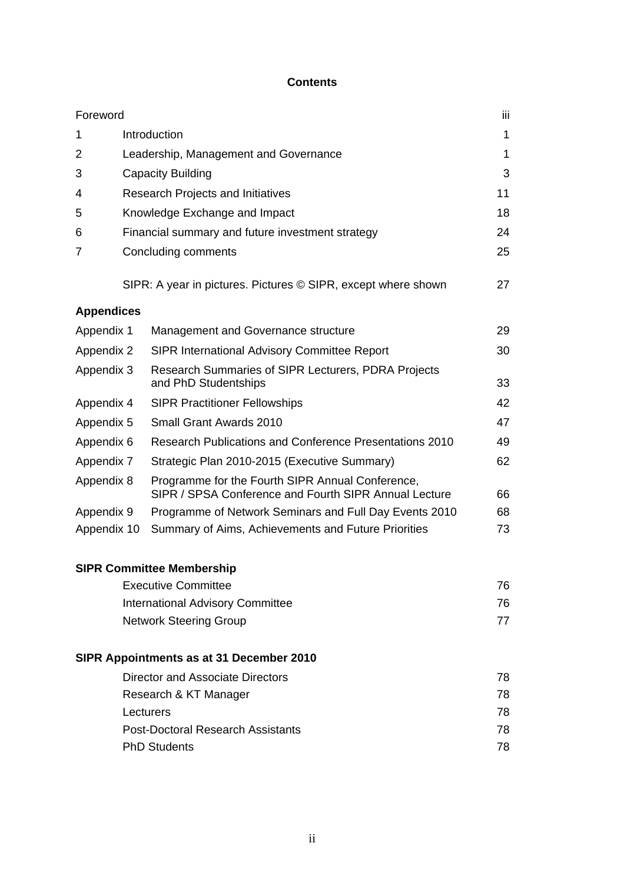# Contents

| | | |
|---|---|---|
| Foreword | | iii |
| 1 | Introduction | 1 |
| 2 | Leadership, Management and Governance | 1 |
| 3 | Capacity Building | 3 |
| 4 | Research Projects and Initiatives | 11 |
| 5 | Knowledge Exchange and Impact | 18 |
| 6 | Financial summary and future investment strategy | 24 |
| 7 | Concluding comments | 25 |
| | SIPR: A year in pictures. Pictures © SIPR, except where shown | 27 |

**Appendices**

| | | |
|---|---|---|
| Appendix 1 | Management and Governance structure | 29 |
| Appendix 2 | SIPR International Advisory Committee Report | 30 |
| Appendix 3 | Research Summaries of SIPR Lecturers, PDRA Projects and PhD Studentships | 33 |
| Appendix 4 | SIPR Practitioner Fellowships | 42 |
| Appendix 5 | Small Grant Awards 2010 | 47 |
| Appendix 6 | Research Publications and Conference Presentations 2010 | 49 |
| Appendix 7 | Strategic Plan 2010-2015 (Executive Summary) | 62 |
| Appendix 8 | Programme for the Fourth SIPR Annual Conference, SIPR / SPSA Conference and Fourth SIPR Annual Lecture | 66 |
| Appendix 9 | Programme of Network Seminars and Full Day Events 2010 | 68 |
| Appendix 10 | Summary of Aims, Achievements and Future Priorities | 73 |

**SIPR Committee Membership**

| | |
|---|---|
| Executive Committee | 76 |
| International Advisory Committee | 76 |
| Network Steering Group | 77 |

**SIPR Appointments as at 31 December 2010**

| | |
|---|---|
| Director and Associate Directors | 78 |
| Research & KT Manager | 78 |
| Lecturers | 78 |
| Post-Doctoral Research Assistants | 78 |
| PhD Students | 78 |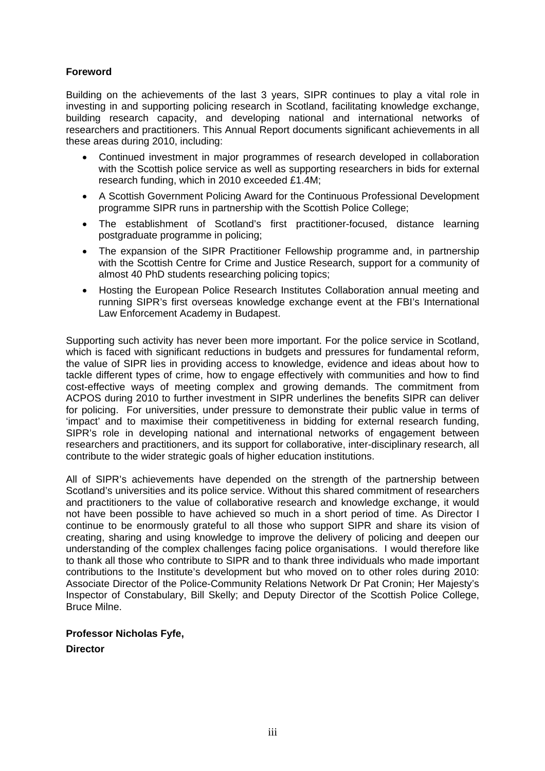**Foreword**

Building on the achievements of the last 3 years, SIPR continues to play a vital role in investing in and supporting policing research in Scotland, facilitating knowledge exchange, building research capacity, and developing national and international networks of researchers and practitioners. This Annual Report documents significant achievements in all these areas during 2010, including:

- Continued investment in major programmes of research developed in collaboration with the Scottish police service as well as supporting researchers in bids for external research funding, which in 2010 exceeded £1.4M;
- A Scottish Government Policing Award for the Continuous Professional Development programme SIPR runs in partnership with the Scottish Police College;
- The establishment of Scotland's first practitioner-focused, distance learning postgraduate programme in policing;
- The expansion of the SIPR Practitioner Fellowship programme and, in partnership with the Scottish Centre for Crime and Justice Research, support for a community of almost 40 PhD students researching policing topics;
- Hosting the European Police Research Institutes Collaboration annual meeting and running SIPR's first overseas knowledge exchange event at the FBI's International Law Enforcement Academy in Budapest.

Supporting such activity has never been more important. For the police service in Scotland, which is faced with significant reductions in budgets and pressures for fundamental reform, the value of SIPR lies in providing access to knowledge, evidence and ideas about how to tackle different types of crime, how to engage effectively with communities and how to find cost-effective ways of meeting complex and growing demands. The commitment from ACPOS during 2010 to further investment in SIPR underlines the benefits SIPR can deliver for policing. For universities, under pressure to demonstrate their public value in terms of 'impact' and to maximise their competitiveness in bidding for external research funding, SIPR's role in developing national and international networks of engagement between researchers and practitioners, and its support for collaborative, inter-disciplinary research, all contribute to the wider strategic goals of higher education institutions.

All of SIPR's achievements have depended on the strength of the partnership between Scotland's universities and its police service. Without this shared commitment of researchers and practitioners to the value of collaborative research and knowledge exchange, it would not have been possible to have achieved so much in a short period of time. As Director I continue to be enormously grateful to all those who support SIPR and share its vision of creating, sharing and using knowledge to improve the delivery of policing and deepen our understanding of the complex challenges facing police organisations. I would therefore like to thank all those who contribute to SIPR and to thank three individuals who made important contributions to the Institute's development but who moved on to other roles during 2010: Associate Director of the Police-Community Relations Network Dr Pat Cronin; Her Majesty's Inspector of Constabulary, Bill Skelly; and Deputy Director of the Scottish Police College, Bruce Milne.

**Professor Nicholas Fyfe,**

**Director**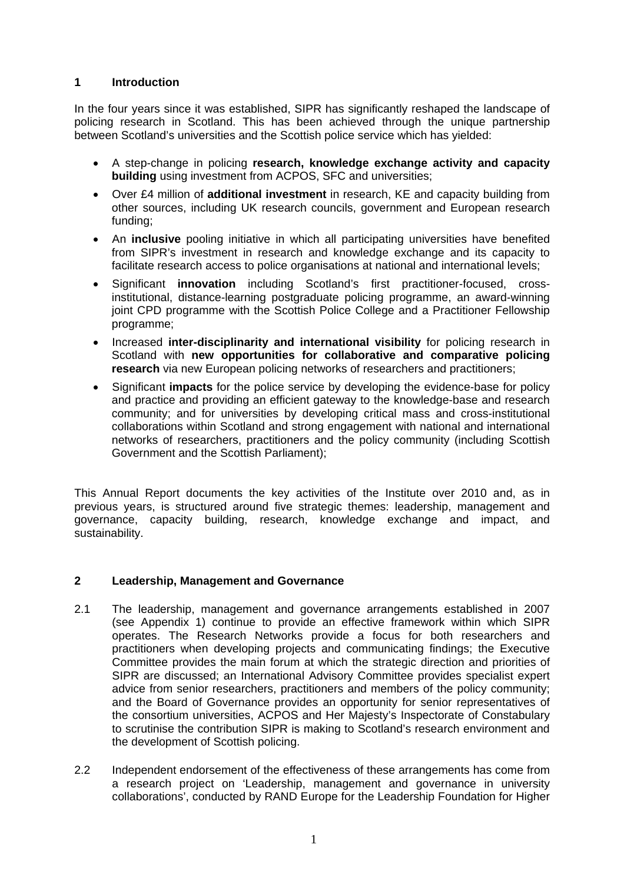## 1 Introduction

In the four years since it was established, SIPR has significantly reshaped the landscape of policing research in Scotland. This has been achieved through the unique partnership between Scotland's universities and the Scottish police service which has yielded:

- A step-change in policing **research, knowledge exchange activity and capacity building** using investment from ACPOS, SFC and universities;
- Over £4 million of **additional investment** in research, KE and capacity building from other sources, including UK research councils, government and European research funding;
- An **inclusive** pooling initiative in which all participating universities have benefited from SIPR's investment in research and knowledge exchange and its capacity to facilitate research access to police organisations at national and international levels;
- Significant **innovation** including Scotland's first practitioner-focused, cross-institutional, distance-learning postgraduate policing programme, an award-winning joint CPD programme with the Scottish Police College and a Practitioner Fellowship programme;
- Increased **inter-disciplinarity and international visibility** for policing research in Scotland with **new opportunities for collaborative and comparative policing research** via new European policing networks of researchers and practitioners;
- Significant **impacts** for the police service by developing the evidence-base for policy and practice and providing an efficient gateway to the knowledge-base and research community; and for universities by developing critical mass and cross-institutional collaborations within Scotland and strong engagement with national and international networks of researchers, practitioners and the policy community (including Scottish Government and the Scottish Parliament);

This Annual Report documents the key activities of the Institute over 2010 and, as in previous years, is structured around five strategic themes: leadership, management and governance, capacity building, research, knowledge exchange and impact, and sustainability.

## 2 Leadership, Management and Governance

2.1 The leadership, management and governance arrangements established in 2007 (see Appendix 1) continue to provide an effective framework within which SIPR operates. The Research Networks provide a focus for both researchers and practitioners when developing projects and communicating findings; the Executive Committee provides the main forum at which the strategic direction and priorities of SIPR are discussed; an International Advisory Committee provides specialist expert advice from senior researchers, practitioners and members of the policy community; and the Board of Governance provides an opportunity for senior representatives of the consortium universities, ACPOS and Her Majesty's Inspectorate of Constabulary to scrutinise the contribution SIPR is making to Scotland's research environment and the development of Scottish policing.

2.2 Independent endorsement of the effectiveness of these arrangements has come from a research project on 'Leadership, management and governance in university collaborations', conducted by RAND Europe for the Leadership Foundation for Higher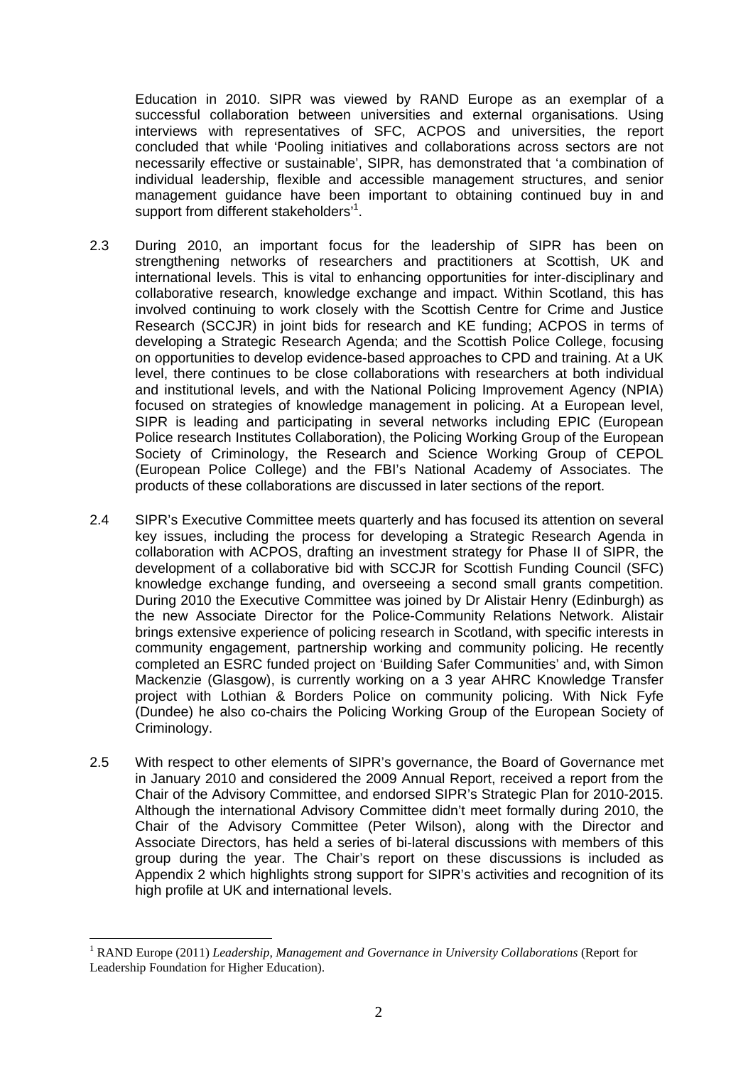Education in 2010. SIPR was viewed by RAND Europe as an exemplar of a successful collaboration between universities and external organisations. Using interviews with representatives of SFC, ACPOS and universities, the report concluded that while 'Pooling initiatives and collaborations across sectors are not necessarily effective or sustainable', SIPR, has demonstrated that 'a combination of individual leadership, flexible and accessible management structures, and senior management guidance have been important to obtaining continued buy in and support from different stakeholders'[1].

2.3 During 2010, an important focus for the leadership of SIPR has been on strengthening networks of researchers and practitioners at Scottish, UK and international levels. This is vital to enhancing opportunities for inter-disciplinary and collaborative research, knowledge exchange and impact. Within Scotland, this has involved continuing to work closely with the Scottish Centre for Crime and Justice Research (SCCJR) in joint bids for research and KE funding; ACPOS in terms of developing a Strategic Research Agenda; and the Scottish Police College, focusing on opportunities to develop evidence-based approaches to CPD and training. At a UK level, there continues to be close collaborations with researchers at both individual and institutional levels, and with the National Policing Improvement Agency (NPIA) focused on strategies of knowledge management in policing. At a European level, SIPR is leading and participating in several networks including EPIC (European Police research Institutes Collaboration), the Policing Working Group of the European Society of Criminology, the Research and Science Working Group of CEPOL (European Police College) and the FBI's National Academy of Associates. The products of these collaborations are discussed in later sections of the report.

2.4 SIPR's Executive Committee meets quarterly and has focused its attention on several key issues, including the process for developing a Strategic Research Agenda in collaboration with ACPOS, drafting an investment strategy for Phase II of SIPR, the development of a collaborative bid with SCCJR for Scottish Funding Council (SFC) knowledge exchange funding, and overseeing a second small grants competition. During 2010 the Executive Committee was joined by Dr Alistair Henry (Edinburgh) as the new Associate Director for the Police-Community Relations Network. Alistair brings extensive experience of policing research in Scotland, with specific interests in community engagement, partnership working and community policing. He recently completed an ESRC funded project on 'Building Safer Communities' and, with Simon Mackenzie (Glasgow), is currently working on a 3 year AHRC Knowledge Transfer project with Lothian & Borders Police on community policing. With Nick Fyfe (Dundee) he also co-chairs the Policing Working Group of the European Society of Criminology.

2.5 With respect to other elements of SIPR's governance, the Board of Governance met in January 2010 and considered the 2009 Annual Report, received a report from the Chair of the Advisory Committee, and endorsed SIPR's Strategic Plan for 2010-2015. Although the international Advisory Committee didn't meet formally during 2010, the Chair of the Advisory Committee (Peter Wilson), along with the Director and Associate Directors, has held a series of bi-lateral discussions with members of this group during the year. The Chair's report on these discussions is included as Appendix 2 which highlights strong support for SIPR's activities and recognition of its high profile at UK and international levels.

---

[1] RAND Europe (2011) *Leadership, Management and Governance in University Collaborations* (Report for Leadership Foundation for Higher Education).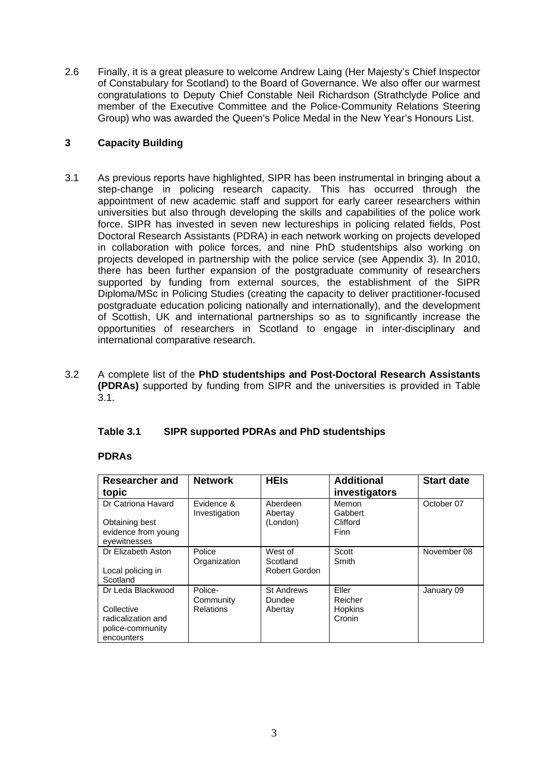2.6 Finally, it is a great pleasure to welcome Andrew Laing (Her Majesty's Chief Inspector of Constabulary for Scotland) to the Board of Governance. We also offer our warmest congratulations to Deputy Chief Constable Neil Richardson (Strathclyde Police and member of the Executive Committee and the Police-Community Relations Steering Group) who was awarded the Queen's Police Medal in the New Year's Honours List.

## 3 Capacity Building

3.1 As previous reports have highlighted, SIPR has been instrumental in bringing about a step-change in policing research capacity. This has occurred through the appointment of new academic staff and support for early career researchers within universities but also through developing the skills and capabilities of the police work force. SIPR has invested in seven new lectureships in policing related fields, Post Doctoral Research Assistants (PDRA) in each network working on projects developed in collaboration with police forces, and nine PhD studentships also working on projects developed in partnership with the police service (see Appendix 3). In 2010, there has been further expansion of the postgraduate community of researchers supported by funding from external sources, the establishment of the SIPR Diploma/MSc in Policing Studies (creating the capacity to deliver practitioner-focused postgraduate education policing nationally and internationally), and the development of Scottish, UK and international partnerships so as to significantly increase the opportunities of researchers in Scotland to engage in inter-disciplinary and international comparative research.

3.2 A complete list of the **PhD studentships and Post-Doctoral Research Assistants (PDRAs)** supported by funding from SIPR and the universities is provided in Table 3.1.

**Table 3.1 SIPR supported PDRAs and PhD studentships**

**PDRAs**

| Researcher and topic | Network | HEIs | Additional investigators | Start date |
|---|---|---|---|---|
| Dr Catriona Havard<br><br>Obtaining best evidence from young eyewitnesses | Evidence & Investigation | Aberdeen<br>Abertay<br>(London) | Memon<br>Gabbert<br>Clifford<br>Finn | October 07 |
| Dr Elizabeth Aston<br><br>Local policing in Scotland | Police Organization | West of Scotland<br>Robert Gordon | Scott<br>Smith | November 08 |
| Dr Leda Blackwood<br><br>Collective radicalization and police-community encounters | Police-Community Relations | St Andrews<br>Dundee<br>Abertay | Eller<br>Reicher<br>Hopkins<br>Cronin | January 09 |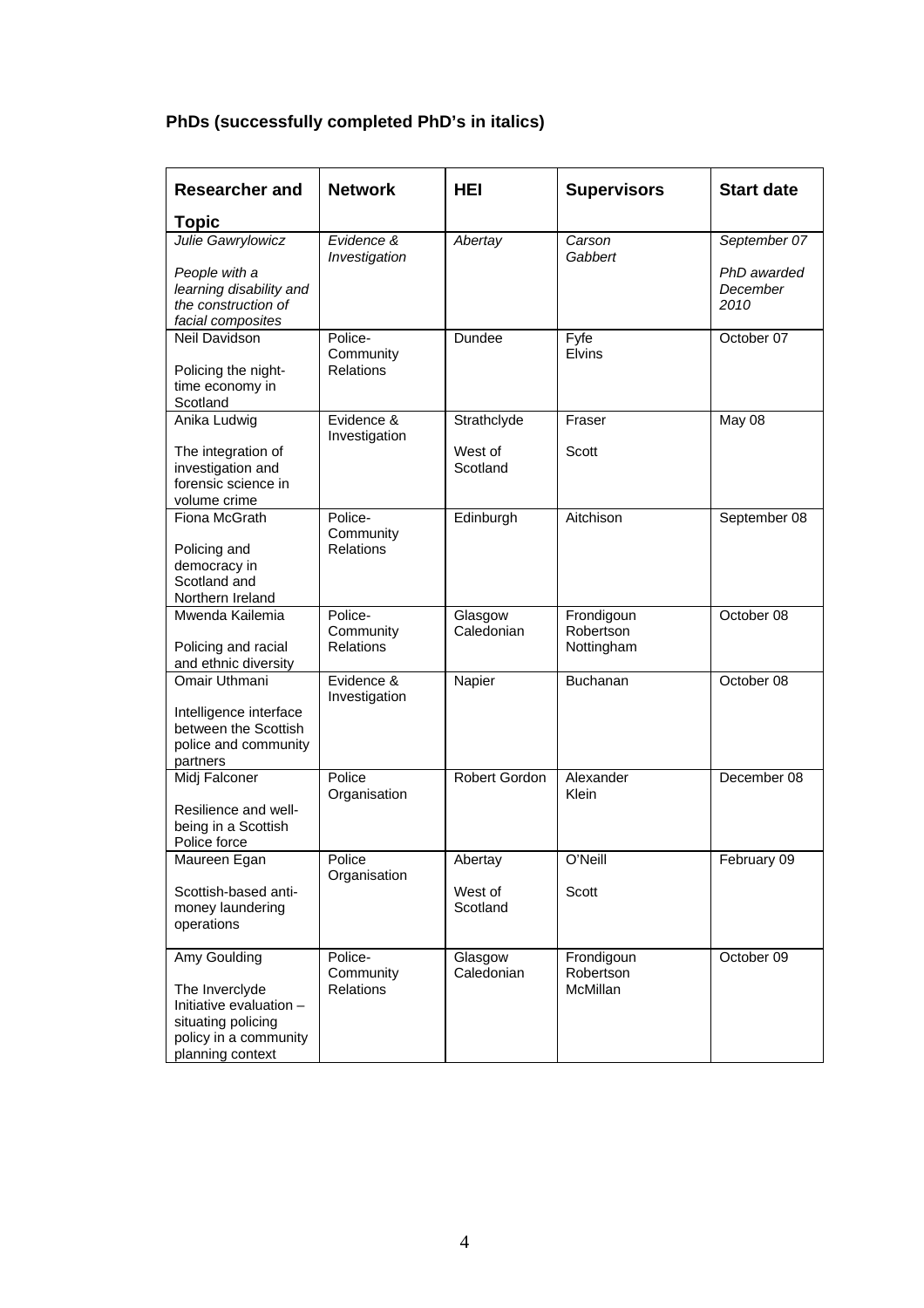**PhDs (successfully completed PhD's in italics)**

| Researcher and Topic | Network | HEI | Supervisors | Start date |
|---|---|---|---|---|
| *Julie Gawrylowicz*<br><br>*People with a learning disability and the construction of facial composites* | *Evidence & Investigation* | *Abertay* | *Carson*<br>*Gabbert* | *September 07*<br><br>*PhD awarded December 2010* |
| Neil Davidson<br><br>Policing the night-time economy in Scotland | Police-Community Relations | Dundee | Fyfe<br>Elvins | October 07 |
| Anika Ludwig<br><br>The integration of investigation and forensic science in volume crime | Evidence & Investigation | Strathclyde<br><br>West of Scotland | Fraser<br><br>Scott | May 08 |
| Fiona McGrath<br><br>Policing and democracy in Scotland and Northern Ireland | Police-Community Relations | Edinburgh | Aitchison | September 08 |
| Mwenda Kailemia<br><br>Policing and racial and ethnic diversity | Police-Community Relations | Glasgow Caledonian | Frondigoun<br>Robertson<br>Nottingham | October 08 |
| Omair Uthmani<br><br>Intelligence interface between the Scottish police and community partners | Evidence & Investigation | Napier | Buchanan | October 08 |
| Midj Falconer<br><br>Resilience and well-being in a Scottish Police force | Police Organisation | Robert Gordon | Alexander<br>Klein | December 08 |
| Maureen Egan<br><br>Scottish-based anti-money laundering operations | Police Organisation | Abertay<br><br>West of Scotland | O'Neill<br><br>Scott | February 09 |
| Amy Goulding<br><br>The Inverclyde Initiative evaluation – situating policing policy in a community planning context | Police-Community Relations | Glasgow Caledonian | Frondigoun<br>Robertson<br>McMillan | October 09 |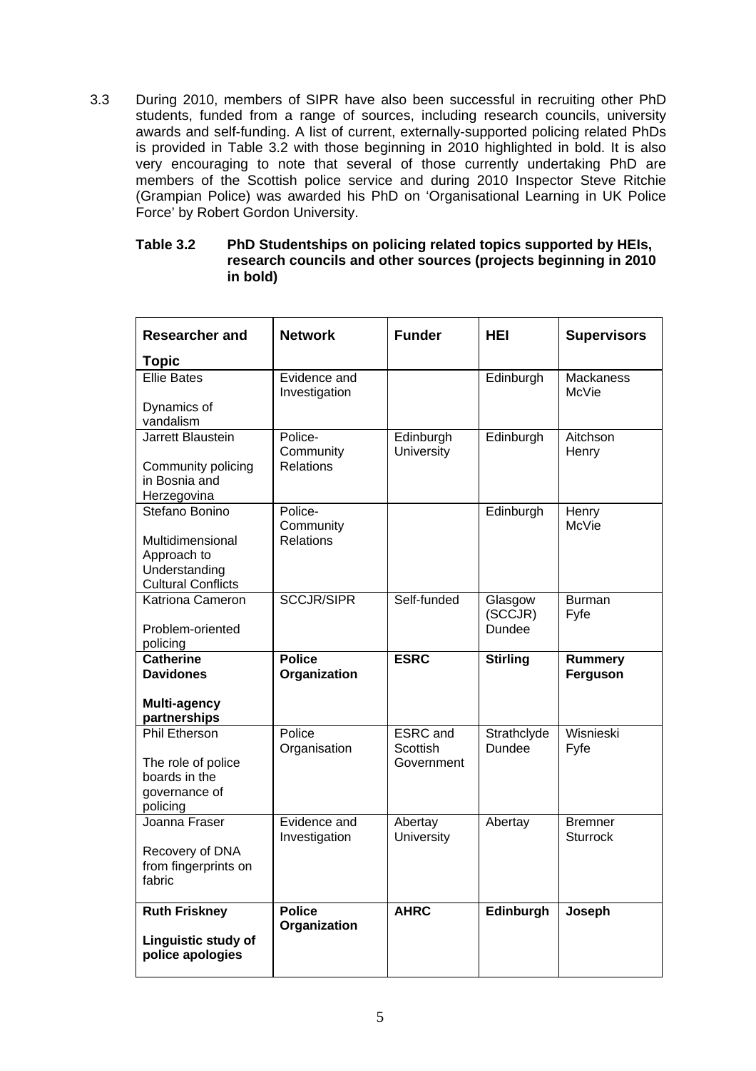3.3 During 2010, members of SIPR have also been successful in recruiting other PhD students, funded from a range of sources, including research councils, university awards and self-funding. A list of current, externally-supported policing related PhDs is provided in Table 3.2 with those beginning in 2010 highlighted in bold. It is also very encouraging to note that several of those currently undertaking PhD are members of the Scottish police service and during 2010 Inspector Steve Ritchie (Grampian Police) was awarded his PhD on 'Organisational Learning in UK Police Force' by Robert Gordon University.

**Table 3.2 PhD Studentships on policing related topics supported by HEIs, research councils and other sources (projects beginning in 2010 in bold)**

| Researcher and Topic | Network | Funder | HEI | Supervisors |
|---|---|---|---|---|
| Ellie Bates<br><br>Dynamics of vandalism | Evidence and Investigation | | Edinburgh | Mackaness<br>McVie |
| Jarrett Blaustein<br><br>Community policing in Bosnia and Herzegovina | Police-Community Relations | Edinburgh University | Edinburgh | Aitchson<br>Henry |
| Stefano Bonino<br><br>Multidimensional Approach to Understanding Cultural Conflicts | Police-Community Relations | | Edinburgh | Henry<br>McVie |
| Katriona Cameron<br><br>Problem-oriented policing | SCCJR/SIPR | Self-funded | Glasgow (SCCJR)<br>Dundee | Burman<br>Fyfe |
| **Catherine Davidones**<br><br>**Multi-agency partnerships** | **Police Organization** | **ESRC** | **Stirling** | **Rummery**<br>**Ferguson** |
| Phil Etherson<br><br>The role of police boards in the governance of policing | Police Organisation | ESRC and Scottish Government | Strathclyde<br>Dundee | Wisnieski<br>Fyfe |
| Joanna Fraser<br><br>Recovery of DNA from fingerprints on fabric | Evidence and Investigation | Abertay University | Abertay | Bremner<br>Sturrock |
| **Ruth Friskney**<br><br>**Linguistic study of police apologies** | **Police Organization** | **AHRC** | **Edinburgh** | **Joseph** |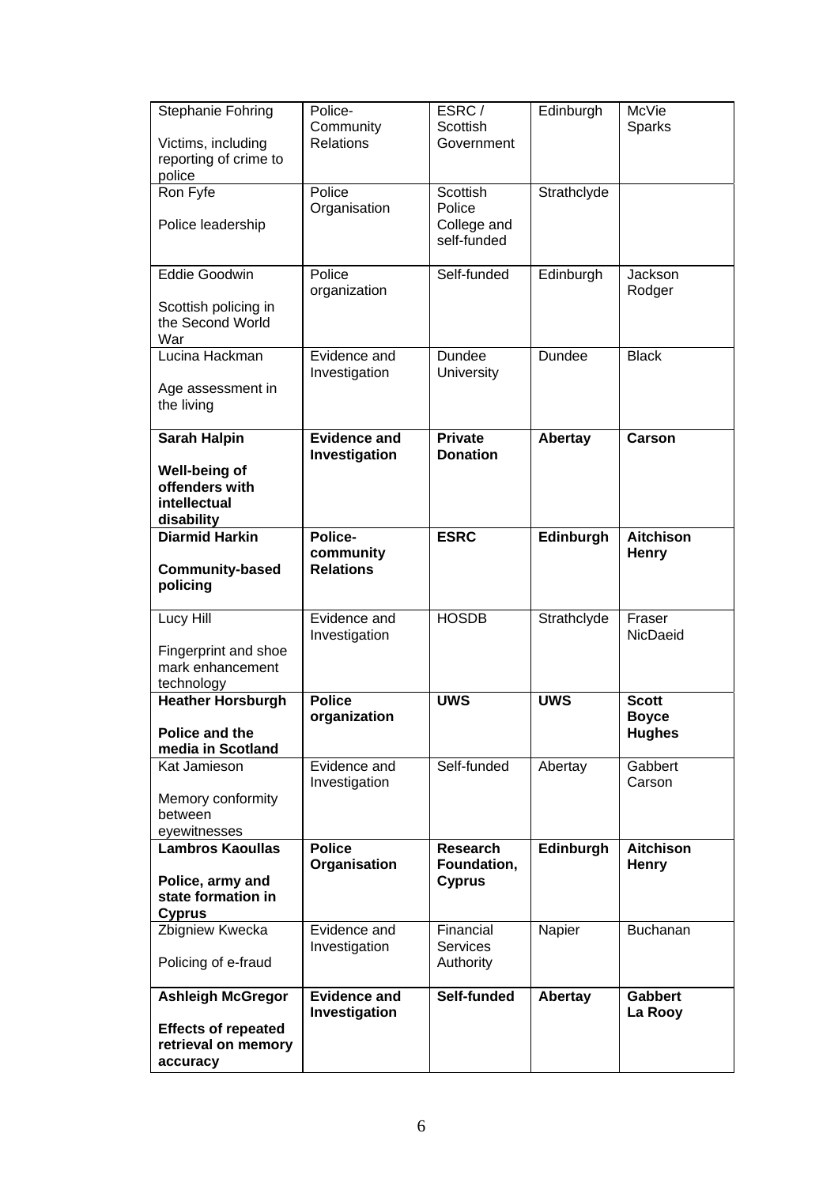| | | | | |
|---|---|---|---|---|
| Stephanie Fohring<br><br>Victims, including reporting of crime to police | Police-Community Relations | ESRC / Scottish Government | Edinburgh | McVie<br>Sparks |
| Ron Fyfe<br><br>Police leadership | Police Organisation | Scottish Police College and self-funded | Strathclyde | |
| Eddie Goodwin<br><br>Scottish policing in the Second World War | Police organization | Self-funded | Edinburgh | Jackson<br>Rodger |
| Lucina Hackman<br><br>Age assessment in the living | Evidence and Investigation | Dundee University | Dundee | Black |
| **Sarah Halpin**<br><br>**Well-being of offenders with intellectual disability** | **Evidence and Investigation** | **Private Donation** | **Abertay** | **Carson** |
| **Diarmid Harkin**<br><br>**Community-based policing** | **Police-community Relations** | **ESRC** | **Edinburgh** | **Aitchison**<br>**Henry** |
| Lucy Hill<br><br>Fingerprint and shoe mark enhancement technology | Evidence and Investigation | HOSDB | Strathclyde | Fraser<br>NicDaeid |
| **Heather Horsburgh**<br><br>**Police and the media in Scotland** | **Police organization** | **UWS** | **UWS** | **Scott**<br>**Boyce**<br>**Hughes** |
| Kat Jamieson<br><br>Memory conformity between eyewitnesses | Evidence and Investigation | Self-funded | Abertay | Gabbert<br>Carson |
| **Lambros Kaoullas**<br><br>**Police, army and state formation in Cyprus** | **Police Organisation** | **Research Foundation, Cyprus** | **Edinburgh** | **Aitchison**<br>**Henry** |
| Zbigniew Kwecka<br><br>Policing of e-fraud | Evidence and Investigation | Financial Services Authority | Napier | Buchanan |
| **Ashleigh McGregor**<br><br>**Effects of repeated retrieval on memory accuracy** | **Evidence and Investigation** | **Self-funded** | **Abertay** | **Gabbert**<br>**La Rooy** |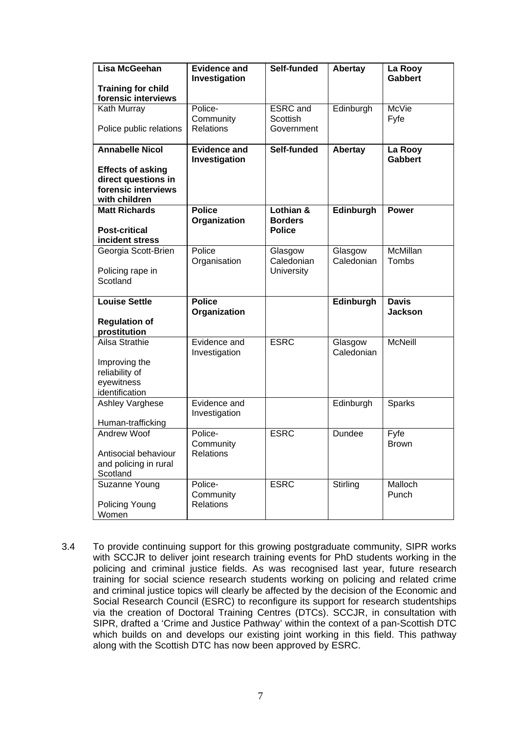| **Lisa McGeehan**<br><br>**Training for child forensic interviews** | **Evidence and Investigation** | **Self-funded** | **Abertay** | **La Rooy Gabbert** |
|---|---|---|---|---|
| Kath Murray<br><br>Police public relations | Police-Community Relations | ESRC and Scottish Government | Edinburgh | McVie Fyfe |
| **Annabelle Nicol**<br><br>**Effects of asking direct questions in forensic interviews with children** | **Evidence and Investigation** | **Self-funded** | **Abertay** | **La Rooy Gabbert** |
| **Matt Richards**<br><br>**Post-critical incident stress** | **Police Organization** | **Lothian & Borders Police** | **Edinburgh** | **Power** |
| Georgia Scott-Brien<br><br>Policing rape in Scotland | Police Organisation | Glasgow Caledonian University | Glasgow Caledonian | McMillan Tombs |
| **Louise Settle**<br><br>**Regulation of prostitution** | **Police Organization** | | **Edinburgh** | **Davis Jackson** |
| Ailsa Strathie<br><br>Improving the reliability of eyewitness identification | Evidence and Investigation | ESRC | Glasgow Caledonian | McNeill |
| Ashley Varghese<br><br>Human-trafficking | Evidence and Investigation | | Edinburgh | Sparks |
| Andrew Woof<br><br>Antisocial behaviour and policing in rural Scotland | Police-Community Relations | ESRC | Dundee | Fyfe Brown |
| Suzanne Young<br><br>Policing Young Women | Police-Community Relations | ESRC | Stirling | Malloch Punch |

3.4 To provide continuing support for this growing postgraduate community, SIPR works with SCCJR to deliver joint research training events for PhD students working in the policing and criminal justice fields. As was recognised last year, future research training for social science research students working on policing and related crime and criminal justice topics will clearly be affected by the decision of the Economic and Social Research Council (ESRC) to reconfigure its support for research studentships via the creation of Doctoral Training Centres (DTCs). SCCJR, in consultation with SIPR, drafted a 'Crime and Justice Pathway' within the context of a pan-Scottish DTC which builds on and develops our existing joint working in this field. This pathway along with the Scottish DTC has now been approved by ESRC.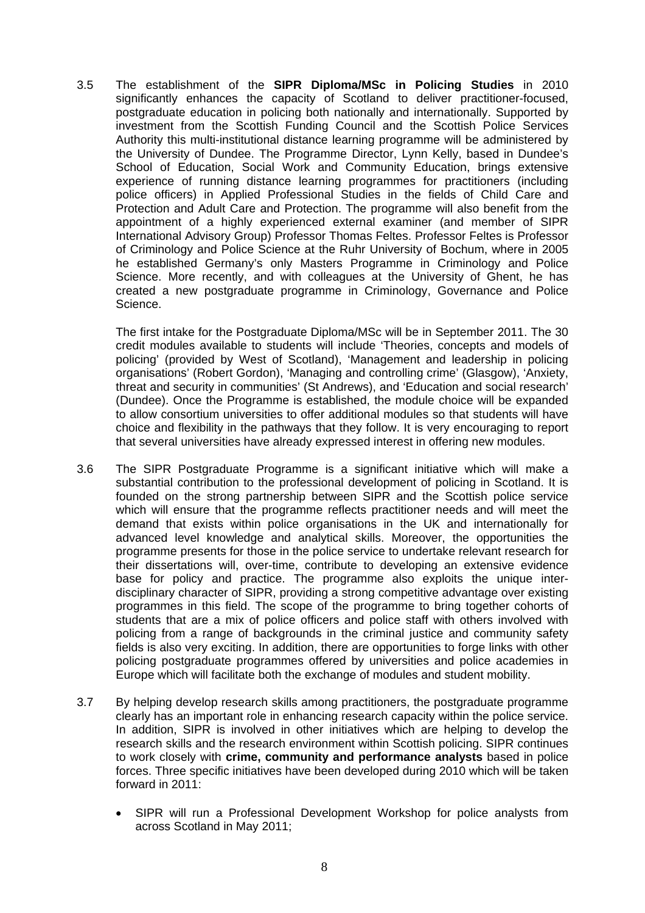3.5 The establishment of the **SIPR Diploma/MSc in Policing Studies** in 2010 significantly enhances the capacity of Scotland to deliver practitioner-focused, postgraduate education in policing both nationally and internationally. Supported by investment from the Scottish Funding Council and the Scottish Police Services Authority this multi-institutional distance learning programme will be administered by the University of Dundee. The Programme Director, Lynn Kelly, based in Dundee's School of Education, Social Work and Community Education, brings extensive experience of running distance learning programmes for practitioners (including police officers) in Applied Professional Studies in the fields of Child Care and Protection and Adult Care and Protection. The programme will also benefit from the appointment of a highly experienced external examiner (and member of SIPR International Advisory Group) Professor Thomas Feltes. Professor Feltes is Professor of Criminology and Police Science at the Ruhr University of Bochum, where in 2005 he established Germany's only Masters Programme in Criminology and Police Science. More recently, and with colleagues at the University of Ghent, he has created a new postgraduate programme in Criminology, Governance and Police Science.

The first intake for the Postgraduate Diploma/MSc will be in September 2011. The 30 credit modules available to students will include 'Theories, concepts and models of policing' (provided by West of Scotland), 'Management and leadership in policing organisations' (Robert Gordon), 'Managing and controlling crime' (Glasgow), 'Anxiety, threat and security in communities' (St Andrews), and 'Education and social research' (Dundee). Once the Programme is established, the module choice will be expanded to allow consortium universities to offer additional modules so that students will have choice and flexibility in the pathways that they follow. It is very encouraging to report that several universities have already expressed interest in offering new modules.

3.6 The SIPR Postgraduate Programme is a significant initiative which will make a substantial contribution to the professional development of policing in Scotland. It is founded on the strong partnership between SIPR and the Scottish police service which will ensure that the programme reflects practitioner needs and will meet the demand that exists within police organisations in the UK and internationally for advanced level knowledge and analytical skills. Moreover, the opportunities the programme presents for those in the police service to undertake relevant research for their dissertations will, over-time, contribute to developing an extensive evidence base for policy and practice. The programme also exploits the unique inter-disciplinary character of SIPR, providing a strong competitive advantage over existing programmes in this field. The scope of the programme to bring together cohorts of students that are a mix of police officers and police staff with others involved with policing from a range of backgrounds in the criminal justice and community safety fields is also very exciting. In addition, there are opportunities to forge links with other policing postgraduate programmes offered by universities and police academies in Europe which will facilitate both the exchange of modules and student mobility.

3.7 By helping develop research skills among practitioners, the postgraduate programme clearly has an important role in enhancing research capacity within the police service. In addition, SIPR is involved in other initiatives which are helping to develop the research skills and the research environment within Scottish policing. SIPR continues to work closely with **crime, community and performance analysts** based in police forces. Three specific initiatives have been developed during 2010 which will be taken forward in 2011:

- SIPR will run a Professional Development Workshop for police analysts from across Scotland in May 2011;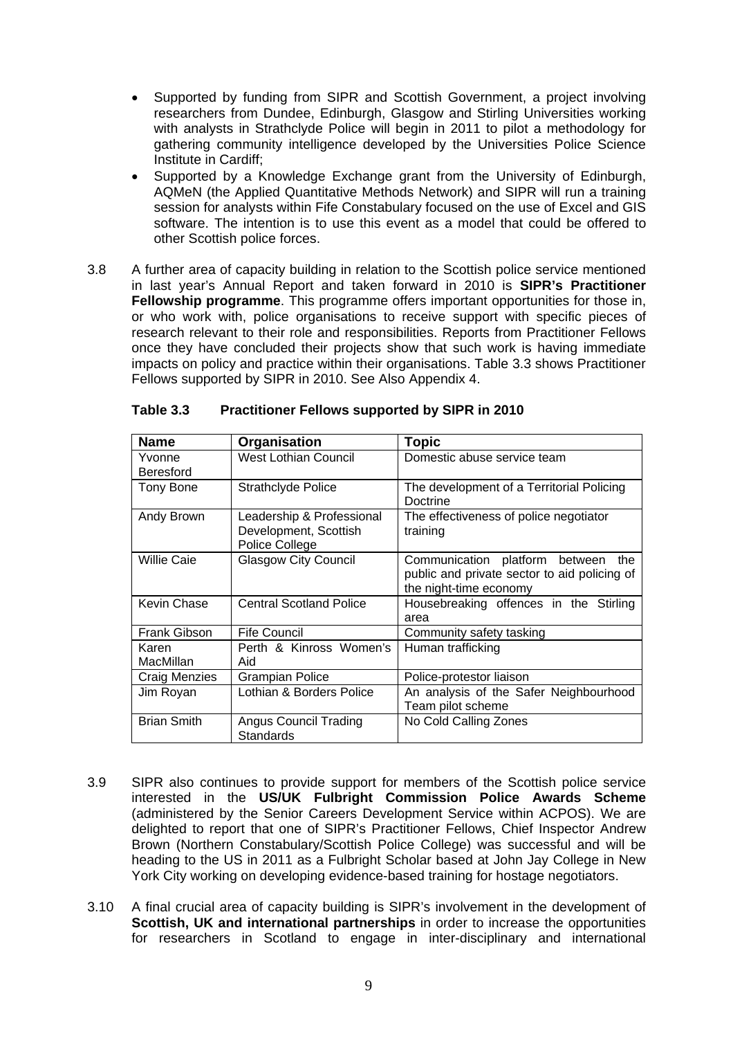- Supported by funding from SIPR and Scottish Government, a project involving researchers from Dundee, Edinburgh, Glasgow and Stirling Universities working with analysts in Strathclyde Police will begin in 2011 to pilot a methodology for gathering community intelligence developed by the Universities Police Science Institute in Cardiff;
- Supported by a Knowledge Exchange grant from the University of Edinburgh, AQMeN (the Applied Quantitative Methods Network) and SIPR will run a training session for analysts within Fife Constabulary focused on the use of Excel and GIS software. The intention is to use this event as a model that could be offered to other Scottish police forces.

3.8 A further area of capacity building in relation to the Scottish police service mentioned in last year's Annual Report and taken forward in 2010 is **SIPR's Practitioner Fellowship programme**. This programme offers important opportunities for those in, or who work with, police organisations to receive support with specific pieces of research relevant to their role and responsibilities. Reports from Practitioner Fellows once they have concluded their projects show that such work is having immediate impacts on policy and practice within their organisations. Table 3.3 shows Practitioner Fellows supported by SIPR in 2010. See Also Appendix 4.

**Table 3.3 Practitioner Fellows supported by SIPR in 2010**

| Name | Organisation | Topic |
|---|---|---|
| Yvonne Beresford | West Lothian Council | Domestic abuse service team |
| Tony Bone | Strathclyde Police | The development of a Territorial Policing Doctrine |
| Andy Brown | Leadership & Professional Development, Scottish Police College | The effectiveness of police negotiator training |
| Willie Caie | Glasgow City Council | Communication platform between the public and private sector to aid policing of the night-time economy |
| Kevin Chase | Central Scotland Police | Housebreaking offences in the Stirling area |
| Frank Gibson | Fife Council | Community safety tasking |
| Karen MacMillan | Perth & Kinross Women's Aid | Human trafficking |
| Craig Menzies | Grampian Police | Police-protestor liaison |
| Jim Royan | Lothian & Borders Police | An analysis of the Safer Neighbourhood Team pilot scheme |
| Brian Smith | Angus Council Trading Standards | No Cold Calling Zones |

3.9 SIPR also continues to provide support for members of the Scottish police service interested in the **US/UK Fulbright Commission Police Awards Scheme** (administered by the Senior Careers Development Service within ACPOS). We are delighted to report that one of SIPR's Practitioner Fellows, Chief Inspector Andrew Brown (Northern Constabulary/Scottish Police College) was successful and will be heading to the US in 2011 as a Fulbright Scholar based at John Jay College in New York City working on developing evidence-based training for hostage negotiators.

3.10 A final crucial area of capacity building is SIPR's involvement in the development of **Scottish, UK and international partnerships** in order to increase the opportunities for researchers in Scotland to engage in inter-disciplinary and international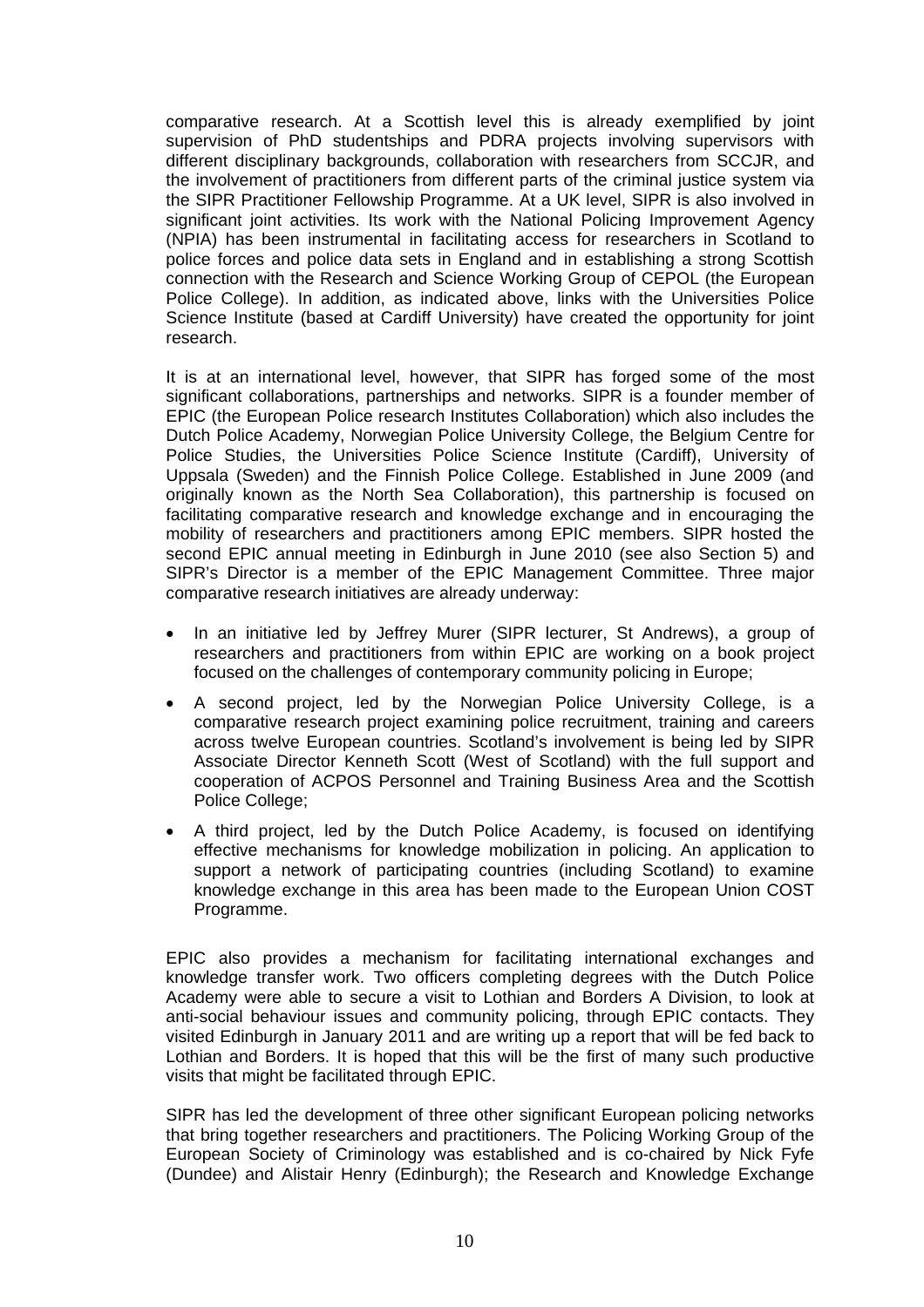comparative research. At a Scottish level this is already exemplified by joint supervision of PhD studentships and PDRA projects involving supervisors with different disciplinary backgrounds, collaboration with researchers from SCCJR, and the involvement of practitioners from different parts of the criminal justice system via the SIPR Practitioner Fellowship Programme. At a UK level, SIPR is also involved in significant joint activities. Its work with the National Policing Improvement Agency (NPIA) has been instrumental in facilitating access for researchers in Scotland to police forces and police data sets in England and in establishing a strong Scottish connection with the Research and Science Working Group of CEPOL (the European Police College). In addition, as indicated above, links with the Universities Police Science Institute (based at Cardiff University) have created the opportunity for joint research.

It is at an international level, however, that SIPR has forged some of the most significant collaborations, partnerships and networks. SIPR is a founder member of EPIC (the European Police research Institutes Collaboration) which also includes the Dutch Police Academy, Norwegian Police University College, the Belgium Centre for Police Studies, the Universities Police Science Institute (Cardiff), University of Uppsala (Sweden) and the Finnish Police College. Established in June 2009 (and originally known as the North Sea Collaboration), this partnership is focused on facilitating comparative research and knowledge exchange and in encouraging the mobility of researchers and practitioners among EPIC members. SIPR hosted the second EPIC annual meeting in Edinburgh in June 2010 (see also Section 5) and SIPR's Director is a member of the EPIC Management Committee. Three major comparative research initiatives are already underway:

- In an initiative led by Jeffrey Murer (SIPR lecturer, St Andrews), a group of researchers and practitioners from within EPIC are working on a book project focused on the challenges of contemporary community policing in Europe;
- A second project, led by the Norwegian Police University College, is a comparative research project examining police recruitment, training and careers across twelve European countries. Scotland's involvement is being led by SIPR Associate Director Kenneth Scott (West of Scotland) with the full support and cooperation of ACPOS Personnel and Training Business Area and the Scottish Police College;
- A third project, led by the Dutch Police Academy, is focused on identifying effective mechanisms for knowledge mobilization in policing. An application to support a network of participating countries (including Scotland) to examine knowledge exchange in this area has been made to the European Union COST Programme.

EPIC also provides a mechanism for facilitating international exchanges and knowledge transfer work. Two officers completing degrees with the Dutch Police Academy were able to secure a visit to Lothian and Borders A Division, to look at anti-social behaviour issues and community policing, through EPIC contacts. They visited Edinburgh in January 2011 and are writing up a report that will be fed back to Lothian and Borders. It is hoped that this will be the first of many such productive visits that might be facilitated through EPIC.

SIPR has led the development of three other significant European policing networks that bring together researchers and practitioners. The Policing Working Group of the European Society of Criminology was established and is co-chaired by Nick Fyfe (Dundee) and Alistair Henry (Edinburgh); the Research and Knowledge Exchange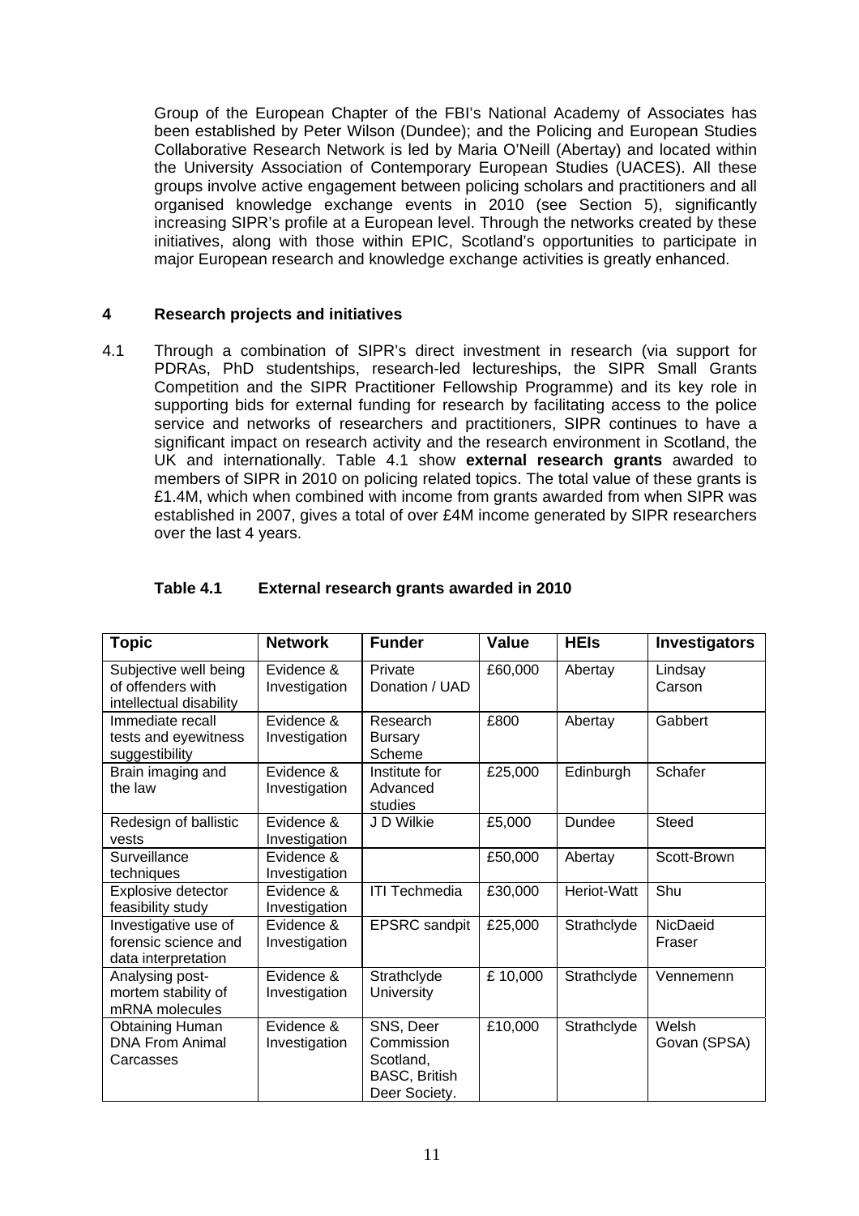Group of the European Chapter of the FBI's National Academy of Associates has been established by Peter Wilson (Dundee); and the Policing and European Studies Collaborative Research Network is led by Maria O'Neill (Abertay) and located within the University Association of Contemporary European Studies (UACES). All these groups involve active engagement between policing scholars and practitioners and all organised knowledge exchange events in 2010 (see Section 5), significantly increasing SIPR's profile at a European level. Through the networks created by these initiatives, along with those within EPIC, Scotland's opportunities to participate in major European research and knowledge exchange activities is greatly enhanced.

## 4 Research projects and initiatives

4.1 Through a combination of SIPR's direct investment in research (via support for PDRAs, PhD studentships, research-led lectureships, the SIPR Small Grants Competition and the SIPR Practitioner Fellowship Programme) and its key role in supporting bids for external funding for research by facilitating access to the police service and networks of researchers and practitioners, SIPR continues to have a significant impact on research activity and the research environment in Scotland, the UK and internationally. Table 4.1 show **external research grants** awarded to members of SIPR in 2010 on policing related topics. The total value of these grants is £1.4M, which when combined with income from grants awarded from when SIPR was established in 2007, gives a total of over £4M income generated by SIPR researchers over the last 4 years.

**Table 4.1 External research grants awarded in 2010**

| Topic | Network | Funder | Value | HEIs | Investigators |
|---|---|---|---|---|---|
| Subjective well being of offenders with intellectual disability | Evidence & Investigation | Private Donation / UAD | £60,000 | Abertay | Lindsay Carson |
| Immediate recall tests and eyewitness suggestibility | Evidence & Investigation | Research Bursary Scheme | £800 | Abertay | Gabbert |
| Brain imaging and the law | Evidence & Investigation | Institute for Advanced studies | £25,000 | Edinburgh | Schafer |
| Redesign of ballistic vests | Evidence & Investigation | J D Wilkie | £5,000 | Dundee | Steed |
| Surveillance techniques | Evidence & Investigation | | £50,000 | Abertay | Scott-Brown |
| Explosive detector feasibility study | Evidence & Investigation | ITI Techmedia | £30,000 | Heriot-Watt | Shu |
| Investigative use of forensic science and data interpretation | Evidence & Investigation | EPSRC sandpit | £25,000 | Strathclyde | NicDaeid Fraser |
| Analysing post-mortem stability of mRNA molecules | Evidence & Investigation | Strathclyde University | £ 10,000 | Strathclyde | Vennemenn |
| Obtaining Human DNA From Animal Carcasses | Evidence & Investigation | SNS, Deer Commission Scotland, BASC, British Deer Society. | £10,000 | Strathclyde | Welsh Govan (SPSA) |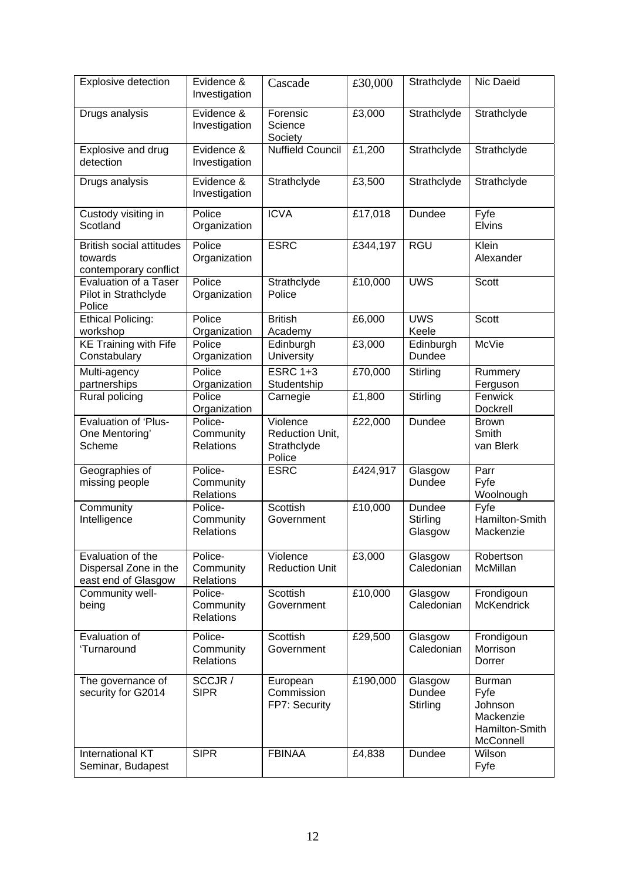| Explosive detection | Evidence & Investigation | Cascade | £30,000 | Strathclyde | Nic Daeid |
|---|---|---|---|---|---|
| Drugs analysis | Evidence & Investigation | Forensic Science Society | £3,000 | Strathclyde | Strathclyde |
| Explosive and drug detection | Evidence & Investigation | Nuffield Council | £1,200 | Strathclyde | Strathclyde |
| Drugs analysis | Evidence & Investigation | Strathclyde | £3,500 | Strathclyde | Strathclyde |
| Custody visiting in Scotland | Police Organization | ICVA | £17,018 | Dundee | Fyfe<br>Elvins |
| British social attitudes towards contemporary conflict | Police Organization | ESRC | £344,197 | RGU | Klein<br>Alexander |
| Evaluation of a Taser Pilot in Strathclyde Police | Police Organization | Strathclyde Police | £10,000 | UWS | Scott |
| Ethical Policing: workshop | Police Organization | British Academy | £6,000 | UWS<br>Keele | Scott |
| KE Training with Fife Constabulary | Police Organization | Edinburgh University | £3,000 | Edinburgh<br>Dundee | McVie |
| Multi-agency partnerships | Police Organization | ESRC 1+3 Studentship | £70,000 | Stirling | Rummery<br>Ferguson |
| Rural policing | Police Organization | Carnegie | £1,800 | Stirling | Fenwick<br>Dockrell |
| Evaluation of 'Plus-One Mentoring' Scheme | Police-Community Relations | Violence Reduction Unit, Strathclyde Police | £22,000 | Dundee | Brown<br>Smith<br>van Blerk |
| Geographies of missing people | Police-Community Relations | ESRC | £424,917 | Glasgow<br>Dundee | Parr<br>Fyfe<br>Woolnough |
| Community Intelligence | Police-Community Relations | Scottish Government | £10,000 | Dundee<br>Stirling<br>Glasgow | Fyfe<br>Hamilton-Smith<br>Mackenzie |
| Evaluation of the Dispersal Zone in the east end of Glasgow | Police-Community Relations | Violence Reduction Unit | £3,000 | Glasgow Caledonian | Robertson<br>McMillan |
| Community well-being | Police-Community Relations | Scottish Government | £10,000 | Glasgow Caledonian | Frondigoun<br>McKendrick |
| Evaluation of 'Turnaround | Police-Community Relations | Scottish Government | £29,500 | Glasgow Caledonian | Frondigoun<br>Morrison<br>Dorrer |
| The governance of security for G2014 | SCCJR / SIPR | European Commission FP7: Security | £190,000 | Glasgow<br>Dundee<br>Stirling | Burman<br>Fyfe<br>Johnson<br>Mackenzie<br>Hamilton-Smith<br>McConnell |
| International KT Seminar, Budapest | SIPR | FBINAA | £4,838 | Dundee | Wilson<br>Fyfe |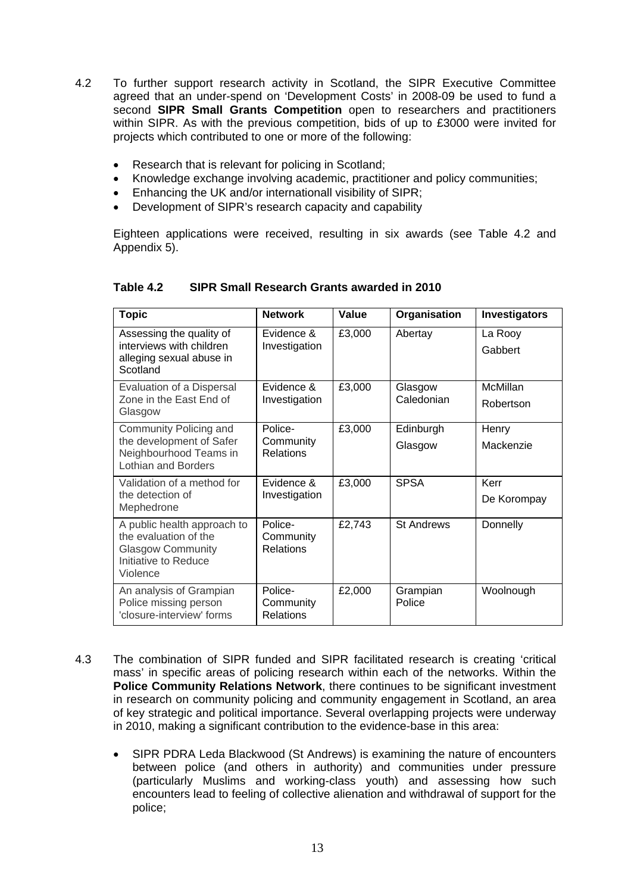4.2 To further support research activity in Scotland, the SIPR Executive Committee agreed that an under-spend on 'Development Costs' in 2008-09 be used to fund a second **SIPR Small Grants Competition** open to researchers and practitioners within SIPR. As with the previous competition, bids of up to £3000 were invited for projects which contributed to one or more of the following:

- Research that is relevant for policing in Scotland;
- Knowledge exchange involving academic, practitioner and policy communities;
- Enhancing the UK and/or internationall visibility of SIPR;
- Development of SIPR's research capacity and capability

Eighteen applications were received, resulting in six awards (see Table 4.2 and Appendix 5).

**Table 4.2 SIPR Small Research Grants awarded in 2010**

| Topic | Network | Value | Organisation | Investigators |
|---|---|---|---|---|
| Assessing the quality of interviews with children alleging sexual abuse in Scotland | Evidence & Investigation | £3,000 | Abertay | La Rooy<br>Gabbert |
| Evaluation of a Dispersal Zone in the East End of Glasgow | Evidence & Investigation | £3,000 | Glasgow Caledonian | McMillan<br>Robertson |
| Community Policing and the development of Safer Neighbourhood Teams in Lothian and Borders | Police-Community Relations | £3,000 | Edinburgh<br>Glasgow | Henry<br>Mackenzie |
| Validation of a method for the detection of Mephedrone | Evidence & Investigation | £3,000 | SPSA | Kerr<br>De Korompay |
| A public health approach to the evaluation of the Glasgow Community Initiative to Reduce Violence | Police-Community Relations | £2,743 | St Andrews | Donnelly |
| An analysis of Grampian Police missing person 'closure-interview' forms | Police-Community Relations | £2,000 | Grampian Police | Woolnough |

4.3 The combination of SIPR funded and SIPR facilitated research is creating 'critical mass' in specific areas of policing research within each of the networks. Within the **Police Community Relations Network**, there continues to be significant investment in research on community policing and community engagement in Scotland, an area of key strategic and political importance. Several overlapping projects were underway in 2010, making a significant contribution to the evidence-base in this area:

- SIPR PDRA Leda Blackwood (St Andrews) is examining the nature of encounters between police (and others in authority) and communities under pressure (particularly Muslims and working-class youth) and assessing how such encounters lead to feeling of collective alienation and withdrawal of support for the police;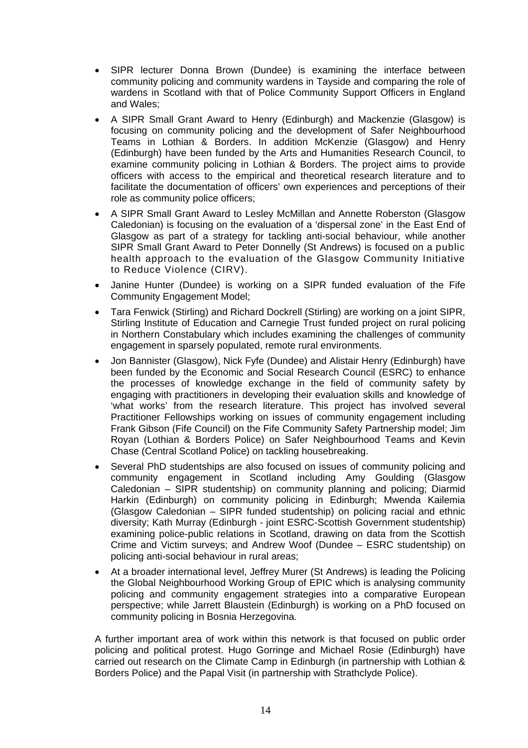- SIPR lecturer Donna Brown (Dundee) is examining the interface between community policing and community wardens in Tayside and comparing the role of wardens in Scotland with that of Police Community Support Officers in England and Wales;
- A SIPR Small Grant Award to Henry (Edinburgh) and Mackenzie (Glasgow) is focusing on community policing and the development of Safer Neighbourhood Teams in Lothian & Borders. In addition McKenzie (Glasgow) and Henry (Edinburgh) have been funded by the Arts and Humanities Research Council, to examine community policing in Lothian & Borders. The project aims to provide officers with access to the empirical and theoretical research literature and to facilitate the documentation of officers' own experiences and perceptions of their role as community police officers;
- A SIPR Small Grant Award to Lesley McMillan and Annette Roberston (Glasgow Caledonian) is focusing on the evaluation of a 'dispersal zone' in the East End of Glasgow as part of a strategy for tackling anti-social behaviour, while another SIPR Small Grant Award to Peter Donnelly (St Andrews) is focused on a public health approach to the evaluation of the Glasgow Community Initiative to Reduce Violence (CIRV).
- Janine Hunter (Dundee) is working on a SIPR funded evaluation of the Fife Community Engagement Model;
- Tara Fenwick (Stirling) and Richard Dockrell (Stirling) are working on a joint SIPR, Stirling Institute of Education and Carnegie Trust funded project on rural policing in Northern Constabulary which includes examining the challenges of community engagement in sparsely populated, remote rural environments.
- Jon Bannister (Glasgow), Nick Fyfe (Dundee) and Alistair Henry (Edinburgh) have been funded by the Economic and Social Research Council (ESRC) to enhance the processes of knowledge exchange in the field of community safety by engaging with practitioners in developing their evaluation skills and knowledge of 'what works' from the research literature. This project has involved several Practitioner Fellowships working on issues of community engagement including Frank Gibson (Fife Council) on the Fife Community Safety Partnership model; Jim Royan (Lothian & Borders Police) on Safer Neighbourhood Teams and Kevin Chase (Central Scotland Police) on tackling housebreaking.
- Several PhD studentships are also focused on issues of community policing and community engagement in Scotland including Amy Goulding (Glasgow Caledonian – SIPR studentship) on community planning and policing; Diarmid Harkin (Edinburgh) on community policing in Edinburgh; Mwenda Kailemia (Glasgow Caledonian – SIPR funded studentship) on policing racial and ethnic diversity; Kath Murray (Edinburgh - joint ESRC-Scottish Government studentship) examining police-public relations in Scotland, drawing on data from the Scottish Crime and Victim surveys; and Andrew Woof (Dundee – ESRC studentship) on policing anti-social behaviour in rural areas;
- At a broader international level, Jeffrey Murer (St Andrews) is leading the Policing the Global Neighbourhood Working Group of EPIC which is analysing community policing and community engagement strategies into a comparative European perspective; while Jarrett Blaustein (Edinburgh) is working on a PhD focused on community policing in Bosnia Herzegovina.

A further important area of work within this network is that focused on public order policing and political protest. Hugo Gorringe and Michael Rosie (Edinburgh) have carried out research on the Climate Camp in Edinburgh (in partnership with Lothian & Borders Police) and the Papal Visit (in partnership with Strathclyde Police).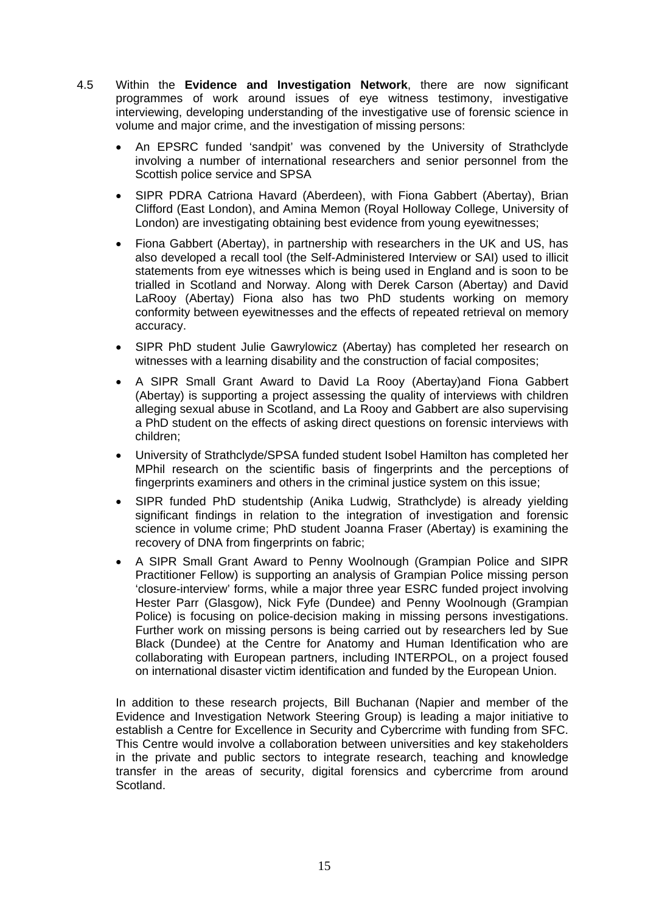4.5 Within the **Evidence and Investigation Network**, there are now significant programmes of work around issues of eye witness testimony, investigative interviewing, developing understanding of the investigative use of forensic science in volume and major crime, and the investigation of missing persons:

- An EPSRC funded 'sandpit' was convened by the University of Strathclyde involving a number of international researchers and senior personnel from the Scottish police service and SPSA
- SIPR PDRA Catriona Havard (Aberdeen), with Fiona Gabbert (Abertay), Brian Clifford (East London), and Amina Memon (Royal Holloway College, University of London) are investigating obtaining best evidence from young eyewitnesses;
- Fiona Gabbert (Abertay), in partnership with researchers in the UK and US, has also developed a recall tool (the Self-Administered Interview or SAI) used to illicit statements from eye witnesses which is being used in England and is soon to be trialled in Scotland and Norway. Along with Derek Carson (Abertay) and David LaRooy (Abertay) Fiona also has two PhD students working on memory conformity between eyewitnesses and the effects of repeated retrieval on memory accuracy.
- SIPR PhD student Julie Gawrylowicz (Abertay) has completed her research on witnesses with a learning disability and the construction of facial composites;
- A SIPR Small Grant Award to David La Rooy (Abertay)and Fiona Gabbert (Abertay) is supporting a project assessing the quality of interviews with children alleging sexual abuse in Scotland, and La Rooy and Gabbert are also supervising a PhD student on the effects of asking direct questions on forensic interviews with children;
- University of Strathclyde/SPSA funded student Isobel Hamilton has completed her MPhil research on the scientific basis of fingerprints and the perceptions of fingerprints examiners and others in the criminal justice system on this issue;
- SIPR funded PhD studentship (Anika Ludwig, Strathclyde) is already yielding significant findings in relation to the integration of investigation and forensic science in volume crime; PhD student Joanna Fraser (Abertay) is examining the recovery of DNA from fingerprints on fabric;
- A SIPR Small Grant Award to Penny Woolnough (Grampian Police and SIPR Practitioner Fellow) is supporting an analysis of Grampian Police missing person 'closure-interview' forms, while a major three year ESRC funded project involving Hester Parr (Glasgow), Nick Fyfe (Dundee) and Penny Woolnough (Grampian Police) is focusing on police-decision making in missing persons investigations. Further work on missing persons is being carried out by researchers led by Sue Black (Dundee) at the Centre for Anatomy and Human Identification who are collaborating with European partners, including INTERPOL, on a project foused on international disaster victim identification and funded by the European Union.

In addition to these research projects, Bill Buchanan (Napier and member of the Evidence and Investigation Network Steering Group) is leading a major initiative to establish a Centre for Excellence in Security and Cybercrime with funding from SFC. This Centre would involve a collaboration between universities and key stakeholders in the private and public sectors to integrate research, teaching and knowledge transfer in the areas of security, digital forensics and cybercrime from around Scotland.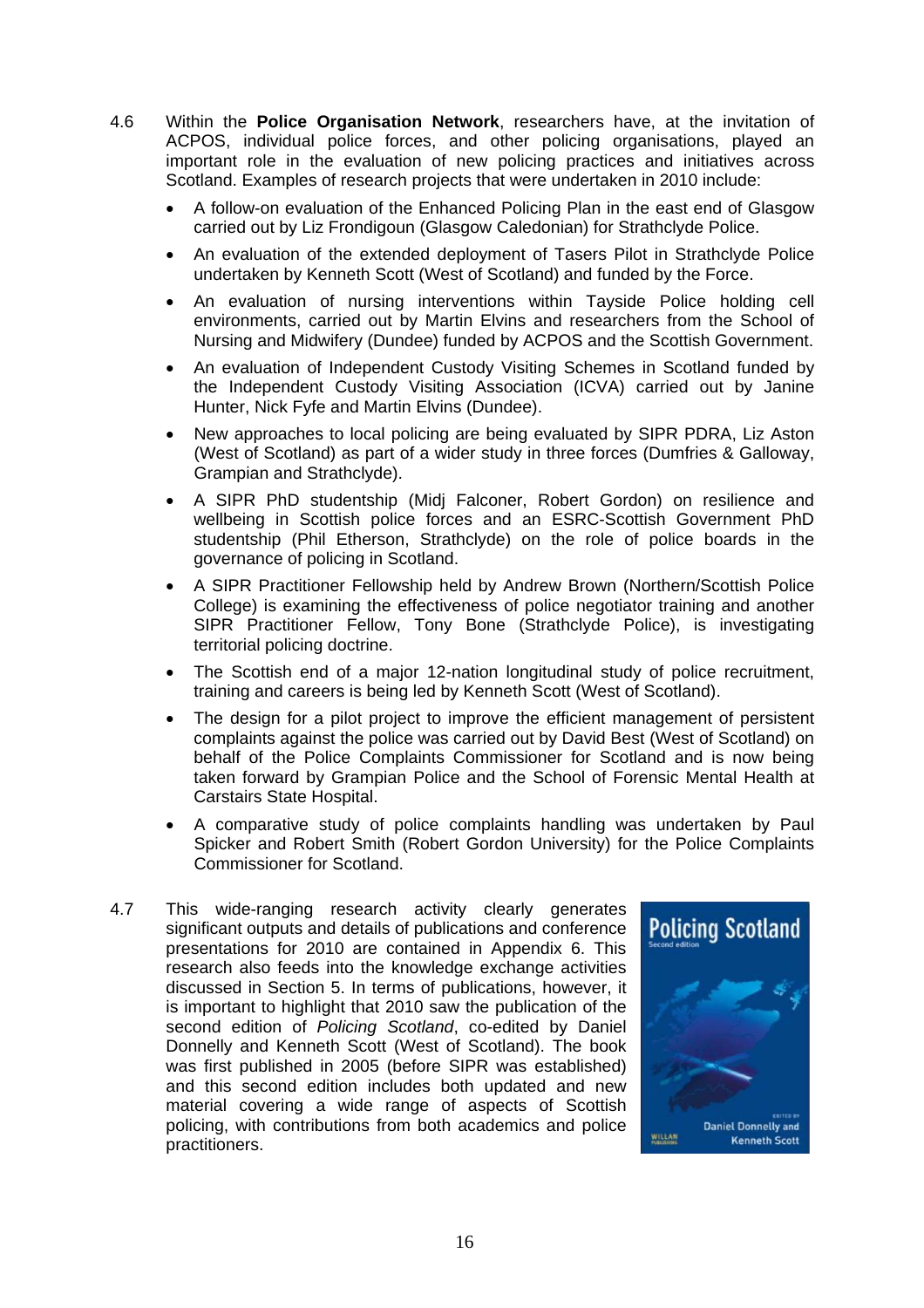4.6 Within the **Police Organisation Network**, researchers have, at the invitation of ACPOS, individual police forces, and other policing organisations, played an important role in the evaluation of new policing practices and initiatives across Scotland. Examples of research projects that were undertaken in 2010 include:

- A follow-on evaluation of the Enhanced Policing Plan in the east end of Glasgow carried out by Liz Frondigoun (Glasgow Caledonian) for Strathclyde Police.
- An evaluation of the extended deployment of Tasers Pilot in Strathclyde Police undertaken by Kenneth Scott (West of Scotland) and funded by the Force.
- An evaluation of nursing interventions within Tayside Police holding cell environments, carried out by Martin Elvins and researchers from the School of Nursing and Midwifery (Dundee) funded by ACPOS and the Scottish Government.
- An evaluation of Independent Custody Visiting Schemes in Scotland funded by the Independent Custody Visiting Association (ICVA) carried out by Janine Hunter, Nick Fyfe and Martin Elvins (Dundee).
- New approaches to local policing are being evaluated by SIPR PDRA, Liz Aston (West of Scotland) as part of a wider study in three forces (Dumfries & Galloway, Grampian and Strathclyde).
- A SIPR PhD studentship (Midj Falconer, Robert Gordon) on resilience and wellbeing in Scottish police forces and an ESRC-Scottish Government PhD studentship (Phil Etherson, Strathclyde) on the role of police boards in the governance of policing in Scotland.
- A SIPR Practitioner Fellowship held by Andrew Brown (Northern/Scottish Police College) is examining the effectiveness of police negotiator training and another SIPR Practitioner Fellow, Tony Bone (Strathclyde Police), is investigating territorial policing doctrine.
- The Scottish end of a major 12-nation longitudinal study of police recruitment, training and careers is being led by Kenneth Scott (West of Scotland).
- The design for a pilot project to improve the efficient management of persistent complaints against the police was carried out by David Best (West of Scotland) on behalf of the Police Complaints Commissioner for Scotland and is now being taken forward by Grampian Police and the School of Forensic Mental Health at Carstairs State Hospital.
- A comparative study of police complaints handling was undertaken by Paul Spicker and Robert Smith (Robert Gordon University) for the Police Complaints Commissioner for Scotland.

4.7 This wide-ranging research activity clearly generates significant outputs and details of publications and conference presentations for 2010 are contained in Appendix 6. This research also feeds into the knowledge exchange activities discussed in Section 5. In terms of publications, however, it is important to highlight that 2010 saw the publication of the second edition of *Policing Scotland*, co-edited by Daniel Donnelly and Kenneth Scott (West of Scotland). The book was first published in 2005 (before SIPR was established) and this second edition includes both updated and new material covering a wide range of aspects of Scottish policing, with contributions from both academics and police practitioners.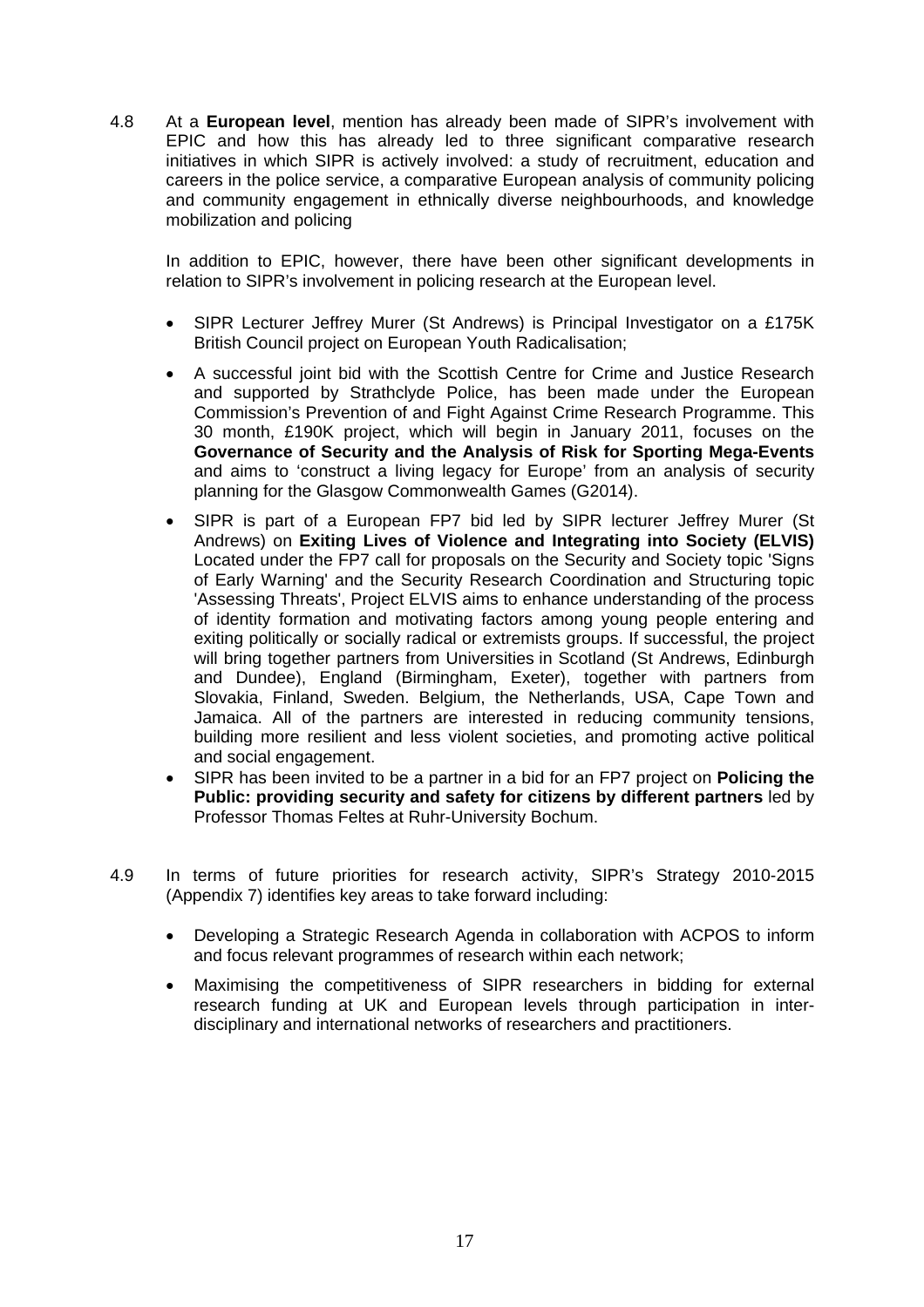4.8 At a **European level**, mention has already been made of SIPR's involvement with EPIC and how this has already led to three significant comparative research initiatives in which SIPR is actively involved: a study of recruitment, education and careers in the police service, a comparative European analysis of community policing and community engagement in ethnically diverse neighbourhoods, and knowledge mobilization and policing

In addition to EPIC, however, there have been other significant developments in relation to SIPR's involvement in policing research at the European level.

- SIPR Lecturer Jeffrey Murer (St Andrews) is Principal Investigator on a £175K British Council project on European Youth Radicalisation;
- A successful joint bid with the Scottish Centre for Crime and Justice Research and supported by Strathclyde Police, has been made under the European Commission's Prevention of and Fight Against Crime Research Programme. This 30 month, £190K project, which will begin in January 2011, focuses on the **Governance of Security and the Analysis of Risk for Sporting Mega-Events** and aims to 'construct a living legacy for Europe' from an analysis of security planning for the Glasgow Commonwealth Games (G2014).
- SIPR is part of a European FP7 bid led by SIPR lecturer Jeffrey Murer (St Andrews) on **Exiting Lives of Violence and Integrating into Society (ELVIS)** Located under the FP7 call for proposals on the Security and Society topic 'Signs of Early Warning' and the Security Research Coordination and Structuring topic 'Assessing Threats', Project ELVIS aims to enhance understanding of the process of identity formation and motivating factors among young people entering and exiting politically or socially radical or extremists groups. If successful, the project will bring together partners from Universities in Scotland (St Andrews, Edinburgh and Dundee), England (Birmingham, Exeter), together with partners from Slovakia, Finland, Sweden. Belgium, the Netherlands, USA, Cape Town and Jamaica. All of the partners are interested in reducing community tensions, building more resilient and less violent societies, and promoting active political and social engagement.
- SIPR has been invited to be a partner in a bid for an FP7 project on **Policing the Public: providing security and safety for citizens by different partners** led by Professor Thomas Feltes at Ruhr-University Bochum.

4.9 In terms of future priorities for research activity, SIPR's Strategy 2010-2015 (Appendix 7) identifies key areas to take forward including:

- Developing a Strategic Research Agenda in collaboration with ACPOS to inform and focus relevant programmes of research within each network;
- Maximising the competitiveness of SIPR researchers in bidding for external research funding at UK and European levels through participation in inter-disciplinary and international networks of researchers and practitioners.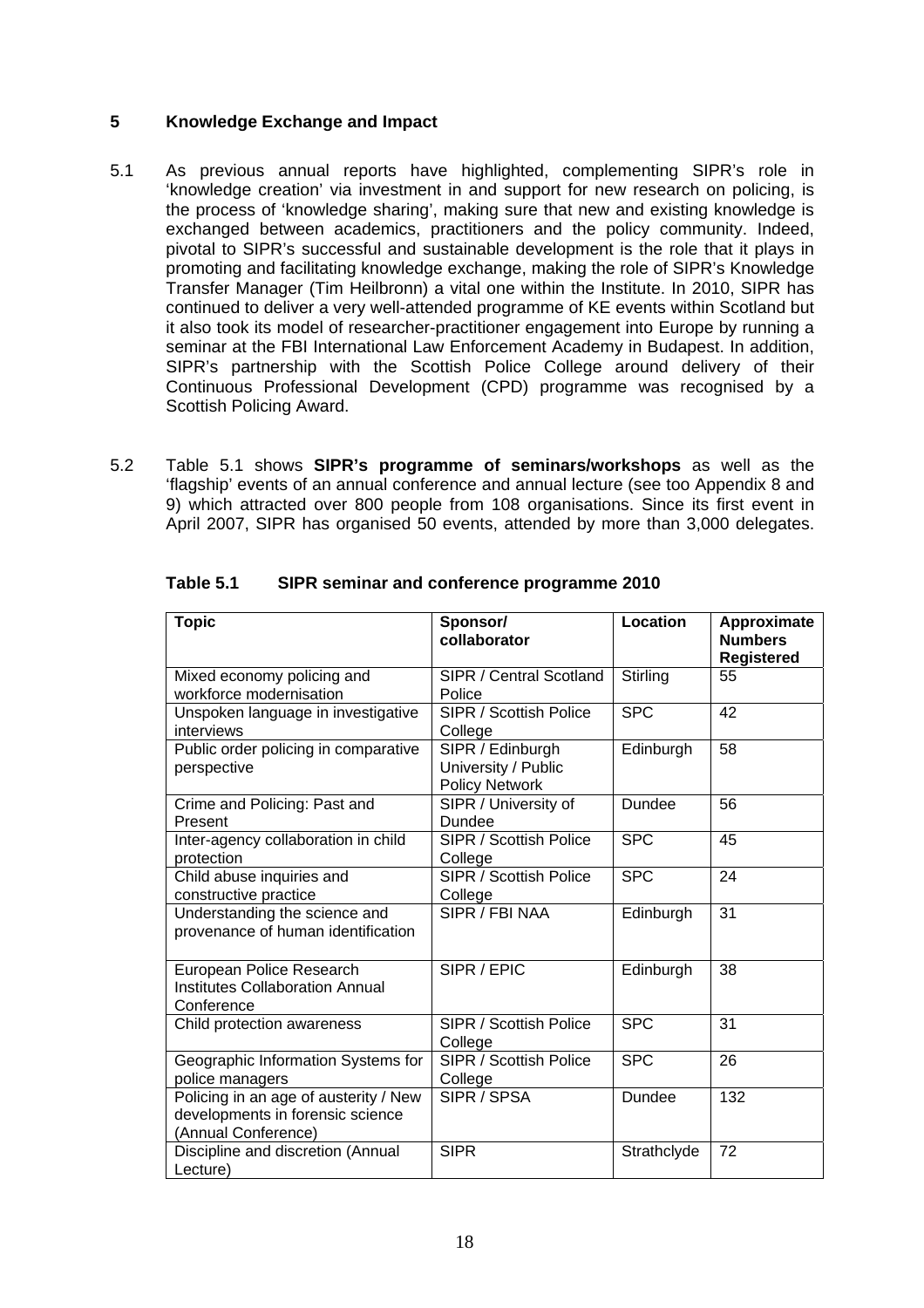## 5 Knowledge Exchange and Impact

5.1 As previous annual reports have highlighted, complementing SIPR's role in 'knowledge creation' via investment in and support for new research on policing, is the process of 'knowledge sharing', making sure that new and existing knowledge is exchanged between academics, practitioners and the policy community. Indeed, pivotal to SIPR's successful and sustainable development is the role that it plays in promoting and facilitating knowledge exchange, making the role of SIPR's Knowledge Transfer Manager (Tim Heilbronn) a vital one within the Institute. In 2010, SIPR has continued to deliver a very well-attended programme of KE events within Scotland but it also took its model of researcher-practitioner engagement into Europe by running a seminar at the FBI International Law Enforcement Academy in Budapest. In addition, SIPR's partnership with the Scottish Police College around delivery of their Continuous Professional Development (CPD) programme was recognised by a Scottish Policing Award.

5.2 Table 5.1 shows **SIPR's programme of seminars/workshops** as well as the 'flagship' events of an annual conference and annual lecture (see too Appendix 8 and 9) which attracted over 800 people from 108 organisations. Since its first event in April 2007, SIPR has organised 50 events, attended by more than 3,000 delegates.

**Table 5.1 SIPR seminar and conference programme 2010**

| Topic | Sponsor/ collaborator | Location | Approximate Numbers Registered |
|---|---|---|---|
| Mixed economy policing and workforce modernisation | SIPR / Central Scotland Police | Stirling | 55 |
| Unspoken language in investigative interviews | SIPR / Scottish Police College | SPC | 42 |
| Public order policing in comparative perspective | SIPR / Edinburgh University / Public Policy Network | Edinburgh | 58 |
| Crime and Policing: Past and Present | SIPR / University of Dundee | Dundee | 56 |
| Inter-agency collaboration in child protection | SIPR / Scottish Police College | SPC | 45 |
| Child abuse inquiries and constructive practice | SIPR / Scottish Police College | SPC | 24 |
| Understanding the science and provenance of human identification | SIPR / FBI NAA | Edinburgh | 31 |
| European Police Research Institutes Collaboration Annual Conference | SIPR / EPIC | Edinburgh | 38 |
| Child protection awareness | SIPR / Scottish Police College | SPC | 31 |
| Geographic Information Systems for police managers | SIPR / Scottish Police College | SPC | 26 |
| Policing in an age of austerity / New developments in forensic science (Annual Conference) | SIPR / SPSA | Dundee | 132 |
| Discipline and discretion (Annual Lecture) | SIPR | Strathclyde | 72 |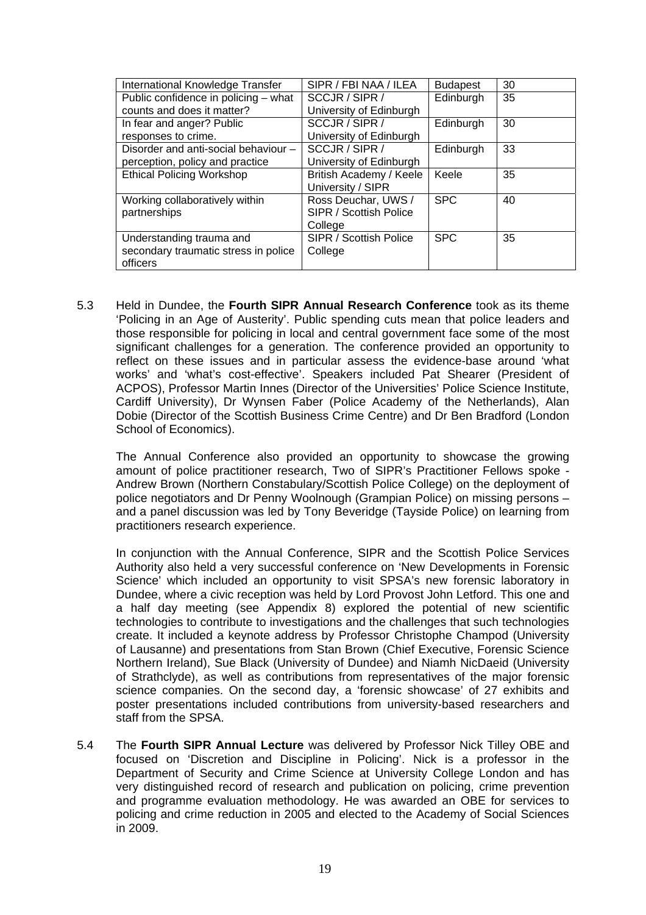| | | | |
|---|---|---|---|
| International Knowledge Transfer | SIPR / FBI NAA / ILEA | Budapest | 30 |
| Public confidence in policing – what counts and does it matter? | SCCJR / SIPR / University of Edinburgh | Edinburgh | 35 |
| In fear and anger? Public responses to crime. | SCCJR / SIPR / University of Edinburgh | Edinburgh | 30 |
| Disorder and anti-social behaviour – perception, policy and practice | SCCJR / SIPR / University of Edinburgh | Edinburgh | 33 |
| Ethical Policing Workshop | British Academy / Keele University / SIPR | Keele | 35 |
| Working collaboratively within partnerships | Ross Deuchar, UWS / SIPR / Scottish Police College | SPC | 40 |
| Understanding trauma and secondary traumatic stress in police officers | SIPR / Scottish Police College | SPC | 35 |

5.3 Held in Dundee, the **Fourth SIPR Annual Research Conference** took as its theme 'Policing in an Age of Austerity'. Public spending cuts mean that police leaders and those responsible for policing in local and central government face some of the most significant challenges for a generation. The conference provided an opportunity to reflect on these issues and in particular assess the evidence-base around 'what works' and 'what's cost-effective'. Speakers included Pat Shearer (President of ACPOS), Professor Martin Innes (Director of the Universities' Police Science Institute, Cardiff University), Dr Wynsen Faber (Police Academy of the Netherlands), Alan Dobie (Director of the Scottish Business Crime Centre) and Dr Ben Bradford (London School of Economics).

The Annual Conference also provided an opportunity to showcase the growing amount of police practitioner research, Two of SIPR's Practitioner Fellows spoke - Andrew Brown (Northern Constabulary/Scottish Police College) on the deployment of police negotiators and Dr Penny Woolnough (Grampian Police) on missing persons – and a panel discussion was led by Tony Beveridge (Tayside Police) on learning from practitioners research experience.

In conjunction with the Annual Conference, SIPR and the Scottish Police Services Authority also held a very successful conference on 'New Developments in Forensic Science' which included an opportunity to visit SPSA's new forensic laboratory in Dundee, where a civic reception was held by Lord Provost John Letford. This one and a half day meeting (see Appendix 8) explored the potential of new scientific technologies to contribute to investigations and the challenges that such technologies create. It included a keynote address by Professor Christophe Champod (University of Lausanne) and presentations from Stan Brown (Chief Executive, Forensic Science Northern Ireland), Sue Black (University of Dundee) and Niamh NicDaeid (University of Strathclyde), as well as contributions from representatives of the major forensic science companies. On the second day, a 'forensic showcase' of 27 exhibits and poster presentations included contributions from university-based researchers and staff from the SPSA.

5.4 The **Fourth SIPR Annual Lecture** was delivered by Professor Nick Tilley OBE and focused on 'Discretion and Discipline in Policing'. Nick is a professor in the Department of Security and Crime Science at University College London and has very distinguished record of research and publication on policing, crime prevention and programme evaluation methodology. He was awarded an OBE for services to policing and crime reduction in 2005 and elected to the Academy of Social Sciences in 2009.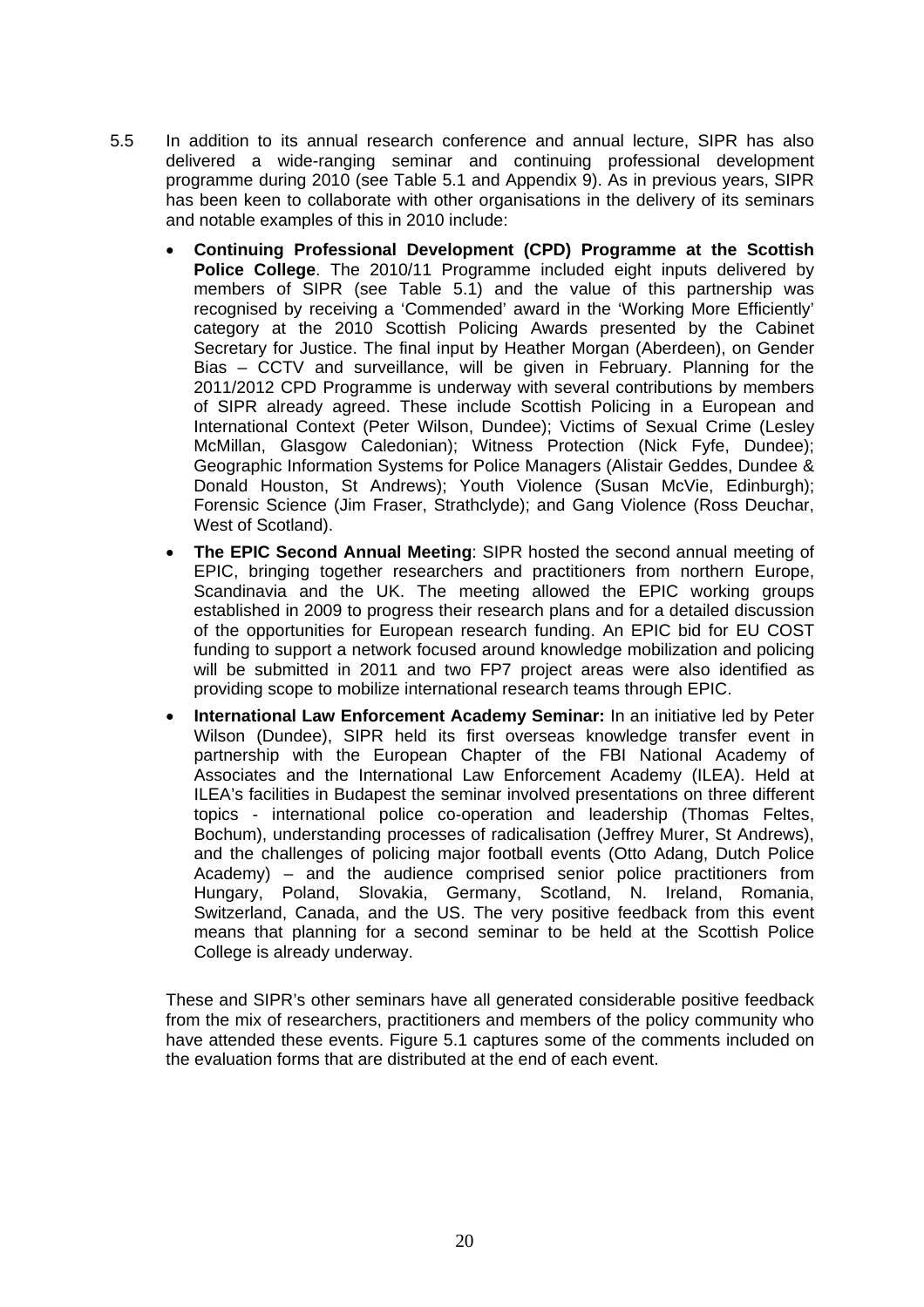5.5 In addition to its annual research conference and annual lecture, SIPR has also delivered a wide-ranging seminar and continuing professional development programme during 2010 (see Table 5.1 and Appendix 9). As in previous years, SIPR has been keen to collaborate with other organisations in the delivery of its seminars and notable examples of this in 2010 include:

- **Continuing Professional Development (CPD) Programme at the Scottish Police College**. The 2010/11 Programme included eight inputs delivered by members of SIPR (see Table 5.1) and the value of this partnership was recognised by receiving a 'Commended' award in the 'Working More Efficiently' category at the 2010 Scottish Policing Awards presented by the Cabinet Secretary for Justice. The final input by Heather Morgan (Aberdeen), on Gender Bias – CCTV and surveillance, will be given in February. Planning for the 2011/2012 CPD Programme is underway with several contributions by members of SIPR already agreed. These include Scottish Policing in a European and International Context (Peter Wilson, Dundee); Victims of Sexual Crime (Lesley McMillan, Glasgow Caledonian); Witness Protection (Nick Fyfe, Dundee); Geographic Information Systems for Police Managers (Alistair Geddes, Dundee & Donald Houston, St Andrews); Youth Violence (Susan McVie, Edinburgh); Forensic Science (Jim Fraser, Strathclyde); and Gang Violence (Ross Deuchar, West of Scotland).
- **The EPIC Second Annual Meeting**: SIPR hosted the second annual meeting of EPIC, bringing together researchers and practitioners from northern Europe, Scandinavia and the UK. The meeting allowed the EPIC working groups established in 2009 to progress their research plans and for a detailed discussion of the opportunities for European research funding. An EPIC bid for EU COST funding to support a network focused around knowledge mobilization and policing will be submitted in 2011 and two FP7 project areas were also identified as providing scope to mobilize international research teams through EPIC.
- **International Law Enforcement Academy Seminar:** In an initiative led by Peter Wilson (Dundee), SIPR held its first overseas knowledge transfer event in partnership with the European Chapter of the FBI National Academy of Associates and the International Law Enforcement Academy (ILEA). Held at ILEA's facilities in Budapest the seminar involved presentations on three different topics - international police co-operation and leadership (Thomas Feltes, Bochum), understanding processes of radicalisation (Jeffrey Murer, St Andrews), and the challenges of policing major football events (Otto Adang, Dutch Police Academy) – and the audience comprised senior police practitioners from Hungary, Poland, Slovakia, Germany, Scotland, N. Ireland, Romania, Switzerland, Canada, and the US. The very positive feedback from this event means that planning for a second seminar to be held at the Scottish Police College is already underway.

These and SIPR's other seminars have all generated considerable positive feedback from the mix of researchers, practitioners and members of the policy community who have attended these events. Figure 5.1 captures some of the comments included on the evaluation forms that are distributed at the end of each event.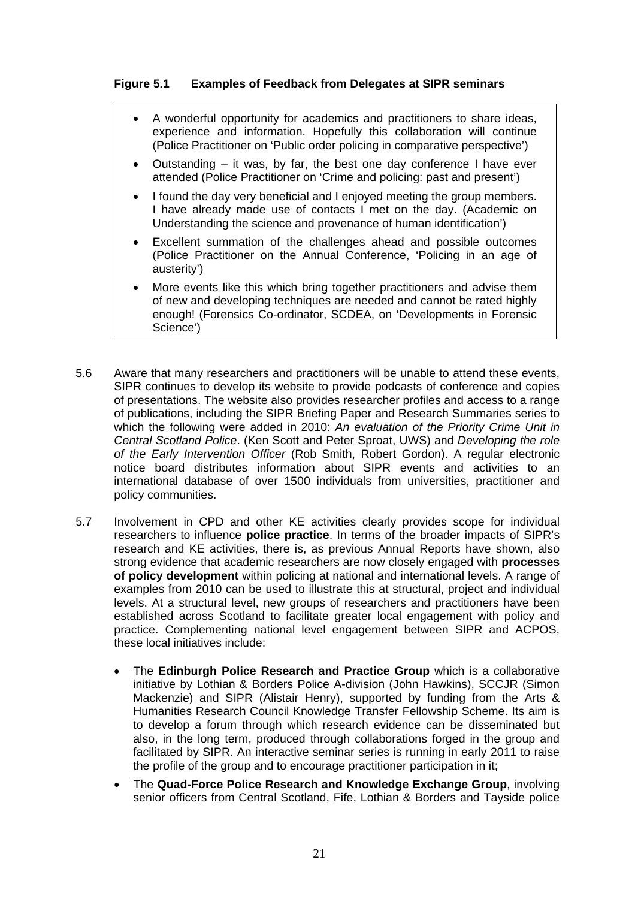**Figure 5.1 Examples of Feedback from Delegates at SIPR seminars**

- A wonderful opportunity for academics and practitioners to share ideas, experience and information. Hopefully this collaboration will continue (Police Practitioner on 'Public order policing in comparative perspective')
- Outstanding – it was, by far, the best one day conference I have ever attended (Police Practitioner on 'Crime and policing: past and present')
- I found the day very beneficial and I enjoyed meeting the group members. I have already made use of contacts I met on the day. (Academic on Understanding the science and provenance of human identification')
- Excellent summation of the challenges ahead and possible outcomes (Police Practitioner on the Annual Conference, 'Policing in an age of austerity')
- More events like this which bring together practitioners and advise them of new and developing techniques are needed and cannot be rated highly enough! (Forensics Co-ordinator, SCDEA, on 'Developments in Forensic Science')

5.6 Aware that many researchers and practitioners will be unable to attend these events, SIPR continues to develop its website to provide podcasts of conference and copies of presentations. The website also provides researcher profiles and access to a range of publications, including the SIPR Briefing Paper and Research Summaries series to which the following were added in 2010: *An evaluation of the Priority Crime Unit in Central Scotland Police*. (Ken Scott and Peter Sproat, UWS) and *Developing the role of the Early Intervention Officer* (Rob Smith, Robert Gordon). A regular electronic notice board distributes information about SIPR events and activities to an international database of over 1500 individuals from universities, practitioner and policy communities.

5.7 Involvement in CPD and other KE activities clearly provides scope for individual researchers to influence **police practice**. In terms of the broader impacts of SIPR's research and KE activities, there is, as previous Annual Reports have shown, also strong evidence that academic researchers are now closely engaged with **processes of policy development** within policing at national and international levels. A range of examples from 2010 can be used to illustrate this at structural, project and individual levels. At a structural level, new groups of researchers and practitioners have been established across Scotland to facilitate greater local engagement with policy and practice. Complementing national level engagement between SIPR and ACPOS, these local initiatives include:

- The **Edinburgh Police Research and Practice Group** which is a collaborative initiative by Lothian & Borders Police A-division (John Hawkins), SCCJR (Simon Mackenzie) and SIPR (Alistair Henry), supported by funding from the Arts & Humanities Research Council Knowledge Transfer Fellowship Scheme. Its aim is to develop a forum through which research evidence can be disseminated but also, in the long term, produced through collaborations forged in the group and facilitated by SIPR. An interactive seminar series is running in early 2011 to raise the profile of the group and to encourage practitioner participation in it;
- The **Quad-Force Police Research and Knowledge Exchange Group**, involving senior officers from Central Scotland, Fife, Lothian & Borders and Tayside police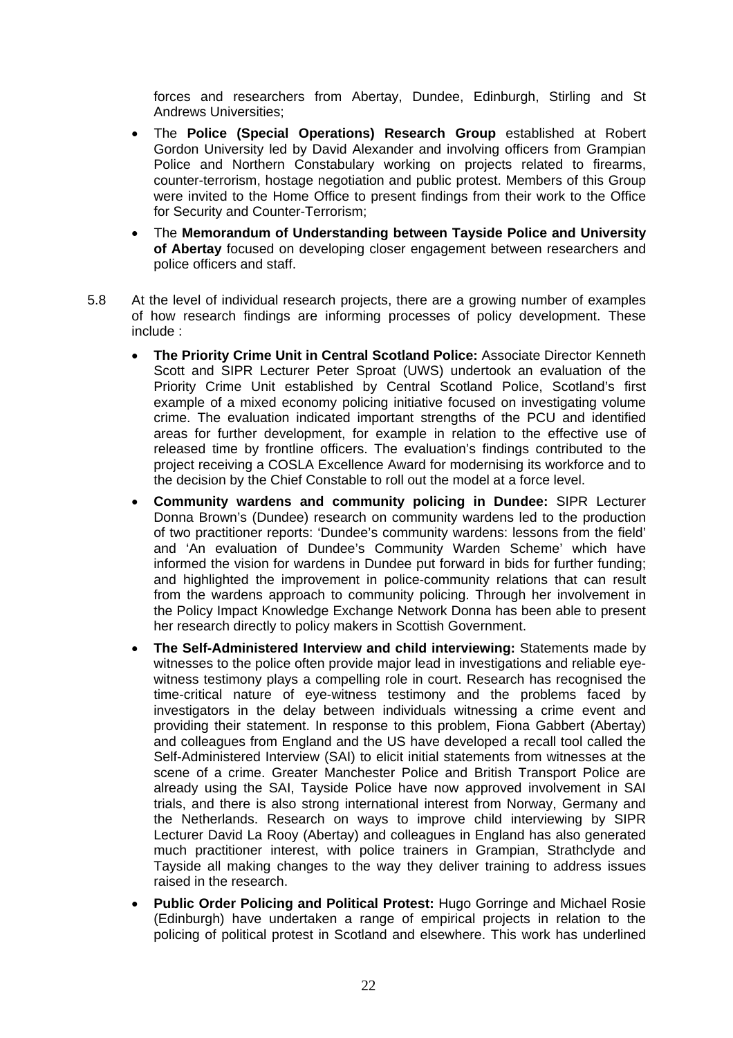forces and researchers from Abertay, Dundee, Edinburgh, Stirling and St Andrews Universities;

- The **Police (Special Operations) Research Group** established at Robert Gordon University led by David Alexander and involving officers from Grampian Police and Northern Constabulary working on projects related to firearms, counter-terrorism, hostage negotiation and public protest. Members of this Group were invited to the Home Office to present findings from their work to the Office for Security and Counter-Terrorism;
- The **Memorandum of Understanding between Tayside Police and University of Abertay** focused on developing closer engagement between researchers and police officers and staff.

5.8 At the level of individual research projects, there are a growing number of examples of how research findings are informing processes of policy development. These include :

- **The Priority Crime Unit in Central Scotland Police:** Associate Director Kenneth Scott and SIPR Lecturer Peter Sproat (UWS) undertook an evaluation of the Priority Crime Unit established by Central Scotland Police, Scotland's first example of a mixed economy policing initiative focused on investigating volume crime. The evaluation indicated important strengths of the PCU and identified areas for further development, for example in relation to the effective use of released time by frontline officers. The evaluation's findings contributed to the project receiving a COSLA Excellence Award for modernising its workforce and to the decision by the Chief Constable to roll out the model at a force level.
- **Community wardens and community policing in Dundee:** SIPR Lecturer Donna Brown's (Dundee) research on community wardens led to the production of two practitioner reports: 'Dundee's community wardens: lessons from the field' and 'An evaluation of Dundee's Community Warden Scheme' which have informed the vision for wardens in Dundee put forward in bids for further funding; and highlighted the improvement in police-community relations that can result from the wardens approach to community policing. Through her involvement in the Policy Impact Knowledge Exchange Network Donna has been able to present her research directly to policy makers in Scottish Government.
- **The Self-Administered Interview and child interviewing:** Statements made by witnesses to the police often provide major lead in investigations and reliable eye-witness testimony plays a compelling role in court. Research has recognised the time-critical nature of eye-witness testimony and the problems faced by investigators in the delay between individuals witnessing a crime event and providing their statement. In response to this problem, Fiona Gabbert (Abertay) and colleagues from England and the US have developed a recall tool called the Self-Administered Interview (SAI) to elicit initial statements from witnesses at the scene of a crime. Greater Manchester Police and British Transport Police are already using the SAI, Tayside Police have now approved involvement in SAI trials, and there is also strong international interest from Norway, Germany and the Netherlands. Research on ways to improve child interviewing by SIPR Lecturer David La Rooy (Abertay) and colleagues in England has also generated much practitioner interest, with police trainers in Grampian, Strathclyde and Tayside all making changes to the way they deliver training to address issues raised in the research.
- **Public Order Policing and Political Protest:** Hugo Gorringe and Michael Rosie (Edinburgh) have undertaken a range of empirical projects in relation to the policing of political protest in Scotland and elsewhere. This work has underlined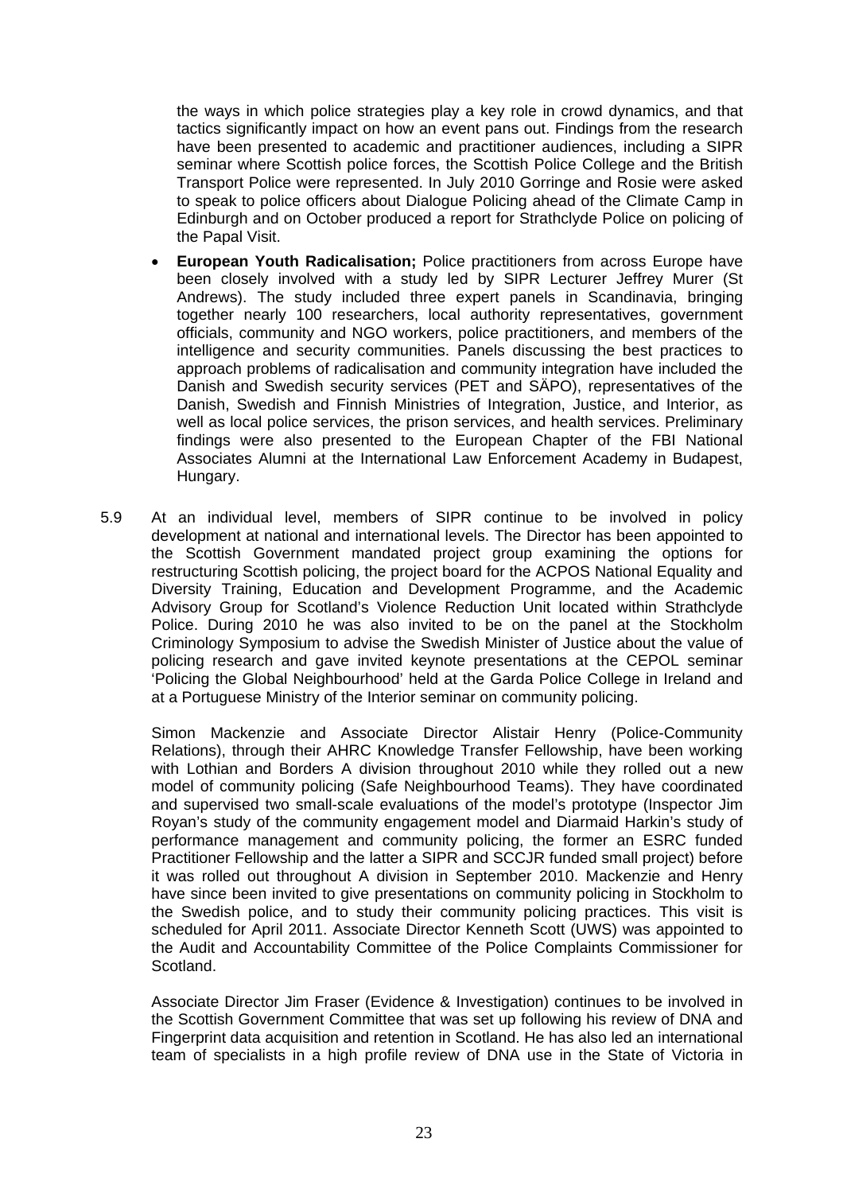the ways in which police strategies play a key role in crowd dynamics, and that tactics significantly impact on how an event pans out. Findings from the research have been presented to academic and practitioner audiences, including a SIPR seminar where Scottish police forces, the Scottish Police College and the British Transport Police were represented. In July 2010 Gorringe and Rosie were asked to speak to police officers about Dialogue Policing ahead of the Climate Camp in Edinburgh and on October produced a report for Strathclyde Police on policing of the Papal Visit.

- **European Youth Radicalisation;** Police practitioners from across Europe have been closely involved with a study led by SIPR Lecturer Jeffrey Murer (St Andrews). The study included three expert panels in Scandinavia, bringing together nearly 100 researchers, local authority representatives, government officials, community and NGO workers, police practitioners, and members of the intelligence and security communities. Panels discussing the best practices to approach problems of radicalisation and community integration have included the Danish and Swedish security services (PET and SÄPO), representatives of the Danish, Swedish and Finnish Ministries of Integration, Justice, and Interior, as well as local police services, the prison services, and health services. Preliminary findings were also presented to the European Chapter of the FBI National Associates Alumni at the International Law Enforcement Academy in Budapest, Hungary.

5.9 At an individual level, members of SIPR continue to be involved in policy development at national and international levels. The Director has been appointed to the Scottish Government mandated project group examining the options for restructuring Scottish policing, the project board for the ACPOS National Equality and Diversity Training, Education and Development Programme, and the Academic Advisory Group for Scotland's Violence Reduction Unit located within Strathclyde Police. During 2010 he was also invited to be on the panel at the Stockholm Criminology Symposium to advise the Swedish Minister of Justice about the value of policing research and gave invited keynote presentations at the CEPOL seminar 'Policing the Global Neighbourhood' held at the Garda Police College in Ireland and at a Portuguese Ministry of the Interior seminar on community policing.

Simon Mackenzie and Associate Director Alistair Henry (Police-Community Relations), through their AHRC Knowledge Transfer Fellowship, have been working with Lothian and Borders A division throughout 2010 while they rolled out a new model of community policing (Safe Neighbourhood Teams). They have coordinated and supervised two small-scale evaluations of the model's prototype (Inspector Jim Royan's study of the community engagement model and Diarmaid Harkin's study of performance management and community policing, the former an ESRC funded Practitioner Fellowship and the latter a SIPR and SCCJR funded small project) before it was rolled out throughout A division in September 2010. Mackenzie and Henry have since been invited to give presentations on community policing in Stockholm to the Swedish police, and to study their community policing practices. This visit is scheduled for April 2011. Associate Director Kenneth Scott (UWS) was appointed to the Audit and Accountability Committee of the Police Complaints Commissioner for Scotland.

Associate Director Jim Fraser (Evidence & Investigation) continues to be involved in the Scottish Government Committee that was set up following his review of DNA and Fingerprint data acquisition and retention in Scotland. He has also led an international team of specialists in a high profile review of DNA use in the State of Victoria in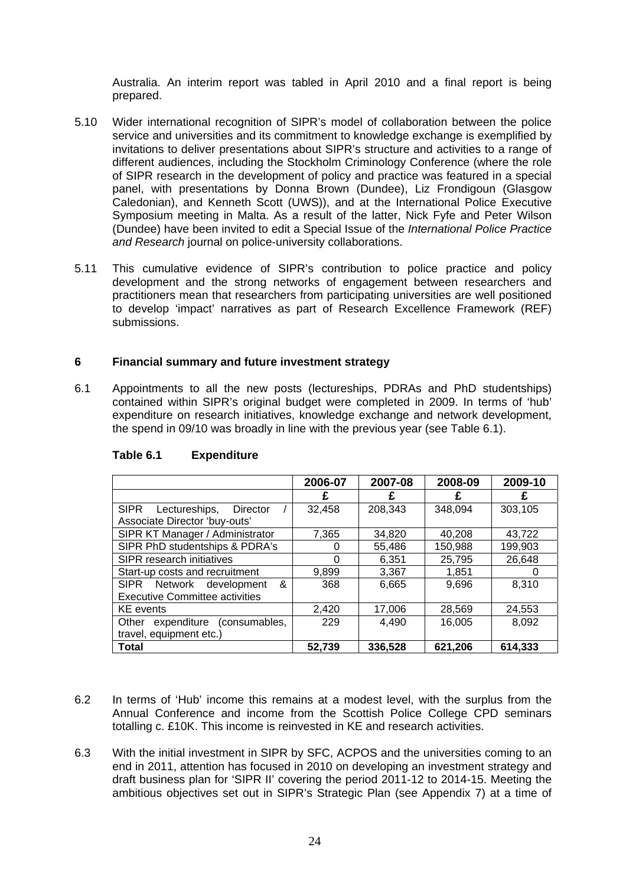Australia. An interim report was tabled in April 2010 and a final report is being prepared.

5.10 Wider international recognition of SIPR's model of collaboration between the police service and universities and its commitment to knowledge exchange is exemplified by invitations to deliver presentations about SIPR's structure and activities to a range of different audiences, including the Stockholm Criminology Conference (where the role of SIPR research in the development of policy and practice was featured in a special panel, with presentations by Donna Brown (Dundee), Liz Frondigoun (Glasgow Caledonian), and Kenneth Scott (UWS)), and at the International Police Executive Symposium meeting in Malta. As a result of the latter, Nick Fyfe and Peter Wilson (Dundee) have been invited to edit a Special Issue of the *International Police Practice and Research* journal on police-university collaborations.

5.11 This cumulative evidence of SIPR's contribution to police practice and policy development and the strong networks of engagement between researchers and practitioners mean that researchers from participating universities are well positioned to develop 'impact' narratives as part of Research Excellence Framework (REF) submissions.

## 6 Financial summary and future investment strategy

6.1 Appointments to all the new posts (lectureships, PDRAs and PhD studentships) contained within SIPR's original budget were completed in 2009. In terms of 'hub' expenditure on research initiatives, knowledge exchange and network development, the spend in 09/10 was broadly in line with the previous year (see Table 6.1).

**Table 6.1 Expenditure**

| | 2006-07 | 2007-08 | 2008-09 | 2009-10 |
|---|---|---|---|---|
| | £ | £ | £ | £ |
| SIPR Lectureships, Director / Associate Director 'buy-outs' | 32,458 | 208,343 | 348,094 | 303,105 |
| SIPR KT Manager / Administrator | 7,365 | 34,820 | 40,208 | 43,722 |
| SIPR PhD studentships & PDRA's | 0 | 55,486 | 150,988 | 199,903 |
| SIPR research initiatives | 0 | 6,351 | 25,795 | 26,648 |
| Start-up costs and recruitment | 9,899 | 3,367 | 1,851 | 0 |
| SIPR Network development & Executive Committee activities | 368 | 6,665 | 9,696 | 8,310 |
| KE events | 2,420 | 17,006 | 28,569 | 24,553 |
| Other expenditure (consumables, travel, equipment etc.) | 229 | 4,490 | 16,005 | 8,092 |
| **Total** | **52,739** | **336,528** | **621,206** | **614,333** |

6.2 In terms of 'Hub' income this remains at a modest level, with the surplus from the Annual Conference and income from the Scottish Police College CPD seminars totalling c. £10K. This income is reinvested in KE and research activities.

6.3 With the initial investment in SIPR by SFC, ACPOS and the universities coming to an end in 2011, attention has focused in 2010 on developing an investment strategy and draft business plan for 'SIPR II' covering the period 2011-12 to 2014-15. Meeting the ambitious objectives set out in SIPR's Strategic Plan (see Appendix 7) at a time of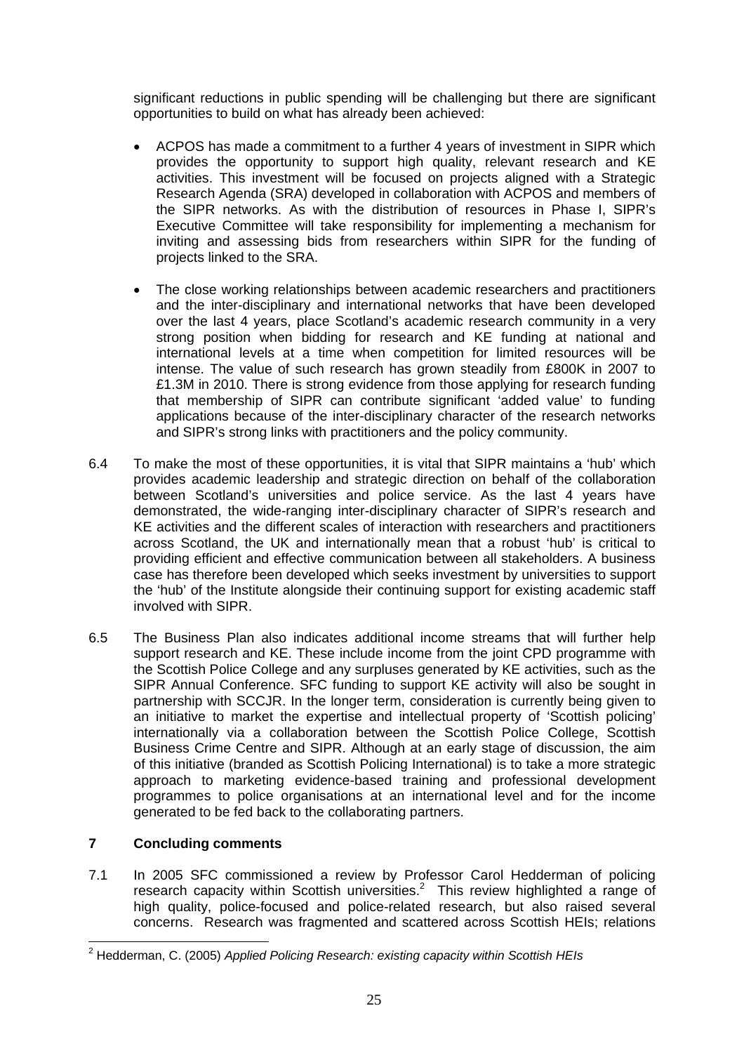significant reductions in public spending will be challenging but there are significant opportunities to build on what has already been achieved:

- ACPOS has made a commitment to a further 4 years of investment in SIPR which provides the opportunity to support high quality, relevant research and KE activities. This investment will be focused on projects aligned with a Strategic Research Agenda (SRA) developed in collaboration with ACPOS and members of the SIPR networks. As with the distribution of resources in Phase I, SIPR's Executive Committee will take responsibility for implementing a mechanism for inviting and assessing bids from researchers within SIPR for the funding of projects linked to the SRA.

- The close working relationships between academic researchers and practitioners and the inter-disciplinary and international networks that have been developed over the last 4 years, place Scotland's academic research community in a very strong position when bidding for research and KE funding at national and international levels at a time when competition for limited resources will be intense. The value of such research has grown steadily from £800K in 2007 to £1.3M in 2010. There is strong evidence from those applying for research funding that membership of SIPR can contribute significant 'added value' to funding applications because of the inter-disciplinary character of the research networks and SIPR's strong links with practitioners and the policy community.

6.4 To make the most of these opportunities, it is vital that SIPR maintains a 'hub' which provides academic leadership and strategic direction on behalf of the collaboration between Scotland's universities and police service. As the last 4 years have demonstrated, the wide-ranging inter-disciplinary character of SIPR's research and KE activities and the different scales of interaction with researchers and practitioners across Scotland, the UK and internationally mean that a robust 'hub' is critical to providing efficient and effective communication between all stakeholders. A business case has therefore been developed which seeks investment by universities to support the 'hub' of the Institute alongside their continuing support for existing academic staff involved with SIPR.

6.5 The Business Plan also indicates additional income streams that will further help support research and KE. These include income from the joint CPD programme with the Scottish Police College and any surpluses generated by KE activities, such as the SIPR Annual Conference. SFC funding to support KE activity will also be sought in partnership with SCCJR. In the longer term, consideration is currently being given to an initiative to market the expertise and intellectual property of 'Scottish policing' internationally via a collaboration between the Scottish Police College, Scottish Business Crime Centre and SIPR. Although at an early stage of discussion, the aim of this initiative (branded as Scottish Policing International) is to take a more strategic approach to marketing evidence-based training and professional development programmes to police organisations at an international level and for the income generated to be fed back to the collaborating partners.

## 7 Concluding comments

7.1 In 2005 SFC commissioned a review by Professor Carol Hedderman of policing research capacity within Scottish universities.[2] This review highlighted a range of high quality, police-focused and police-related research, but also raised several concerns. Research was fragmented and scattered across Scottish HEIs; relations

---

[2] Hedderman, C. (2005) *Applied Policing Research: existing capacity within Scottish HEIs*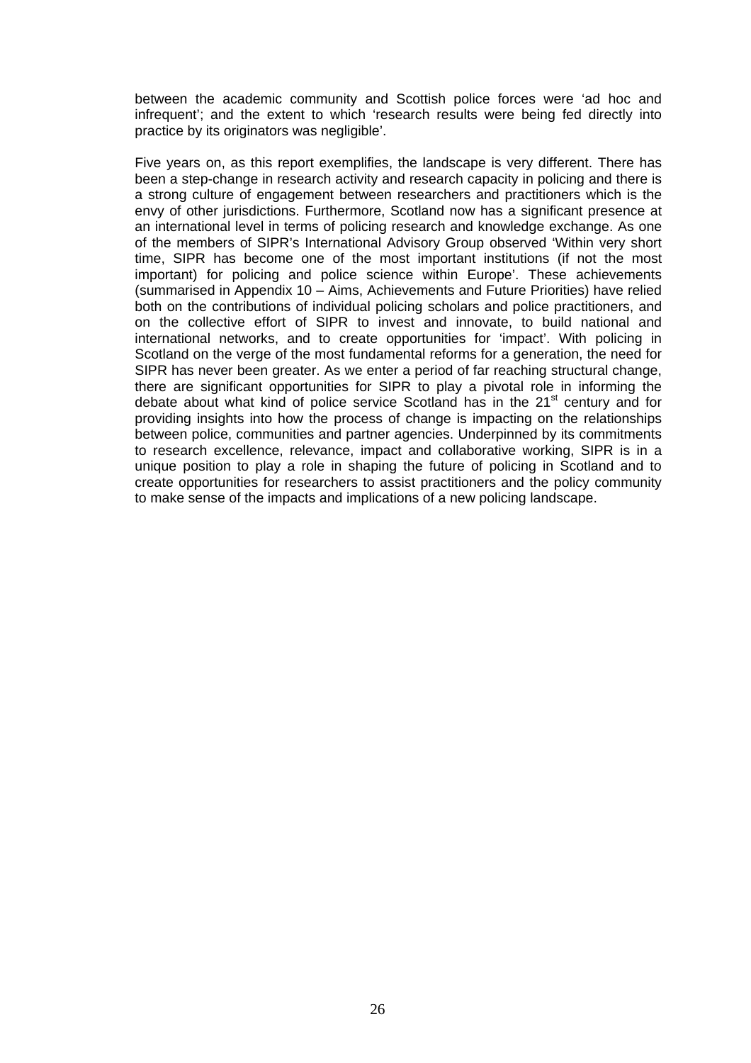between the academic community and Scottish police forces were 'ad hoc and infrequent'; and the extent to which 'research results were being fed directly into practice by its originators was negligible'.

Five years on, as this report exemplifies, the landscape is very different. There has been a step-change in research activity and research capacity in policing and there is a strong culture of engagement between researchers and practitioners which is the envy of other jurisdictions. Furthermore, Scotland now has a significant presence at an international level in terms of policing research and knowledge exchange. As one of the members of SIPR's International Advisory Group observed 'Within very short time, SIPR has become one of the most important institutions (if not the most important) for policing and police science within Europe'. These achievements (summarised in Appendix 10 – Aims, Achievements and Future Priorities) have relied both on the contributions of individual policing scholars and police practitioners, and on the collective effort of SIPR to invest and innovate, to build national and international networks, and to create opportunities for 'impact'. With policing in Scotland on the verge of the most fundamental reforms for a generation, the need for SIPR has never been greater. As we enter a period of far reaching structural change, there are significant opportunities for SIPR to play a pivotal role in informing the debate about what kind of police service Scotland has in the 21st century and for providing insights into how the process of change is impacting on the relationships between police, communities and partner agencies. Underpinned by its commitments to research excellence, relevance, impact and collaborative working, SIPR is in a unique position to play a role in shaping the future of policing in Scotland and to create opportunities for researchers to assist practitioners and the policy community to make sense of the impacts and implications of a new policing landscape.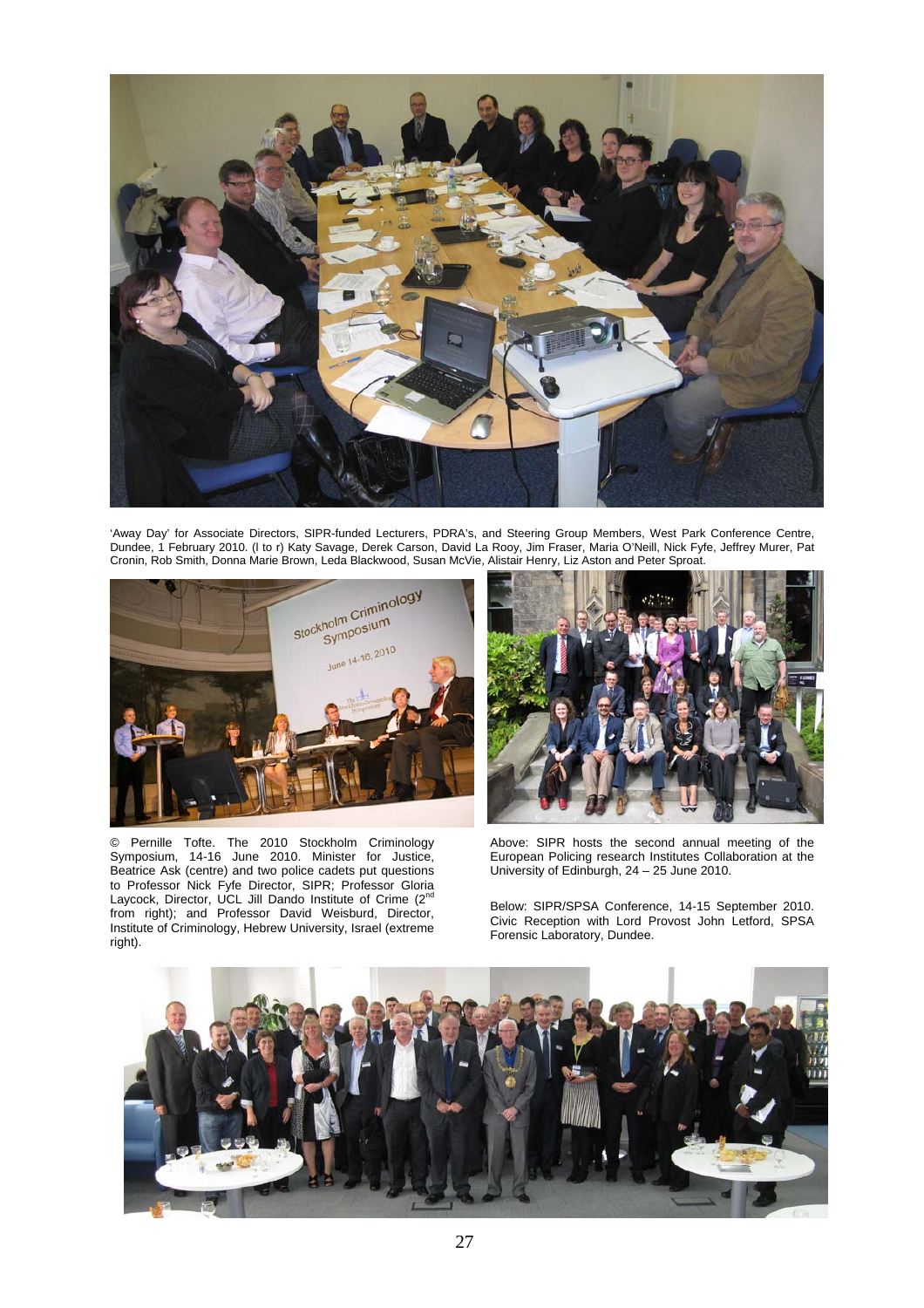'Away Day' for Associate Directors, SIPR-funded Lecturers, PDRA's, and Steering Group Members, West Park Conference Centre, Dundee, 1 February 2010. (l to r) Katy Savage, Derek Carson, David La Rooy, Jim Fraser, Maria O'Neill, Nick Fyfe, Jeffrey Murer, Pat Cronin, Rob Smith, Donna Marie Brown, Leda Blackwood, Susan McVie, Alistair Henry, Liz Aston and Peter Sproat.

© Pernille Tofte. The 2010 Stockholm Criminology Symposium, 14-16 June 2010. Minister for Justice, Beatrice Ask (centre) and two police cadets put questions to Professor Nick Fyfe Director, SIPR; Professor Gloria Laycock, Director, UCL Jill Dando Institute of Crime (2nd from right); and Professor David Weisburd, Director, Institute of Criminology, Hebrew University, Israel (extreme right).

Above: SIPR hosts the second annual meeting of the European Policing research Institutes Collaboration at the University of Edinburgh, 24 – 25 June 2010.

Below: SIPR/SPSA Conference, 14-15 September 2010. Civic Reception with Lord Provost John Letford, SPSA Forensic Laboratory, Dundee.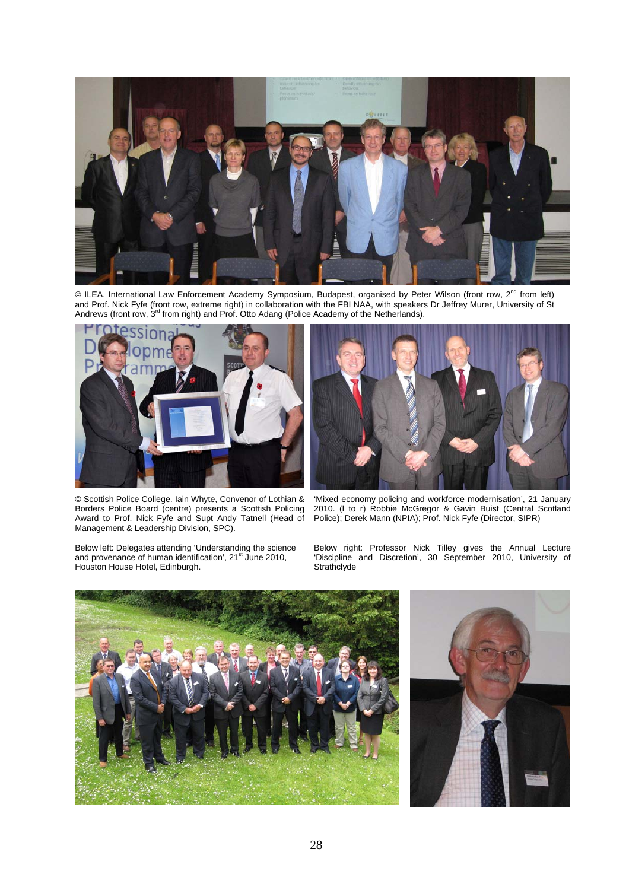© ILEA. International Law Enforcement Academy Symposium, Budapest, organised by Peter Wilson (front row, 2nd from left) and Prof. Nick Fyfe (front row, extreme right) in collaboration with the FBI NAA, with speakers Dr Jeffrey Murer, University of St Andrews (front row, 3rd from right) and Prof. Otto Adang (Police Academy of the Netherlands).

© Scottish Police College. Iain Whyte, Convenor of Lothian & Borders Police Board (centre) presents a Scottish Policing Award to Prof. Nick Fyfe and Supt Andy Tatnell (Head of Management & Leadership Division, SPC).

'Mixed economy policing and workforce modernisation', 21 January 2010. (l to r) Robbie McGregor & Gavin Buist (Central Scotland Police); Derek Mann (NPIA); Prof. Nick Fyfe (Director, SIPR)

Below left: Delegates attending 'Understanding the science and provenance of human identification', 21st June 2010, Houston House Hotel, Edinburgh.

Below right: Professor Nick Tilley gives the Annual Lecture 'Discipline and Discretion', 30 September 2010, University of Strathclyde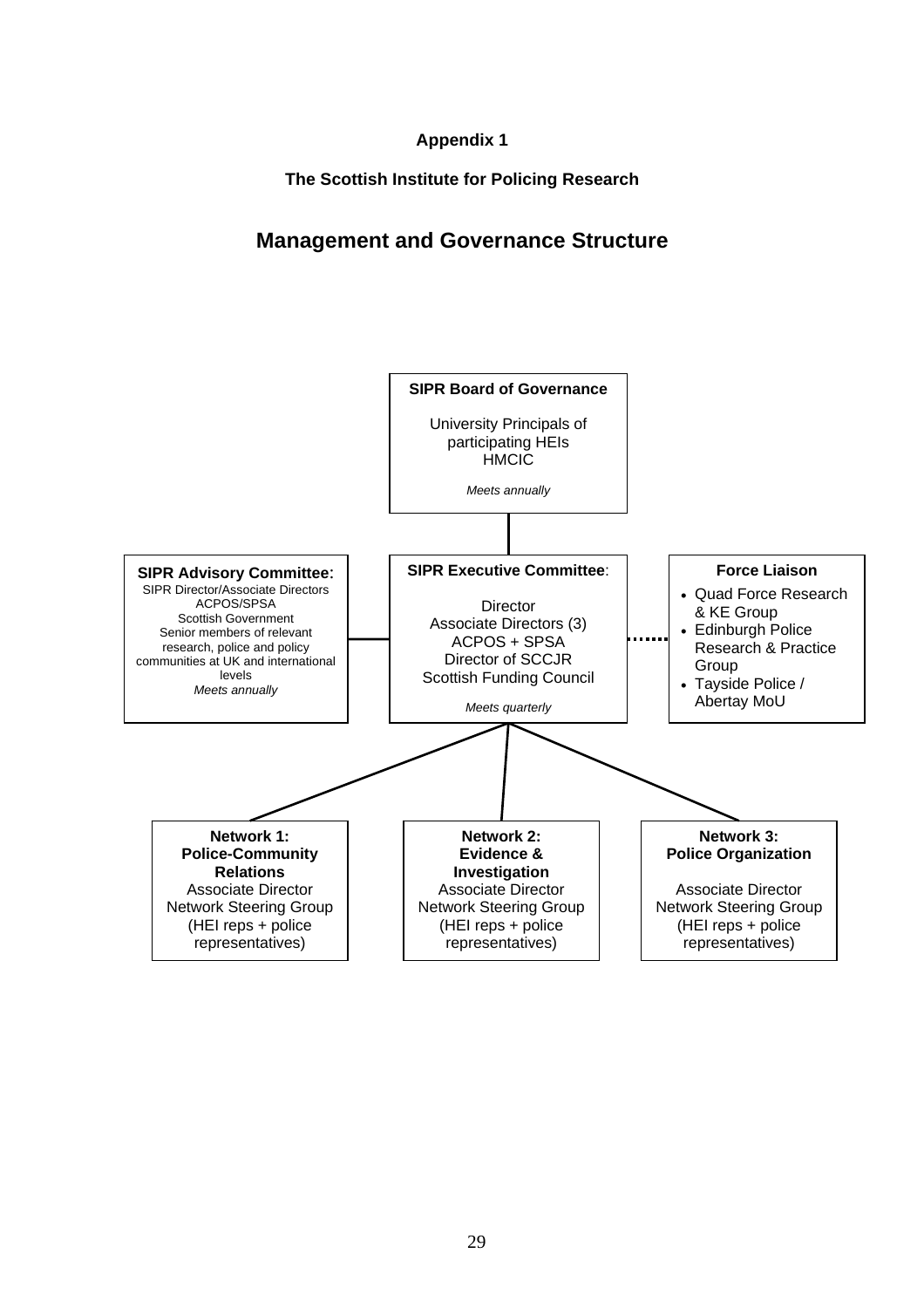**Appendix 1**

**The Scottish Institute for Policing Research**

## Management and Governance Structure

**SIPR Board of Governance**

University Principals of participating HEIs
HMCIC

*Meets annually*

**SIPR Advisory Committee:**
SIPR Director/Associate Directors
ACPOS/SPSA
Scottish Government
Senior members of relevant research, police and policy communities at UK and international levels
*Meets annually*

**SIPR Executive Committee:**

Director
Associate Directors (3)
ACPOS + SPSA
Director of SCCJR
Scottish Funding Council

*Meets quarterly*

**Force Liaison**

- Quad Force Research & KE Group
- Edinburgh Police Research & Practice Group
- Tayside Police / Abertay MoU

**Network 1: Police-Community Relations**
Associate Director
Network Steering Group (HEI reps + police representatives)

**Network 2: Evidence & Investigation**
Associate Director
Network Steering Group (HEI reps + police representatives)

**Network 3: Police Organization**
Associate Director
Network Steering Group (HEI reps + police representatives)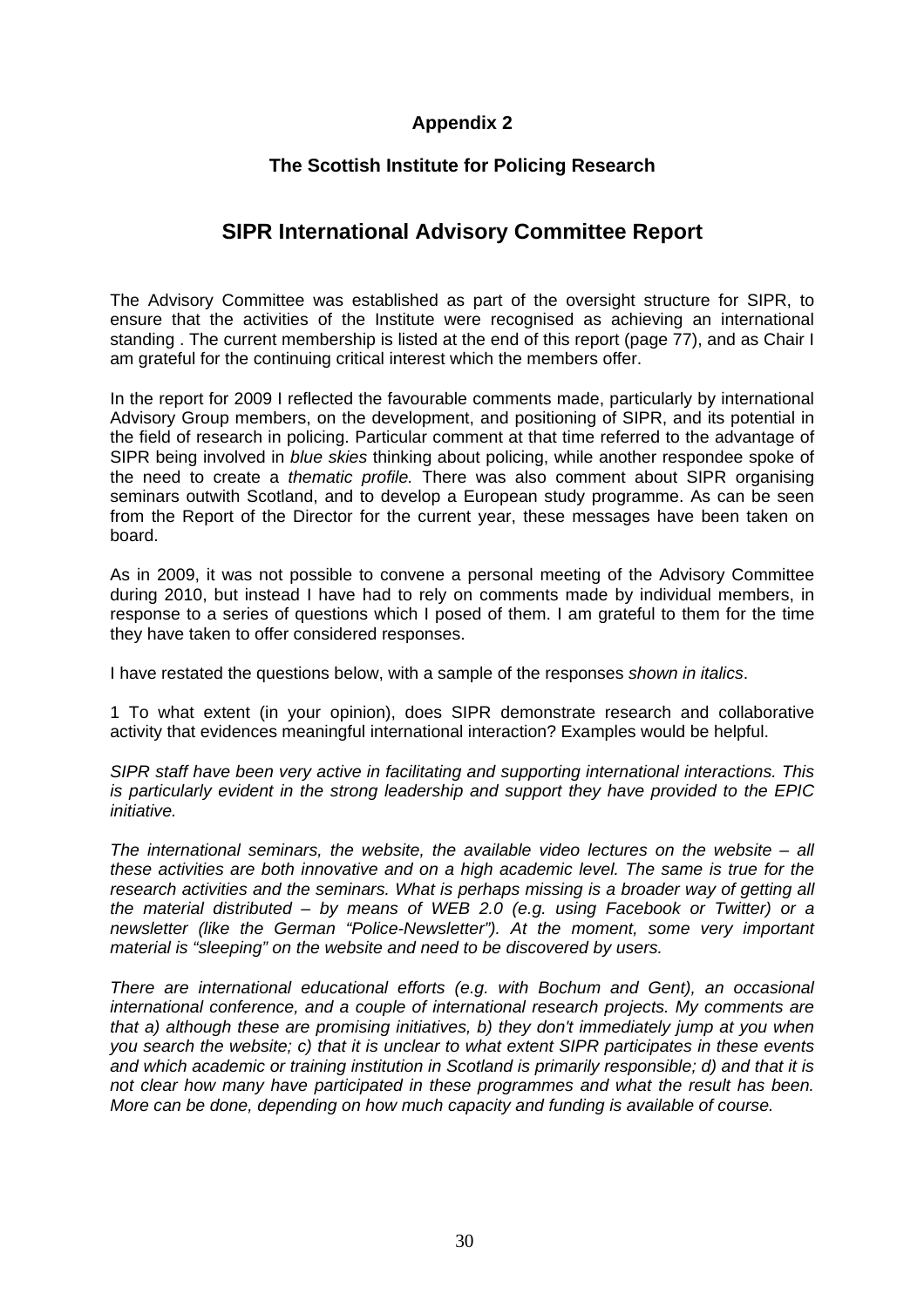## Appendix 2

### The Scottish Institute for Policing Research

# SIPR International Advisory Committee Report

The Advisory Committee was established as part of the oversight structure for SIPR, to ensure that the activities of the Institute were recognised as achieving an international standing . The current membership is listed at the end of this report (page 77), and as Chair I am grateful for the continuing critical interest which the members offer.

In the report for 2009 I reflected the favourable comments made, particularly by international Advisory Group members, on the development, and positioning of SIPR, and its potential in the field of research in policing. Particular comment at that time referred to the advantage of SIPR being involved in *blue skies* thinking about policing, while another respondee spoke of the need to create a *thematic profile.* There was also comment about SIPR organising seminars outwith Scotland, and to develop a European study programme. As can be seen from the Report of the Director for the current year, these messages have been taken on board.

As in 2009, it was not possible to convene a personal meeting of the Advisory Committee during 2010, but instead I have had to rely on comments made by individual members, in response to a series of questions which I posed of them. I am grateful to them for the time they have taken to offer considered responses.

I have restated the questions below, with a sample of the responses *shown in italics*.

1 To what extent (in your opinion), does SIPR demonstrate research and collaborative activity that evidences meaningful international interaction? Examples would be helpful.

*SIPR staff have been very active in facilitating and supporting international interactions. This is particularly evident in the strong leadership and support they have provided to the EPIC initiative.*

*The international seminars, the website, the available video lectures on the website – all these activities are both innovative and on a high academic level. The same is true for the research activities and the seminars. What is perhaps missing is a broader way of getting all the material distributed – by means of WEB 2.0 (e.g. using Facebook or Twitter) or a newsletter (like the German "Police-Newsletter"). At the moment, some very important material is "sleeping" on the website and need to be discovered by users.*

*There are international educational efforts (e.g. with Bochum and Gent), an occasional international conference, and a couple of international research projects. My comments are that a) although these are promising initiatives, b) they don't immediately jump at you when you search the website; c) that it is unclear to what extent SIPR participates in these events and which academic or training institution in Scotland is primarily responsible; d) and that it is not clear how many have participated in these programmes and what the result has been. More can be done, depending on how much capacity and funding is available of course.*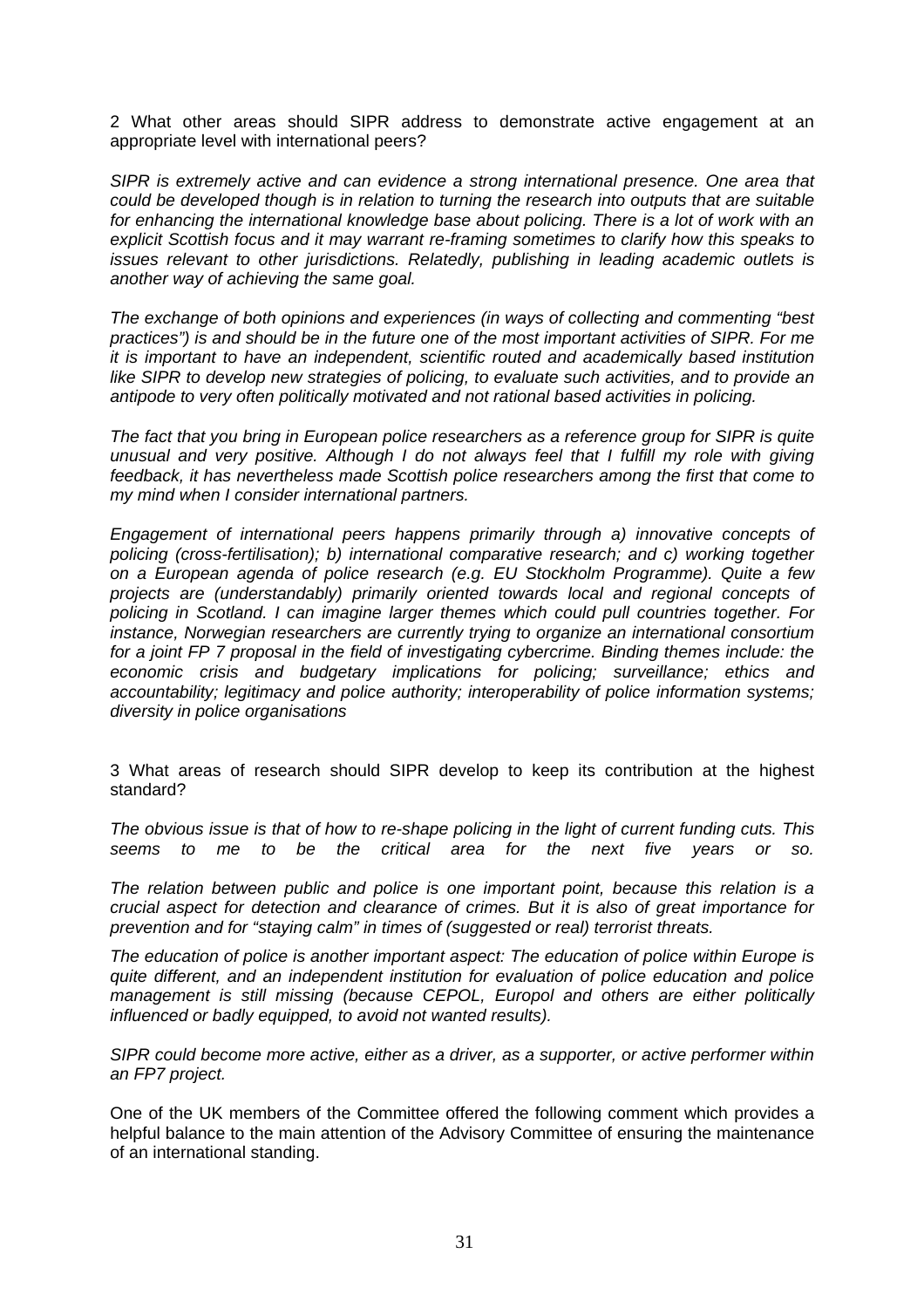2 What other areas should SIPR address to demonstrate active engagement at an appropriate level with international peers?

*SIPR is extremely active and can evidence a strong international presence. One area that could be developed though is in relation to turning the research into outputs that are suitable for enhancing the international knowledge base about policing. There is a lot of work with an explicit Scottish focus and it may warrant re-framing sometimes to clarify how this speaks to issues relevant to other jurisdictions. Relatedly, publishing in leading academic outlets is another way of achieving the same goal.*

*The exchange of both opinions and experiences (in ways of collecting and commenting "best practices") is and should be in the future one of the most important activities of SIPR. For me it is important to have an independent, scientific routed and academically based institution like SIPR to develop new strategies of policing, to evaluate such activities, and to provide an antipode to very often politically motivated and not rational based activities in policing.*

*The fact that you bring in European police researchers as a reference group for SIPR is quite unusual and very positive. Although I do not always feel that I fulfill my role with giving feedback, it has nevertheless made Scottish police researchers among the first that come to my mind when I consider international partners.*

*Engagement of international peers happens primarily through a) innovative concepts of policing (cross-fertilisation); b) international comparative research; and c) working together on a European agenda of police research (e.g. EU Stockholm Programme). Quite a few projects are (understandably) primarily oriented towards local and regional concepts of policing in Scotland. I can imagine larger themes which could pull countries together. For instance, Norwegian researchers are currently trying to organize an international consortium for a joint FP 7 proposal in the field of investigating cybercrime. Binding themes include: the economic crisis and budgetary implications for policing; surveillance; ethics and accountability; legitimacy and police authority; interoperability of police information systems; diversity in police organisations*

3 What areas of research should SIPR develop to keep its contribution at the highest standard?

*The obvious issue is that of how to re-shape policing in the light of current funding cuts. This seems to me to be the critical area for the next five years or so.*

*The relation between public and police is one important point, because this relation is a crucial aspect for detection and clearance of crimes. But it is also of great importance for prevention and for "staying calm" in times of (suggested or real) terrorist threats.*

*The education of police is another important aspect: The education of police within Europe is quite different, and an independent institution for evaluation of police education and police management is still missing (because CEPOL, Europol and others are either politically influenced or badly equipped, to avoid not wanted results).*

*SIPR could become more active, either as a driver, as a supporter, or active performer within an FP7 project.*

One of the UK members of the Committee offered the following comment which provides a helpful balance to the main attention of the Advisory Committee of ensuring the maintenance of an international standing.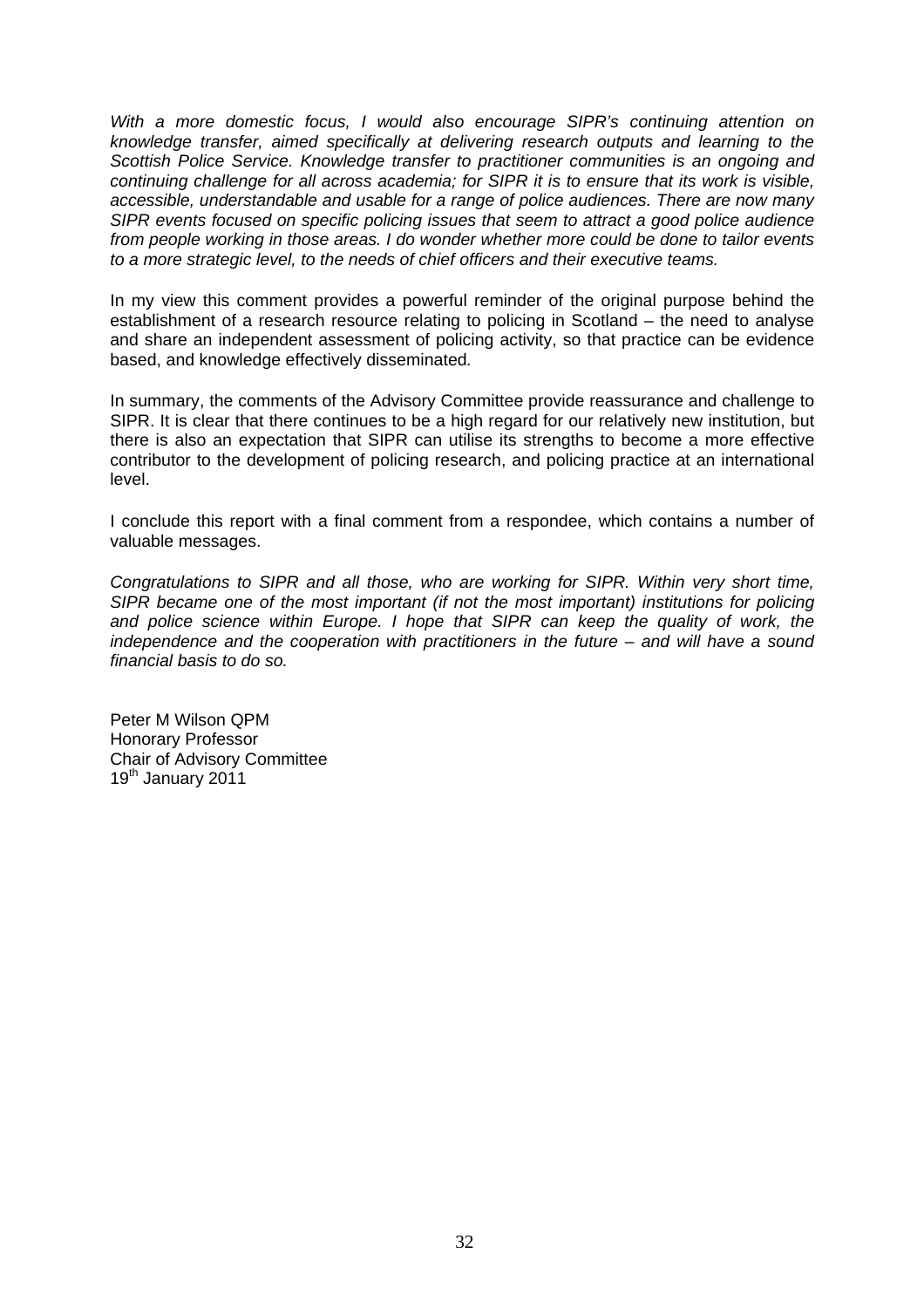*With a more domestic focus, I would also encourage SIPR's continuing attention on knowledge transfer, aimed specifically at delivering research outputs and learning to the Scottish Police Service. Knowledge transfer to practitioner communities is an ongoing and continuing challenge for all across academia; for SIPR it is to ensure that its work is visible, accessible, understandable and usable for a range of police audiences. There are now many SIPR events focused on specific policing issues that seem to attract a good police audience from people working in those areas. I do wonder whether more could be done to tailor events to a more strategic level, to the needs of chief officers and their executive teams.*

In my view this comment provides a powerful reminder of the original purpose behind the establishment of a research resource relating to policing in Scotland – the need to analyse and share an independent assessment of policing activity, so that practice can be evidence based, and knowledge effectively disseminated.

In summary, the comments of the Advisory Committee provide reassurance and challenge to SIPR. It is clear that there continues to be a high regard for our relatively new institution, but there is also an expectation that SIPR can utilise its strengths to become a more effective contributor to the development of policing research, and policing practice at an international level.

I conclude this report with a final comment from a respondee, which contains a number of valuable messages.

*Congratulations to SIPR and all those, who are working for SIPR. Within very short time, SIPR became one of the most important (if not the most important) institutions for policing and police science within Europe. I hope that SIPR can keep the quality of work, the independence and the cooperation with practitioners in the future – and will have a sound financial basis to do so.*

Peter M Wilson QPM
Honorary Professor
Chair of Advisory Committee
19th January 2011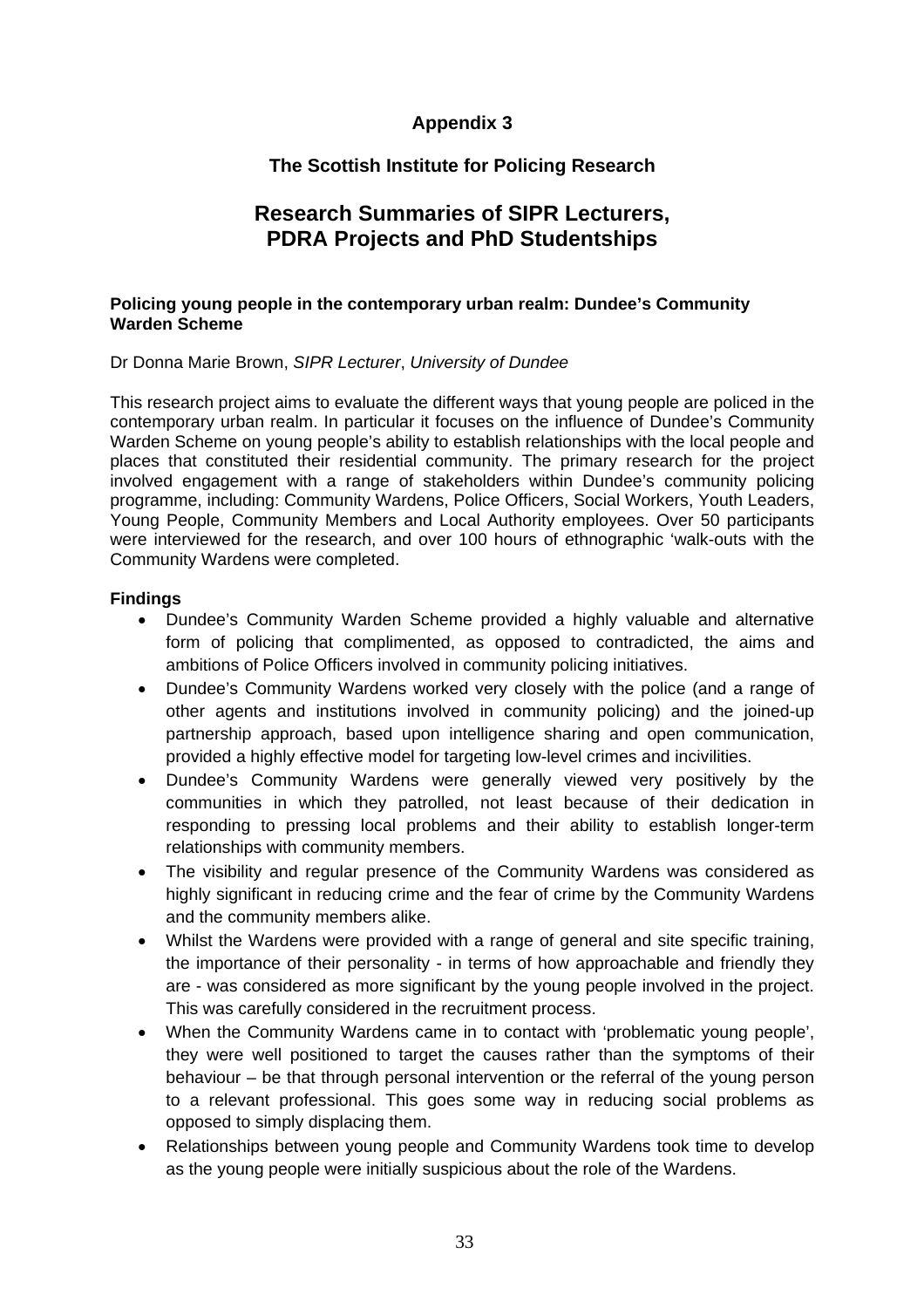# Appendix 3

## The Scottish Institute for Policing Research

## Research Summaries of SIPR Lecturers, PDRA Projects and PhD Studentships

**Policing young people in the contemporary urban realm: Dundee's Community Warden Scheme**

Dr Donna Marie Brown, *SIPR Lecturer*, *University of Dundee*

This research project aims to evaluate the different ways that young people are policed in the contemporary urban realm. In particular it focuses on the influence of Dundee's Community Warden Scheme on young people's ability to establish relationships with the local people and places that constituted their residential community. The primary research for the project involved engagement with a range of stakeholders within Dundee's community policing programme, including: Community Wardens, Police Officers, Social Workers, Youth Leaders, Young People, Community Members and Local Authority employees. Over 50 participants were interviewed for the research, and over 100 hours of ethnographic 'walk-outs with the Community Wardens were completed.

**Findings**

- Dundee's Community Warden Scheme provided a highly valuable and alternative form of policing that complimented, as opposed to contradicted, the aims and ambitions of Police Officers involved in community policing initiatives.
- Dundee's Community Wardens worked very closely with the police (and a range of other agents and institutions involved in community policing) and the joined-up partnership approach, based upon intelligence sharing and open communication, provided a highly effective model for targeting low-level crimes and incivilities.
- Dundee's Community Wardens were generally viewed very positively by the communities in which they patrolled, not least because of their dedication in responding to pressing local problems and their ability to establish longer-term relationships with community members.
- The visibility and regular presence of the Community Wardens was considered as highly significant in reducing crime and the fear of crime by the Community Wardens and the community members alike.
- Whilst the Wardens were provided with a range of general and site specific training, the importance of their personality - in terms of how approachable and friendly they are - was considered as more significant by the young people involved in the project. This was carefully considered in the recruitment process.
- When the Community Wardens came in to contact with 'problematic young people', they were well positioned to target the causes rather than the symptoms of their behaviour – be that through personal intervention or the referral of the young person to a relevant professional. This goes some way in reducing social problems as opposed to simply displacing them.
- Relationships between young people and Community Wardens took time to develop as the young people were initially suspicious about the role of the Wardens.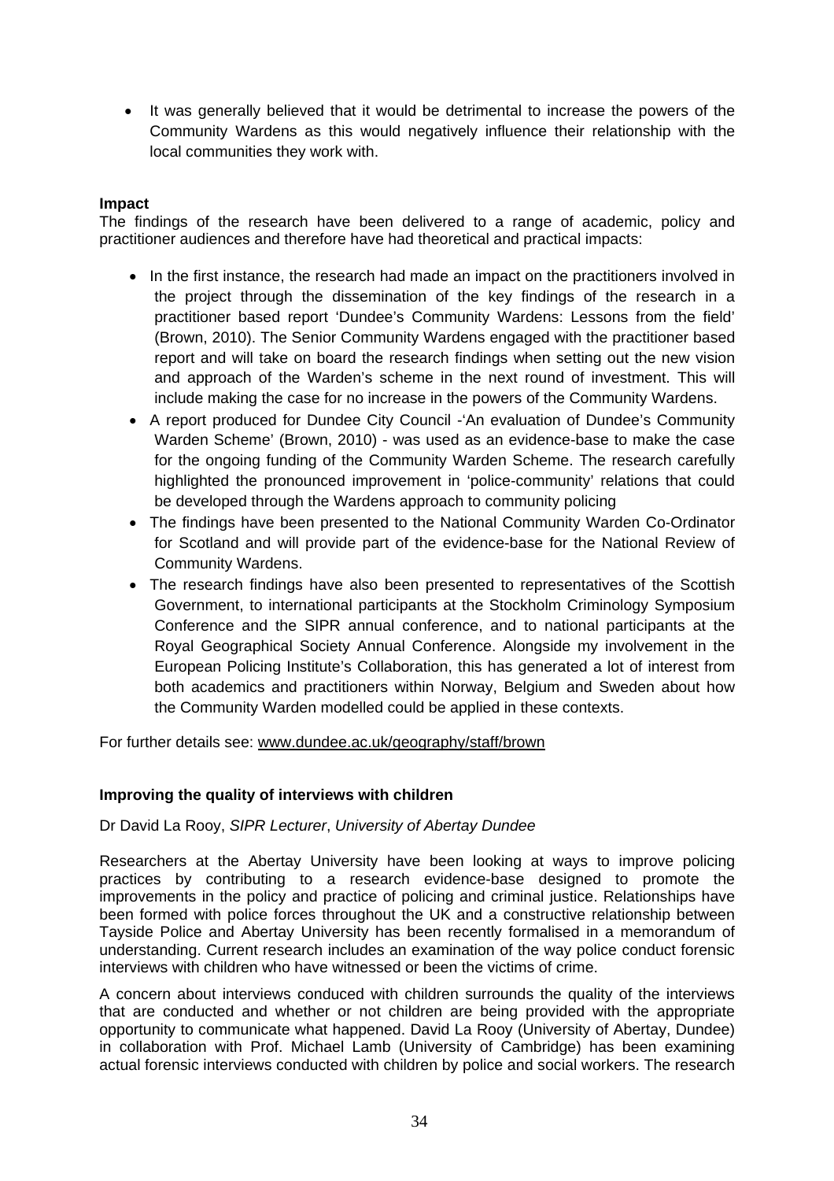- It was generally believed that it would be detrimental to increase the powers of the Community Wardens as this would negatively influence their relationship with the local communities they work with.

**Impact**

The findings of the research have been delivered to a range of academic, policy and practitioner audiences and therefore have had theoretical and practical impacts:

- In the first instance, the research had made an impact on the practitioners involved in the project through the dissemination of the key findings of the research in a practitioner based report 'Dundee's Community Wardens: Lessons from the field' (Brown, 2010). The Senior Community Wardens engaged with the practitioner based report and will take on board the research findings when setting out the new vision and approach of the Warden's scheme in the next round of investment. This will include making the case for no increase in the powers of the Community Wardens.
- A report produced for Dundee City Council -'An evaluation of Dundee's Community Warden Scheme' (Brown, 2010) - was used as an evidence-base to make the case for the ongoing funding of the Community Warden Scheme. The research carefully highlighted the pronounced improvement in 'police-community' relations that could be developed through the Wardens approach to community policing
- The findings have been presented to the National Community Warden Co-Ordinator for Scotland and will provide part of the evidence-base for the National Review of Community Wardens.
- The research findings have also been presented to representatives of the Scottish Government, to international participants at the Stockholm Criminology Symposium Conference and the SIPR annual conference, and to national participants at the Royal Geographical Society Annual Conference. Alongside my involvement in the European Policing Institute's Collaboration, this has generated a lot of interest from both academics and practitioners within Norway, Belgium and Sweden about how the Community Warden modelled could be applied in these contexts.

For further details see: www.dundee.ac.uk/geography/staff/brown

**Improving the quality of interviews with children**

Dr David La Rooy, *SIPR Lecturer*, *University of Abertay Dundee*

Researchers at the Abertay University have been looking at ways to improve policing practices by contributing to a research evidence-base designed to promote the improvements in the policy and practice of policing and criminal justice. Relationships have been formed with police forces throughout the UK and a constructive relationship between Tayside Police and Abertay University has been recently formalised in a memorandum of understanding. Current research includes an examination of the way police conduct forensic interviews with children who have witnessed or been the victims of crime.

A concern about interviews conduced with children surrounds the quality of the interviews that are conducted and whether or not children are being provided with the appropriate opportunity to communicate what happened. David La Rooy (University of Abertay, Dundee) in collaboration with Prof. Michael Lamb (University of Cambridge) has been examining actual forensic interviews conducted with children by police and social workers. The research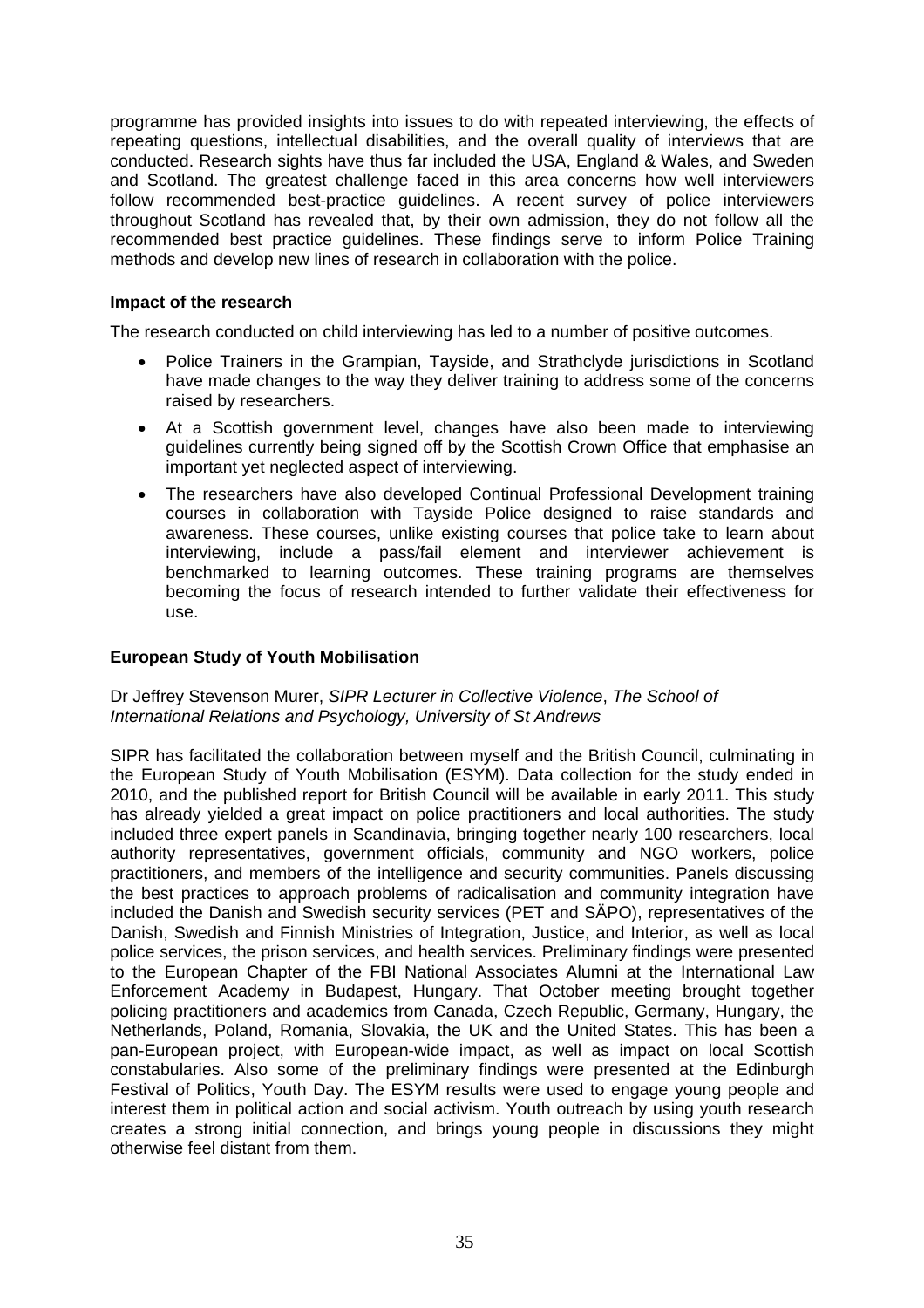programme has provided insights into issues to do with repeated interviewing, the effects of repeating questions, intellectual disabilities, and the overall quality of interviews that are conducted. Research sights have thus far included the USA, England & Wales, and Sweden and Scotland. The greatest challenge faced in this area concerns how well interviewers follow recommended best-practice guidelines. A recent survey of police interviewers throughout Scotland has revealed that, by their own admission, they do not follow all the recommended best practice guidelines. These findings serve to inform Police Training methods and develop new lines of research in collaboration with the police.

**Impact of the research**

The research conducted on child interviewing has led to a number of positive outcomes.

- Police Trainers in the Grampian, Tayside, and Strathclyde jurisdictions in Scotland have made changes to the way they deliver training to address some of the concerns raised by researchers.
- At a Scottish government level, changes have also been made to interviewing guidelines currently being signed off by the Scottish Crown Office that emphasise an important yet neglected aspect of interviewing.
- The researchers have also developed Continual Professional Development training courses in collaboration with Tayside Police designed to raise standards and awareness. These courses, unlike existing courses that police take to learn about interviewing, include a pass/fail element and interviewer achievement is benchmarked to learning outcomes. These training programs are themselves becoming the focus of research intended to further validate their effectiveness for use.

**European Study of Youth Mobilisation**

Dr Jeffrey Stevenson Murer, *SIPR Lecturer in Collective Violence*, *The School of International Relations and Psychology, University of St Andrews*

SIPR has facilitated the collaboration between myself and the British Council, culminating in the European Study of Youth Mobilisation (ESYM). Data collection for the study ended in 2010, and the published report for British Council will be available in early 2011. This study has already yielded a great impact on police practitioners and local authorities. The study included three expert panels in Scandinavia, bringing together nearly 100 researchers, local authority representatives, government officials, community and NGO workers, police practitioners, and members of the intelligence and security communities. Panels discussing the best practices to approach problems of radicalisation and community integration have included the Danish and Swedish security services (PET and SÄPO), representatives of the Danish, Swedish and Finnish Ministries of Integration, Justice, and Interior, as well as local police services, the prison services, and health services. Preliminary findings were presented to the European Chapter of the FBI National Associates Alumni at the International Law Enforcement Academy in Budapest, Hungary. That October meeting brought together policing practitioners and academics from Canada, Czech Republic, Germany, Hungary, the Netherlands, Poland, Romania, Slovakia, the UK and the United States. This has been a pan-European project, with European-wide impact, as well as impact on local Scottish constabularies. Also some of the preliminary findings were presented at the Edinburgh Festival of Politics, Youth Day. The ESYM results were used to engage young people and interest them in political action and social activism. Youth outreach by using youth research creates a strong initial connection, and brings young people in discussions they might otherwise feel distant from them.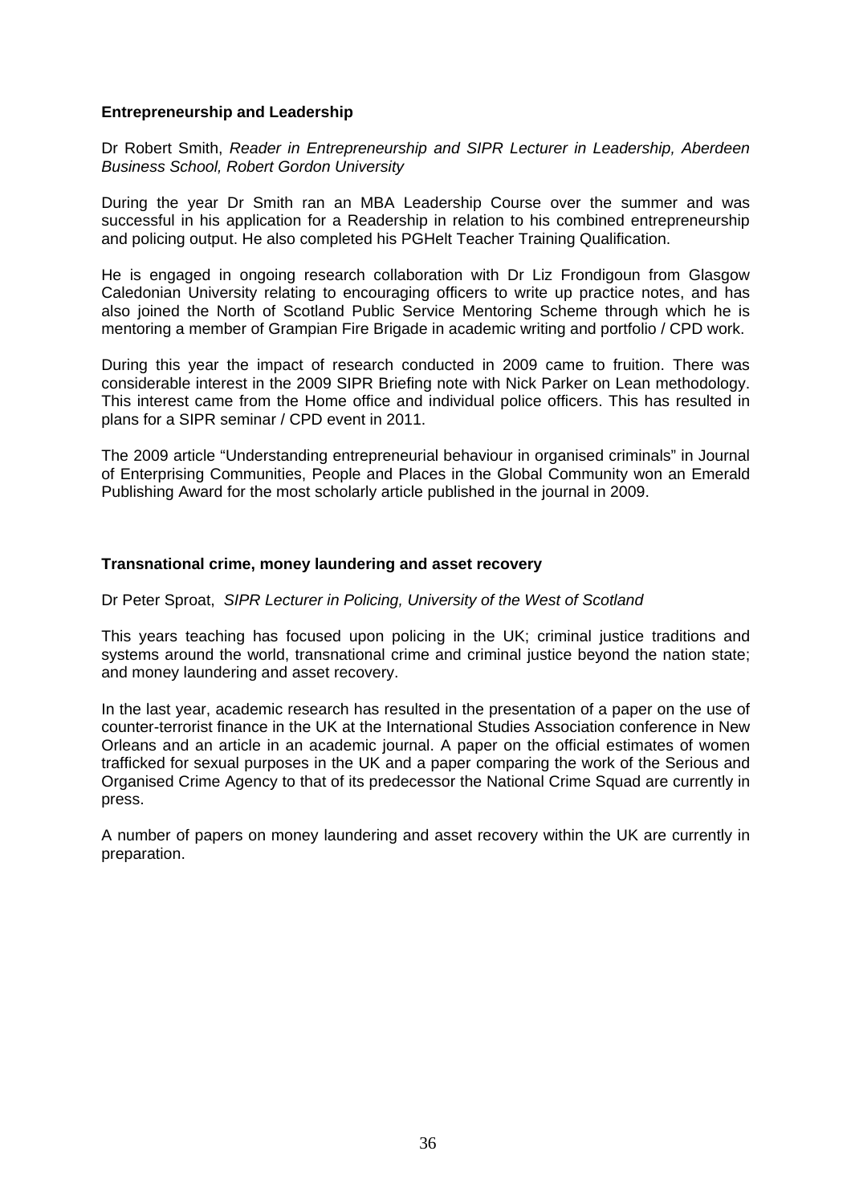**Entrepreneurship and Leadership**

Dr Robert Smith, *Reader in Entrepreneurship and SIPR Lecturer in Leadership, Aberdeen Business School, Robert Gordon University*

During the year Dr Smith ran an MBA Leadership Course over the summer and was successful in his application for a Readership in relation to his combined entrepreneurship and policing output. He also completed his PGHelt Teacher Training Qualification.

He is engaged in ongoing research collaboration with Dr Liz Frondigoun from Glasgow Caledonian University relating to encouraging officers to write up practice notes, and has also joined the North of Scotland Public Service Mentoring Scheme through which he is mentoring a member of Grampian Fire Brigade in academic writing and portfolio / CPD work.

During this year the impact of research conducted in 2009 came to fruition. There was considerable interest in the 2009 SIPR Briefing note with Nick Parker on Lean methodology. This interest came from the Home office and individual police officers. This has resulted in plans for a SIPR seminar / CPD event in 2011.

The 2009 article "Understanding entrepreneurial behaviour in organised criminals" in Journal of Enterprising Communities, People and Places in the Global Community won an Emerald Publishing Award for the most scholarly article published in the journal in 2009.

**Transnational crime, money laundering and asset recovery**

Dr Peter Sproat, *SIPR Lecturer in Policing, University of the West of Scotland*

This years teaching has focused upon policing in the UK; criminal justice traditions and systems around the world, transnational crime and criminal justice beyond the nation state; and money laundering and asset recovery.

In the last year, academic research has resulted in the presentation of a paper on the use of counter-terrorist finance in the UK at the International Studies Association conference in New Orleans and an article in an academic journal. A paper on the official estimates of women trafficked for sexual purposes in the UK and a paper comparing the work of the Serious and Organised Crime Agency to that of its predecessor the National Crime Squad are currently in press.

A number of papers on money laundering and asset recovery within the UK are currently in preparation.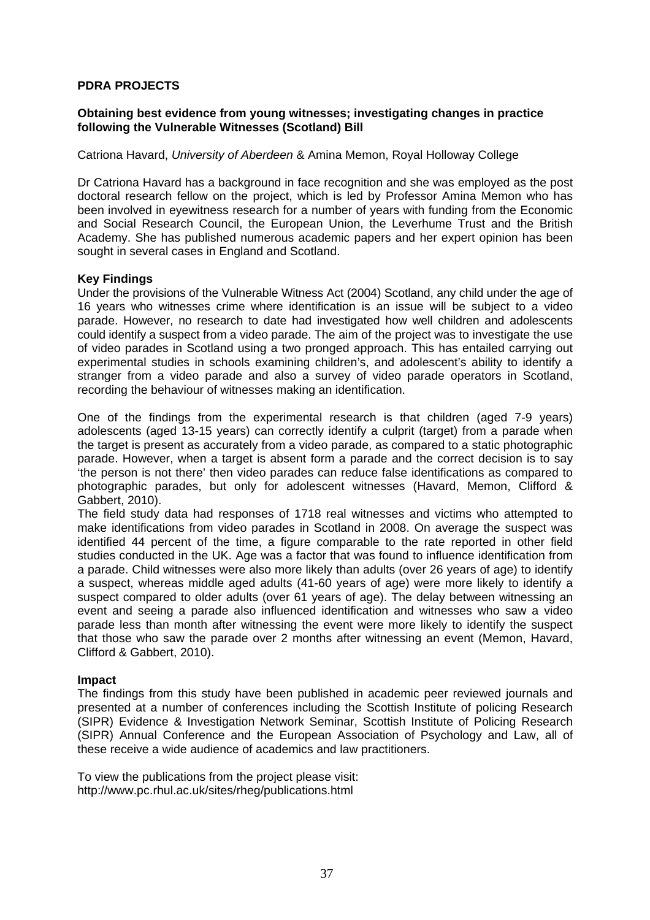**PDRA PROJECTS**

**Obtaining best evidence from young witnesses; investigating changes in practice following the Vulnerable Witnesses (Scotland) Bill**

Catriona Havard, *University of Aberdeen* & Amina Memon, Royal Holloway College

Dr Catriona Havard has a background in face recognition and she was employed as the post doctoral research fellow on the project, which is led by Professor Amina Memon who has been involved in eyewitness research for a number of years with funding from the Economic and Social Research Council, the European Union, the Leverhume Trust and the British Academy. She has published numerous academic papers and her expert opinion has been sought in several cases in England and Scotland.

**Key Findings**

Under the provisions of the Vulnerable Witness Act (2004) Scotland, any child under the age of 16 years who witnesses crime where identification is an issue will be subject to a video parade. However, no research to date had investigated how well children and adolescents could identify a suspect from a video parade. The aim of the project was to investigate the use of video parades in Scotland using a two pronged approach. This has entailed carrying out experimental studies in schools examining children's, and adolescent's ability to identify a stranger from a video parade and also a survey of video parade operators in Scotland, recording the behaviour of witnesses making an identification.

One of the findings from the experimental research is that children (aged 7-9 years) adolescents (aged 13-15 years) can correctly identify a culprit (target) from a parade when the target is present as accurately from a video parade, as compared to a static photographic parade. However, when a target is absent form a parade and the correct decision is to say 'the person is not there' then video parades can reduce false identifications as compared to photographic parades, but only for adolescent witnesses (Havard, Memon, Clifford & Gabbert, 2010).

The field study data had responses of 1718 real witnesses and victims who attempted to make identifications from video parades in Scotland in 2008. On average the suspect was identified 44 percent of the time, a figure comparable to the rate reported in other field studies conducted in the UK. Age was a factor that was found to influence identification from a parade. Child witnesses were also more likely than adults (over 26 years of age) to identify a suspect, whereas middle aged adults (41-60 years of age) were more likely to identify a suspect compared to older adults (over 61 years of age). The delay between witnessing an event and seeing a parade also influenced identification and witnesses who saw a video parade less than month after witnessing the event were more likely to identify the suspect that those who saw the parade over 2 months after witnessing an event (Memon, Havard, Clifford & Gabbert, 2010).

**Impact**

The findings from this study have been published in academic peer reviewed journals and presented at a number of conferences including the Scottish Institute of policing Research (SIPR) Evidence & Investigation Network Seminar, Scottish Institute of Policing Research (SIPR) Annual Conference and the European Association of Psychology and Law, all of these receive a wide audience of academics and law practitioners.

To view the publications from the project please visit:
http://www.pc.rhul.ac.uk/sites/rheg/publications.html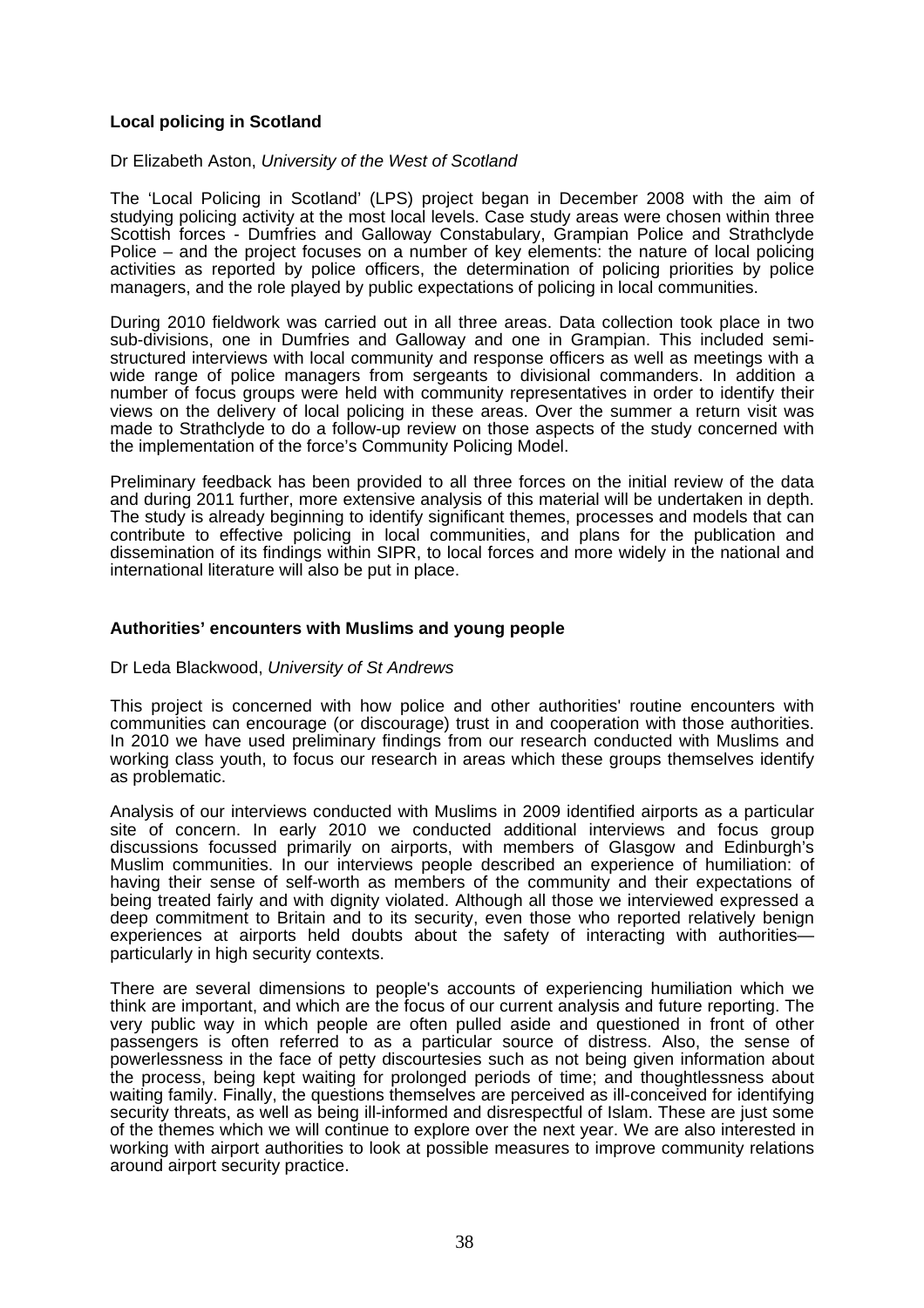### Local policing in Scotland

Dr Elizabeth Aston, *University of the West of Scotland*

The 'Local Policing in Scotland' (LPS) project began in December 2008 with the aim of studying policing activity at the most local levels. Case study areas were chosen within three Scottish forces - Dumfries and Galloway Constabulary, Grampian Police and Strathclyde Police – and the project focuses on a number of key elements: the nature of local policing activities as reported by police officers, the determination of policing priorities by police managers, and the role played by public expectations of policing in local communities.

During 2010 fieldwork was carried out in all three areas. Data collection took place in two sub-divisions, one in Dumfries and Galloway and one in Grampian. This included semi-structured interviews with local community and response officers as well as meetings with a wide range of police managers from sergeants to divisional commanders. In addition a number of focus groups were held with community representatives in order to identify their views on the delivery of local policing in these areas. Over the summer a return visit was made to Strathclyde to do a follow-up review on those aspects of the study concerned with the implementation of the force's Community Policing Model.

Preliminary feedback has been provided to all three forces on the initial review of the data and during 2011 further, more extensive analysis of this material will be undertaken in depth. The study is already beginning to identify significant themes, processes and models that can contribute to effective policing in local communities, and plans for the publication and dissemination of its findings within SIPR, to local forces and more widely in the national and international literature will also be put in place.

### Authorities' encounters with Muslims and young people

Dr Leda Blackwood, *University of St Andrews*

This project is concerned with how police and other authorities' routine encounters with communities can encourage (or discourage) trust in and cooperation with those authorities. In 2010 we have used preliminary findings from our research conducted with Muslims and working class youth, to focus our research in areas which these groups themselves identify as problematic.

Analysis of our interviews conducted with Muslims in 2009 identified airports as a particular site of concern. In early 2010 we conducted additional interviews and focus group discussions focussed primarily on airports, with members of Glasgow and Edinburgh's Muslim communities. In our interviews people described an experience of humiliation: of having their sense of self-worth as members of the community and their expectations of being treated fairly and with dignity violated. Although all those we interviewed expressed a deep commitment to Britain and to its security, even those who reported relatively benign experiences at airports held doubts about the safety of interacting with authorities—particularly in high security contexts.

There are several dimensions to people's accounts of experiencing humiliation which we think are important, and which are the focus of our current analysis and future reporting. The very public way in which people are often pulled aside and questioned in front of other passengers is often referred to as a particular source of distress. Also, the sense of powerlessness in the face of petty discourtesies such as not being given information about the process, being kept waiting for prolonged periods of time; and thoughtlessness about waiting family. Finally, the questions themselves are perceived as ill-conceived for identifying security threats, as well as being ill-informed and disrespectful of Islam. These are just some of the themes which we will continue to explore over the next year. We are also interested in working with airport authorities to look at possible measures to improve community relations around airport security practice.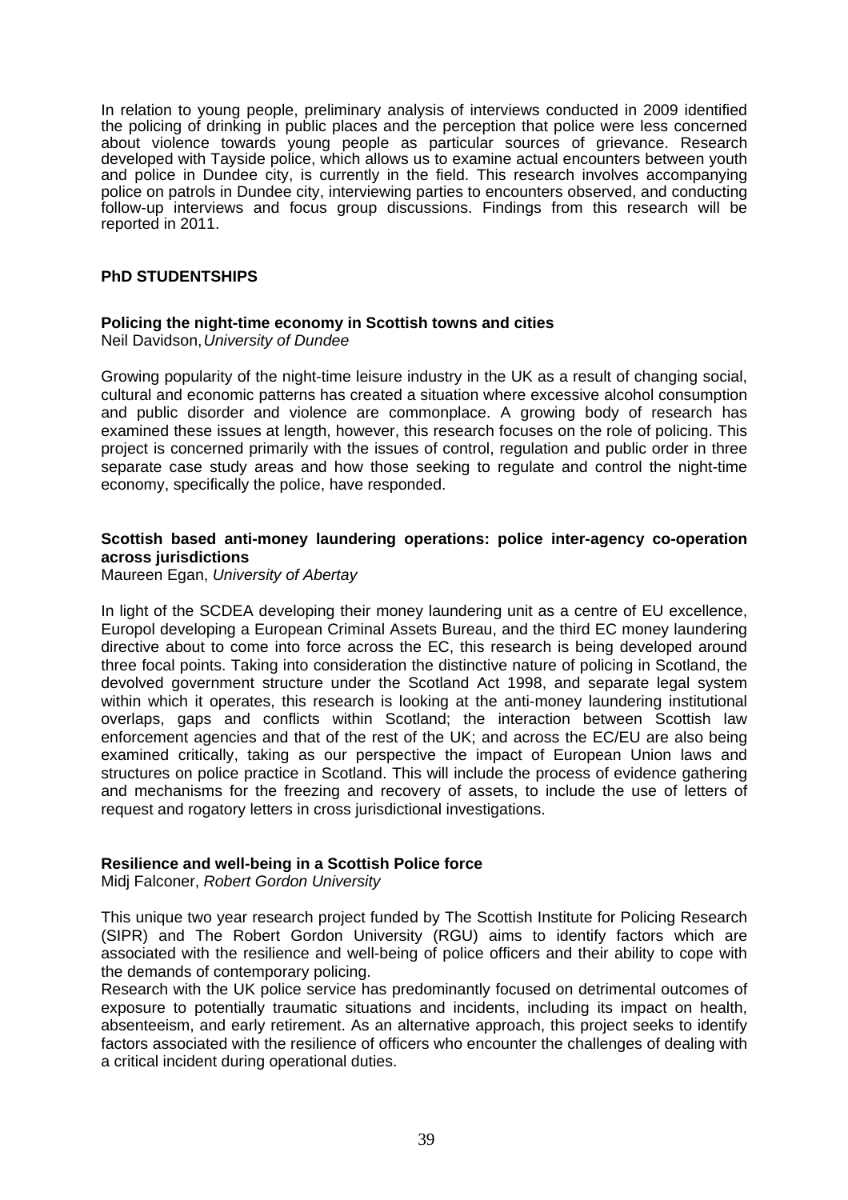In relation to young people, preliminary analysis of interviews conducted in 2009 identified the policing of drinking in public places and the perception that police were less concerned about violence towards young people as particular sources of grievance. Research developed with Tayside police, which allows us to examine actual encounters between youth and police in Dundee city, is currently in the field. This research involves accompanying police on patrols in Dundee city, interviewing parties to encounters observed, and conducting follow-up interviews and focus group discussions. Findings from this research will be reported in 2011.

## PhD STUDENTSHIPS

### Policing the night-time economy in Scottish towns and cities

Neil Davidson, *University of Dundee*

Growing popularity of the night-time leisure industry in the UK as a result of changing social, cultural and economic patterns has created a situation where excessive alcohol consumption and public disorder and violence are commonplace. A growing body of research has examined these issues at length, however, this research focuses on the role of policing. This project is concerned primarily with the issues of control, regulation and public order in three separate case study areas and how those seeking to regulate and control the night-time economy, specifically the police, have responded.

### Scottish based anti-money laundering operations: police inter-agency co-operation across jurisdictions

Maureen Egan, *University of Abertay*

In light of the SCDEA developing their money laundering unit as a centre of EU excellence, Europol developing a European Criminal Assets Bureau, and the third EC money laundering directive about to come into force across the EC, this research is being developed around three focal points. Taking into consideration the distinctive nature of policing in Scotland, the devolved government structure under the Scotland Act 1998, and separate legal system within which it operates, this research is looking at the anti-money laundering institutional overlaps, gaps and conflicts within Scotland; the interaction between Scottish law enforcement agencies and that of the rest of the UK; and across the EC/EU are also being examined critically, taking as our perspective the impact of European Union laws and structures on police practice in Scotland. This will include the process of evidence gathering and mechanisms for the freezing and recovery of assets, to include the use of letters of request and rogatory letters in cross jurisdictional investigations.

### Resilience and well-being in a Scottish Police force

Midj Falconer, *Robert Gordon University*

This unique two year research project funded by The Scottish Institute for Policing Research (SIPR) and The Robert Gordon University (RGU) aims to identify factors which are associated with the resilience and well-being of police officers and their ability to cope with the demands of contemporary policing.

Research with the UK police service has predominantly focused on detrimental outcomes of exposure to potentially traumatic situations and incidents, including its impact on health, absenteeism, and early retirement. As an alternative approach, this project seeks to identify factors associated with the resilience of officers who encounter the challenges of dealing with a critical incident during operational duties.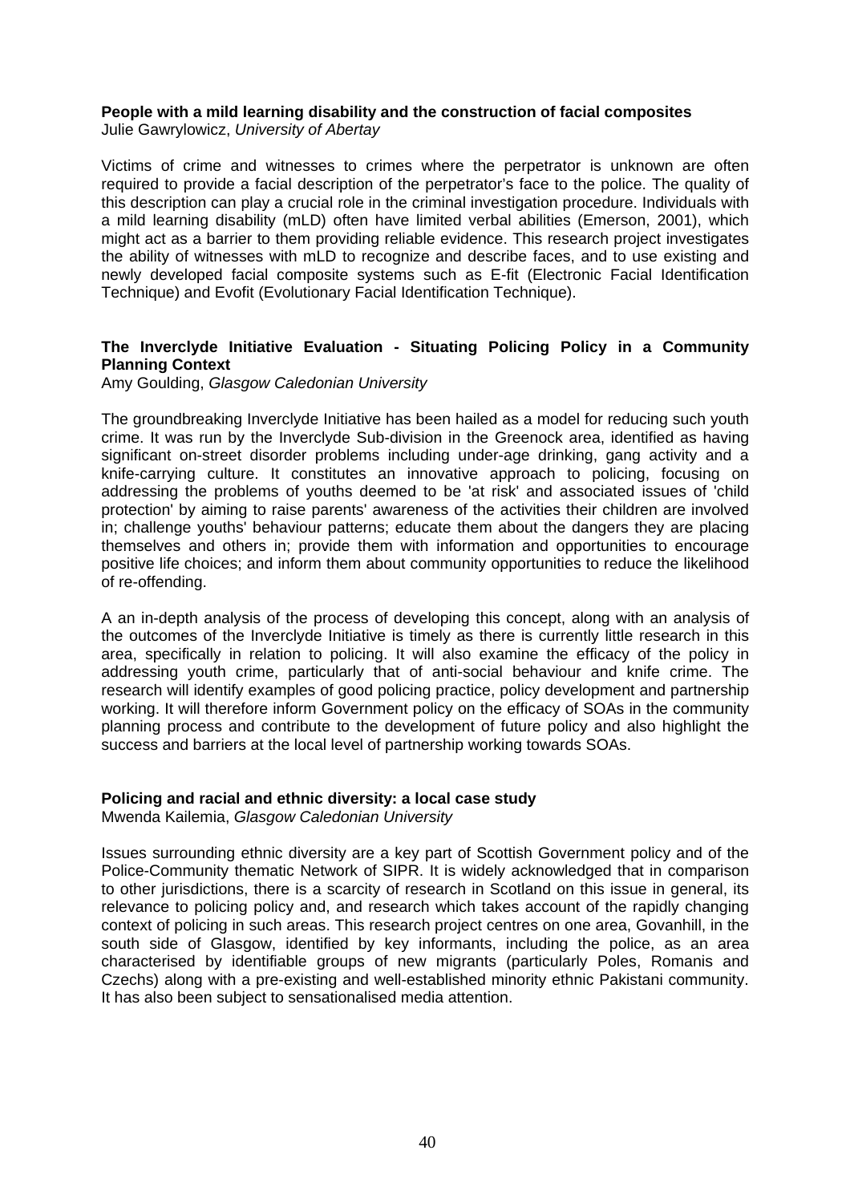**People with a mild learning disability and the construction of facial composites**
Julie Gawrylowicz, *University of Abertay*

Victims of crime and witnesses to crimes where the perpetrator is unknown are often required to provide a facial description of the perpetrator's face to the police. The quality of this description can play a crucial role in the criminal investigation procedure. Individuals with a mild learning disability (mLD) often have limited verbal abilities (Emerson, 2001), which might act as a barrier to them providing reliable evidence. This research project investigates the ability of witnesses with mLD to recognize and describe faces, and to use existing and newly developed facial composite systems such as E-fit (Electronic Facial Identification Technique) and Evofit (Evolutionary Facial Identification Technique).

**The Inverclyde Initiative Evaluation - Situating Policing Policy in a Community Planning Context**
Amy Goulding, *Glasgow Caledonian University*

The groundbreaking Inverclyde Initiative has been hailed as a model for reducing such youth crime. It was run by the Inverclyde Sub-division in the Greenock area, identified as having significant on-street disorder problems including under-age drinking, gang activity and a knife-carrying culture. It constitutes an innovative approach to policing, focusing on addressing the problems of youths deemed to be 'at risk' and associated issues of 'child protection' by aiming to raise parents' awareness of the activities their children are involved in; challenge youths' behaviour patterns; educate them about the dangers they are placing themselves and others in; provide them with information and opportunities to encourage positive life choices; and inform them about community opportunities to reduce the likelihood of re-offending.

A an in-depth analysis of the process of developing this concept, along with an analysis of the outcomes of the Inverclyde Initiative is timely as there is currently little research in this area, specifically in relation to policing. It will also examine the efficacy of the policy in addressing youth crime, particularly that of anti-social behaviour and knife crime. The research will identify examples of good policing practice, policy development and partnership working. It will therefore inform Government policy on the efficacy of SOAs in the community planning process and contribute to the development of future policy and also highlight the success and barriers at the local level of partnership working towards SOAs.

**Policing and racial and ethnic diversity: a local case study**
Mwenda Kailemia, *Glasgow Caledonian University*

Issues surrounding ethnic diversity are a key part of Scottish Government policy and of the Police-Community thematic Network of SIPR. It is widely acknowledged that in comparison to other jurisdictions, there is a scarcity of research in Scotland on this issue in general, its relevance to policing policy and, and research which takes account of the rapidly changing context of policing in such areas. This research project centres on one area, Govanhill, in the south side of Glasgow, identified by key informants, including the police, as an area characterised by identifiable groups of new migrants (particularly Poles, Romanis and Czechs) along with a pre-existing and well-established minority ethnic Pakistani community. It has also been subject to sensationalised media attention.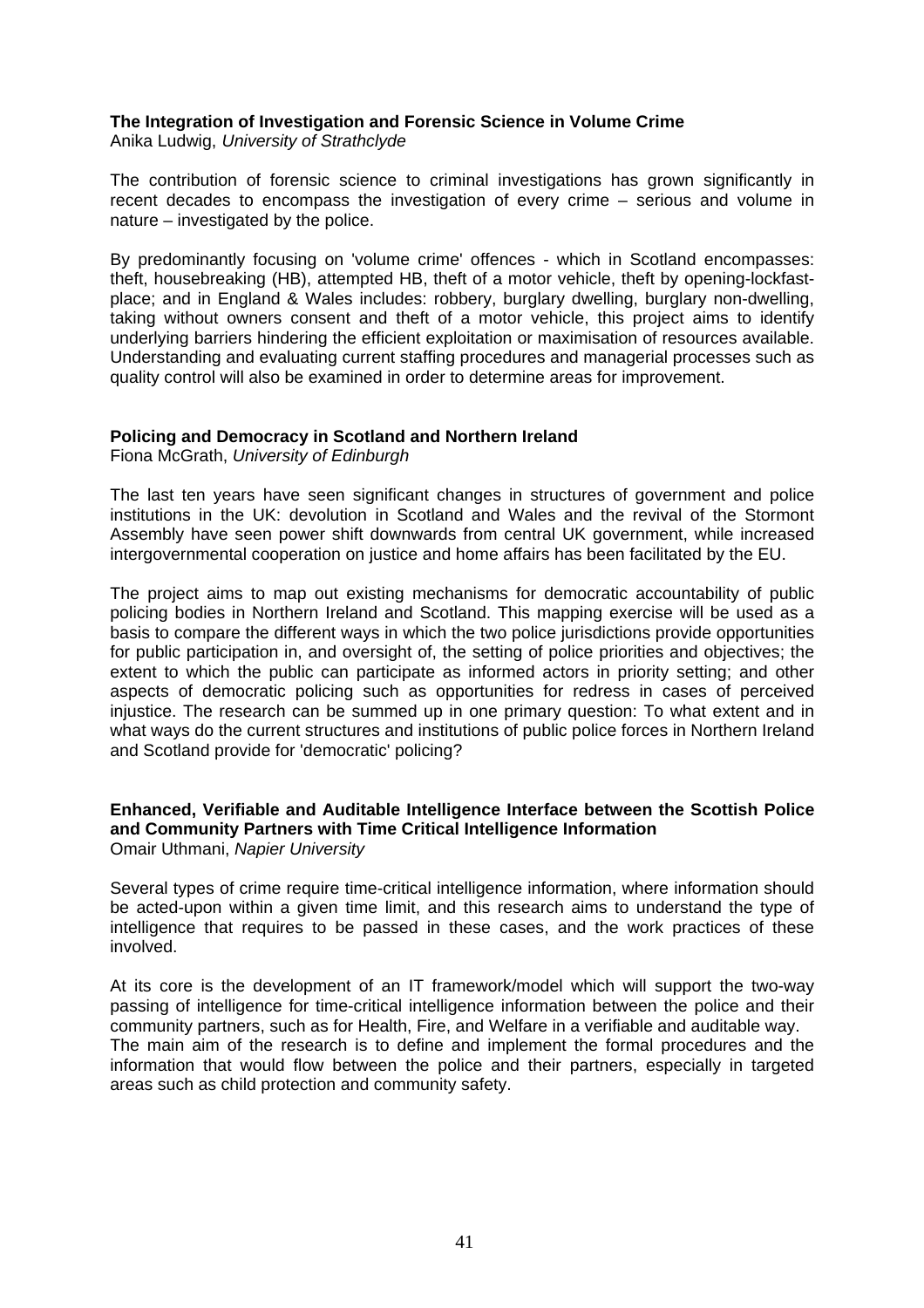### The Integration of Investigation and Forensic Science in Volume Crime

Anika Ludwig, *University of Strathclyde*

The contribution of forensic science to criminal investigations has grown significantly in recent decades to encompass the investigation of every crime – serious and volume in nature – investigated by the police.

By predominantly focusing on 'volume crime' offences - which in Scotland encompasses: theft, housebreaking (HB), attempted HB, theft of a motor vehicle, theft by opening-lockfast-place; and in England & Wales includes: robbery, burglary dwelling, burglary non-dwelling, taking without owners consent and theft of a motor vehicle, this project aims to identify underlying barriers hindering the efficient exploitation or maximisation of resources available. Understanding and evaluating current staffing procedures and managerial processes such as quality control will also be examined in order to determine areas for improvement.

### Policing and Democracy in Scotland and Northern Ireland

Fiona McGrath, *University of Edinburgh*

The last ten years have seen significant changes in structures of government and police institutions in the UK: devolution in Scotland and Wales and the revival of the Stormont Assembly have seen power shift downwards from central UK government, while increased intergovernmental cooperation on justice and home affairs has been facilitated by the EU.

The project aims to map out existing mechanisms for democratic accountability of public policing bodies in Northern Ireland and Scotland. This mapping exercise will be used as a basis to compare the different ways in which the two police jurisdictions provide opportunities for public participation in, and oversight of, the setting of police priorities and objectives; the extent to which the public can participate as informed actors in priority setting; and other aspects of democratic policing such as opportunities for redress in cases of perceived injustice. The research can be summed up in one primary question: To what extent and in what ways do the current structures and institutions of public police forces in Northern Ireland and Scotland provide for 'democratic' policing?

### Enhanced, Verifiable and Auditable Intelligence Interface between the Scottish Police and Community Partners with Time Critical Intelligence Information

Omair Uthmani, *Napier University*

Several types of crime require time-critical intelligence information, where information should be acted-upon within a given time limit, and this research aims to understand the type of intelligence that requires to be passed in these cases, and the work practices of these involved.

At its core is the development of an IT framework/model which will support the two-way passing of intelligence for time-critical intelligence information between the police and their community partners, such as for Health, Fire, and Welfare in a verifiable and auditable way.
The main aim of the research is to define and implement the formal procedures and the information that would flow between the police and their partners, especially in targeted areas such as child protection and community safety.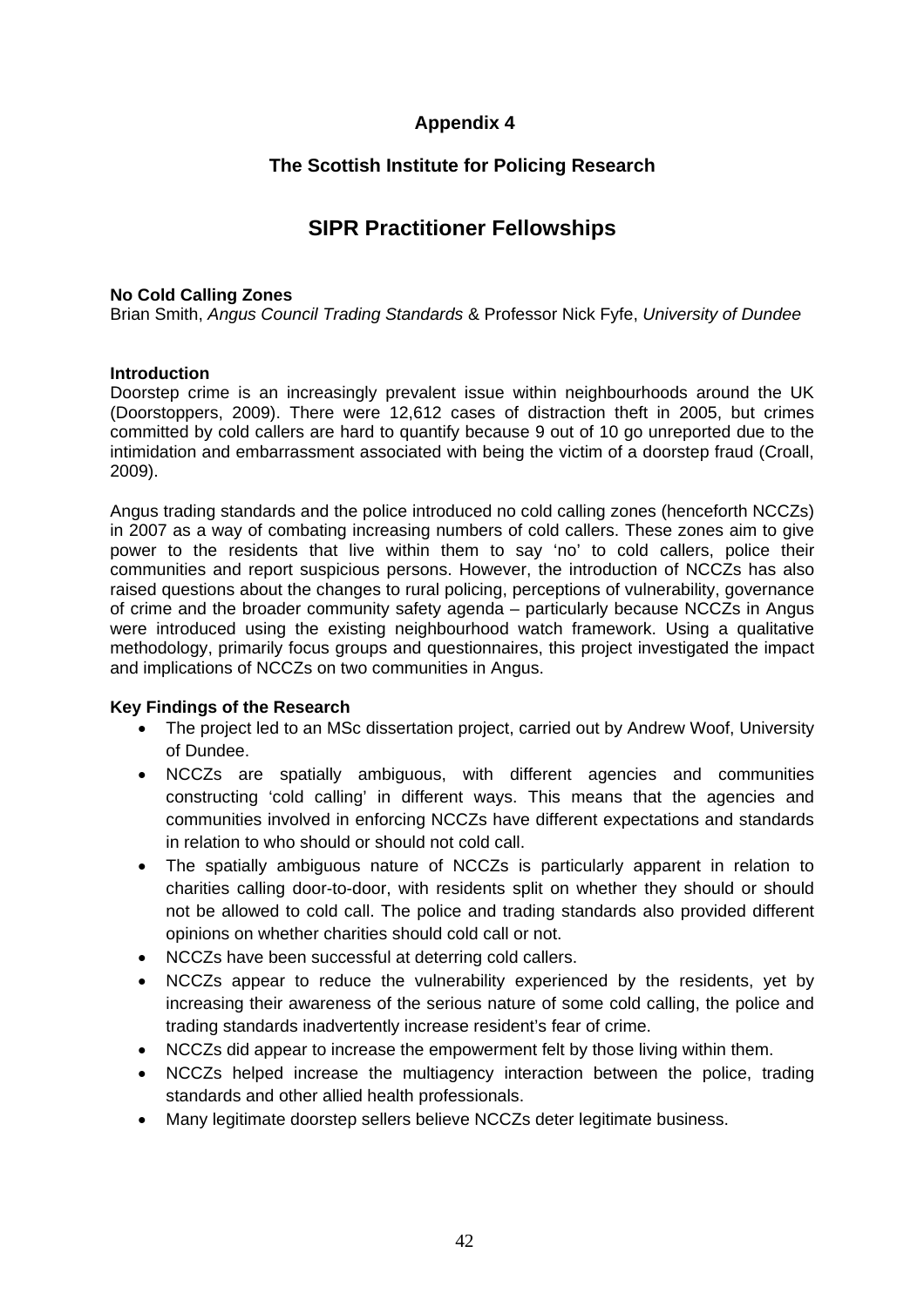## Appendix 4

## The Scottish Institute for Policing Research

# SIPR Practitioner Fellowships

**No Cold Calling Zones**
Brian Smith, *Angus Council Trading Standards* & Professor Nick Fyfe, *University of Dundee*

**Introduction**
Doorstep crime is an increasingly prevalent issue within neighbourhoods around the UK (Doorstoppers, 2009). There were 12,612 cases of distraction theft in 2005, but crimes committed by cold callers are hard to quantify because 9 out of 10 go unreported due to the intimidation and embarrassment associated with being the victim of a doorstep fraud (Croall, 2009).

Angus trading standards and the police introduced no cold calling zones (henceforth NCCZs) in 2007 as a way of combating increasing numbers of cold callers. These zones aim to give power to the residents that live within them to say 'no' to cold callers, police their communities and report suspicious persons. However, the introduction of NCCZs has also raised questions about the changes to rural policing, perceptions of vulnerability, governance of crime and the broader community safety agenda – particularly because NCCZs in Angus were introduced using the existing neighbourhood watch framework. Using a qualitative methodology, primarily focus groups and questionnaires, this project investigated the impact and implications of NCCZs on two communities in Angus.

**Key Findings of the Research**

- The project led to an MSc dissertation project, carried out by Andrew Woof, University of Dundee.
- NCCZs are spatially ambiguous, with different agencies and communities constructing 'cold calling' in different ways. This means that the agencies and communities involved in enforcing NCCZs have different expectations and standards in relation to who should or should not cold call.
- The spatially ambiguous nature of NCCZs is particularly apparent in relation to charities calling door-to-door, with residents split on whether they should or should not be allowed to cold call. The police and trading standards also provided different opinions on whether charities should cold call or not.
- NCCZs have been successful at deterring cold callers.
- NCCZs appear to reduce the vulnerability experienced by the residents, yet by increasing their awareness of the serious nature of some cold calling, the police and trading standards inadvertently increase resident's fear of crime.
- NCCZs did appear to increase the empowerment felt by those living within them.
- NCCZs helped increase the multiagency interaction between the police, trading standards and other allied health professionals.
- Many legitimate doorstep sellers believe NCCZs deter legitimate business.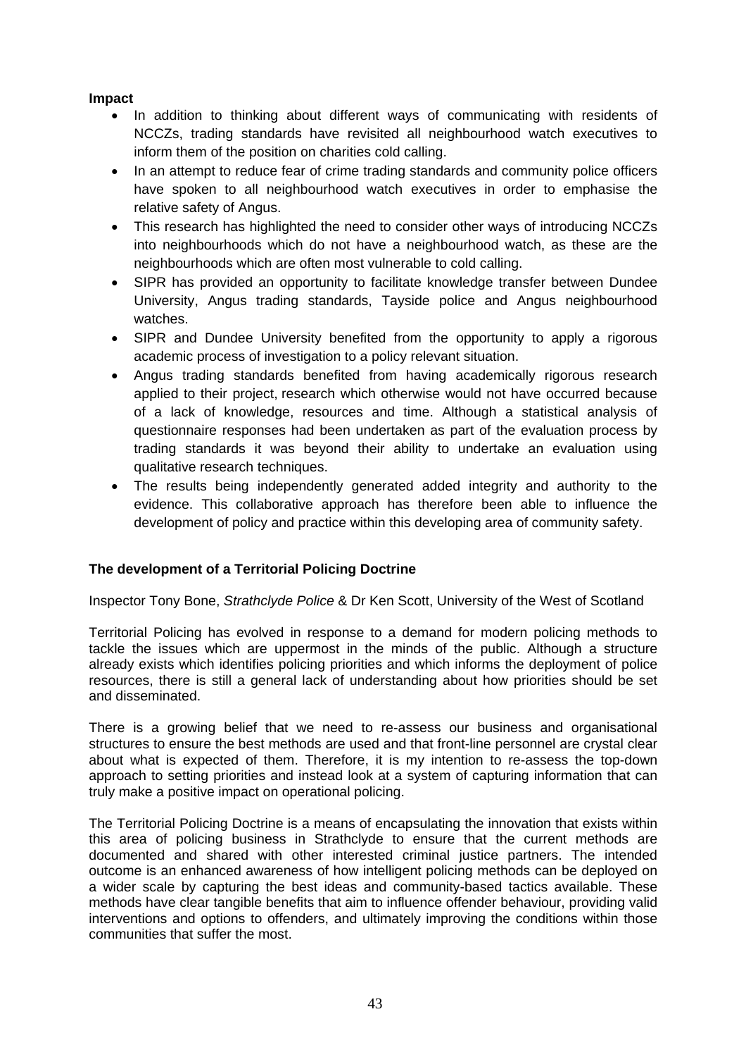**Impact**

- In addition to thinking about different ways of communicating with residents of NCCZs, trading standards have revisited all neighbourhood watch executives to inform them of the position on charities cold calling.
- In an attempt to reduce fear of crime trading standards and community police officers have spoken to all neighbourhood watch executives in order to emphasise the relative safety of Angus.
- This research has highlighted the need to consider other ways of introducing NCCZs into neighbourhoods which do not have a neighbourhood watch, as these are the neighbourhoods which are often most vulnerable to cold calling.
- SIPR has provided an opportunity to facilitate knowledge transfer between Dundee University, Angus trading standards, Tayside police and Angus neighbourhood watches.
- SIPR and Dundee University benefited from the opportunity to apply a rigorous academic process of investigation to a policy relevant situation.
- Angus trading standards benefited from having academically rigorous research applied to their project, research which otherwise would not have occurred because of a lack of knowledge, resources and time. Although a statistical analysis of questionnaire responses had been undertaken as part of the evaluation process by trading standards it was beyond their ability to undertake an evaluation using qualitative research techniques.
- The results being independently generated added integrity and authority to the evidence. This collaborative approach has therefore been able to influence the development of policy and practice within this developing area of community safety.

## The development of a Territorial Policing Doctrine

Inspector Tony Bone, *Strathclyde Police* & Dr Ken Scott, University of the West of Scotland

Territorial Policing has evolved in response to a demand for modern policing methods to tackle the issues which are uppermost in the minds of the public. Although a structure already exists which identifies policing priorities and which informs the deployment of police resources, there is still a general lack of understanding about how priorities should be set and disseminated.

There is a growing belief that we need to re-assess our business and organisational structures to ensure the best methods are used and that front-line personnel are crystal clear about what is expected of them. Therefore, it is my intention to re-assess the top-down approach to setting priorities and instead look at a system of capturing information that can truly make a positive impact on operational policing.

The Territorial Policing Doctrine is a means of encapsulating the innovation that exists within this area of policing business in Strathclyde to ensure that the current methods are documented and shared with other interested criminal justice partners. The intended outcome is an enhanced awareness of how intelligent policing methods can be deployed on a wider scale by capturing the best ideas and community-based tactics available. These methods have clear tangible benefits that aim to influence offender behaviour, providing valid interventions and options to offenders, and ultimately improving the conditions within those communities that suffer the most.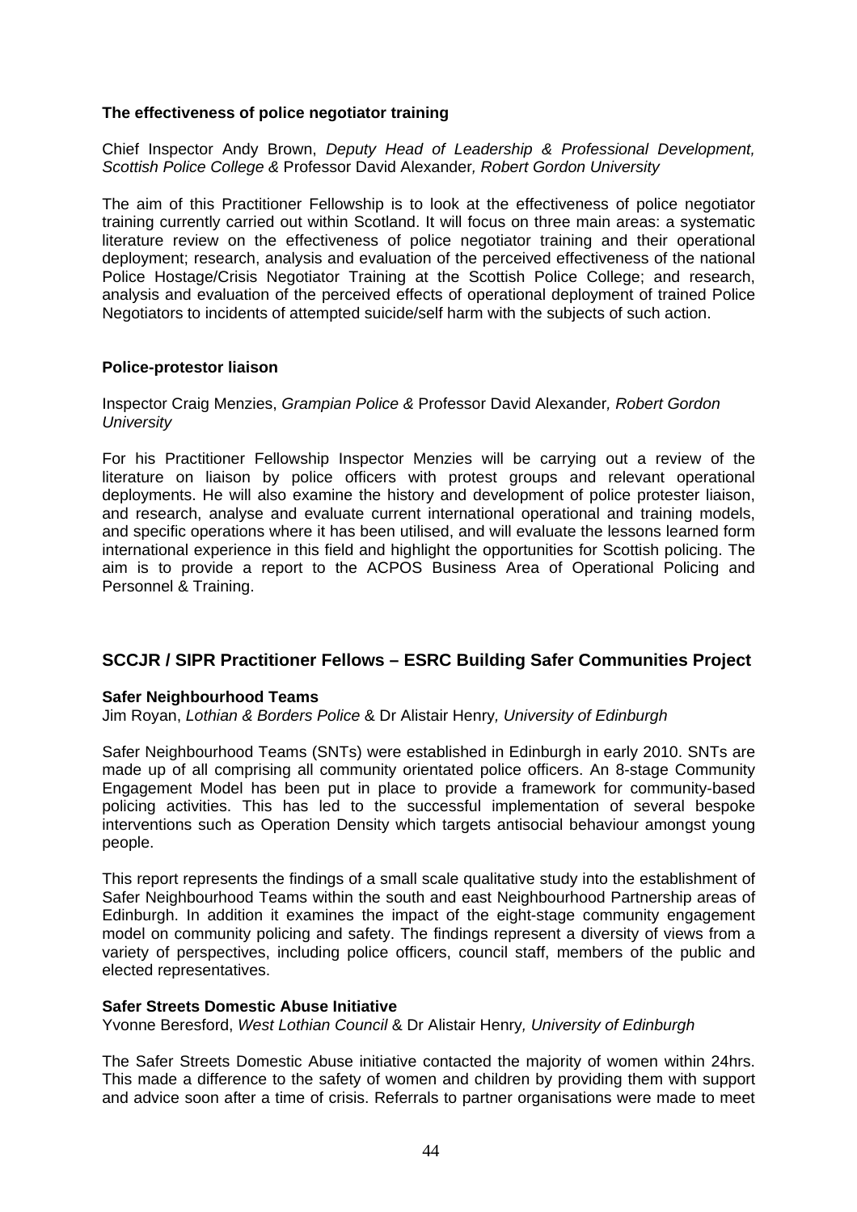**The effectiveness of police negotiator training**

Chief Inspector Andy Brown, *Deputy Head of Leadership & Professional Development, Scottish Police College &* Professor David Alexander*, Robert Gordon University*

The aim of this Practitioner Fellowship is to look at the effectiveness of police negotiator training currently carried out within Scotland. It will focus on three main areas: a systematic literature review on the effectiveness of police negotiator training and their operational deployment; research, analysis and evaluation of the perceived effectiveness of the national Police Hostage/Crisis Negotiator Training at the Scottish Police College; and research, analysis and evaluation of the perceived effects of operational deployment of trained Police Negotiators to incidents of attempted suicide/self harm with the subjects of such action.

**Police-protestor liaison**

Inspector Craig Menzies, *Grampian Police &* Professor David Alexander*, Robert Gordon University*

For his Practitioner Fellowship Inspector Menzies will be carrying out a review of the literature on liaison by police officers with protest groups and relevant operational deployments. He will also examine the history and development of police protester liaison, and research, analyse and evaluate current international operational and training models, and specific operations where it has been utilised, and will evaluate the lessons learned form international experience in this field and highlight the opportunities for Scottish policing. The aim is to provide a report to the ACPOS Business Area of Operational Policing and Personnel & Training.

## SCCJR / SIPR Practitioner Fellows – ESRC Building Safer Communities Project

**Safer Neighbourhood Teams**
Jim Royan, *Lothian & Borders Police* & Dr Alistair Henry*, University of Edinburgh*

Safer Neighbourhood Teams (SNTs) were established in Edinburgh in early 2010. SNTs are made up of all comprising all community orientated police officers. An 8-stage Community Engagement Model has been put in place to provide a framework for community-based policing activities. This has led to the successful implementation of several bespoke interventions such as Operation Density which targets antisocial behaviour amongst young people.

This report represents the findings of a small scale qualitative study into the establishment of Safer Neighbourhood Teams within the south and east Neighbourhood Partnership areas of Edinburgh. In addition it examines the impact of the eight-stage community engagement model on community policing and safety. The findings represent a diversity of views from a variety of perspectives, including police officers, council staff, members of the public and elected representatives.

**Safer Streets Domestic Abuse Initiative**
Yvonne Beresford, *West Lothian Council* & Dr Alistair Henry*, University of Edinburgh*

The Safer Streets Domestic Abuse initiative contacted the majority of women within 24hrs. This made a difference to the safety of women and children by providing them with support and advice soon after a time of crisis. Referrals to partner organisations were made to meet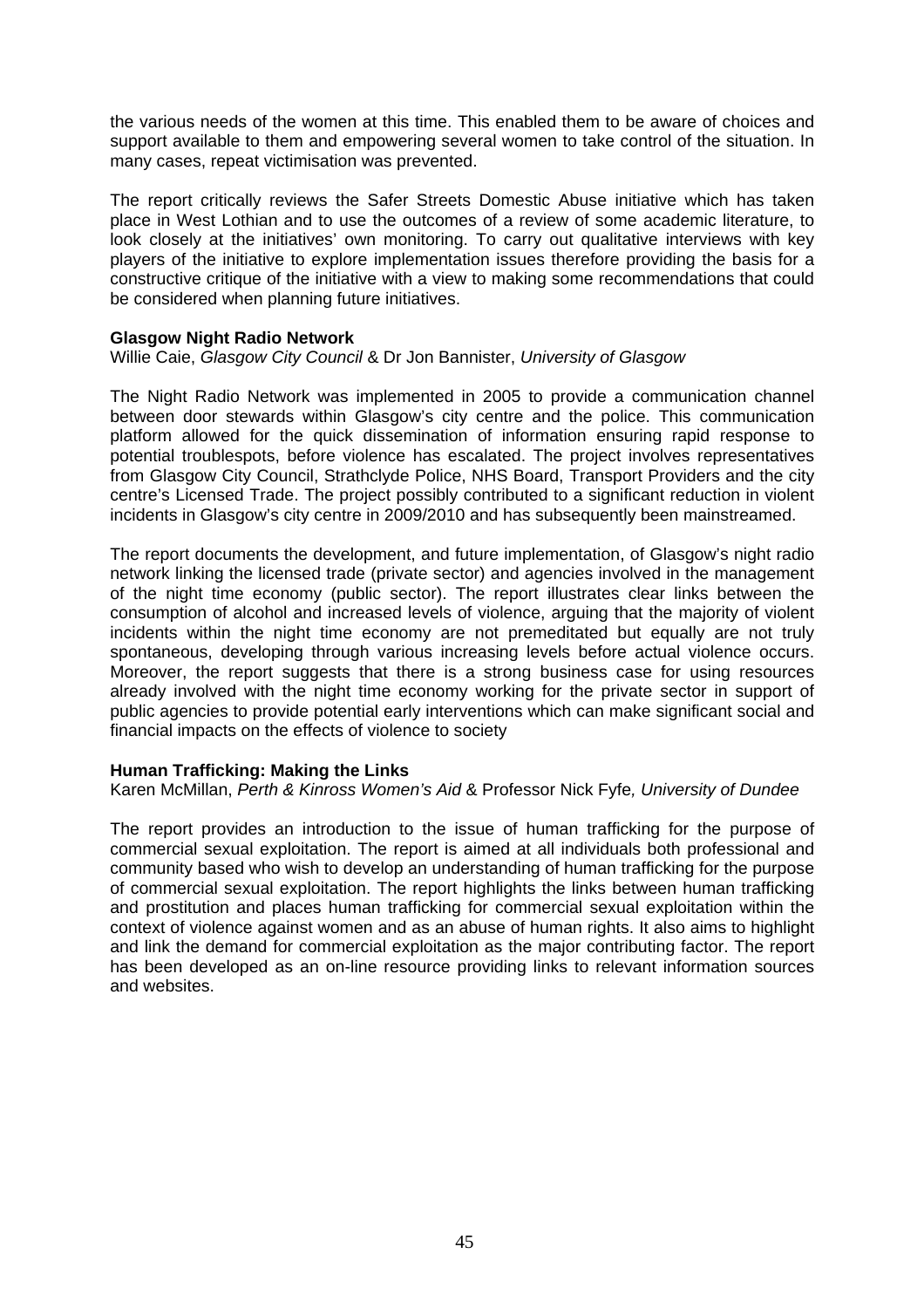the various needs of the women at this time. This enabled them to be aware of choices and support available to them and empowering several women to take control of the situation. In many cases, repeat victimisation was prevented.

The report critically reviews the Safer Streets Domestic Abuse initiative which has taken place in West Lothian and to use the outcomes of a review of some academic literature, to look closely at the initiatives' own monitoring. To carry out qualitative interviews with key players of the initiative to explore implementation issues therefore providing the basis for a constructive critique of the initiative with a view to making some recommendations that could be considered when planning future initiatives.

**Glasgow Night Radio Network**
Willie Caie, *Glasgow City Council* & Dr Jon Bannister, *University of Glasgow*

The Night Radio Network was implemented in 2005 to provide a communication channel between door stewards within Glasgow's city centre and the police. This communication platform allowed for the quick dissemination of information ensuring rapid response to potential troublespots, before violence has escalated. The project involves representatives from Glasgow City Council, Strathclyde Police, NHS Board, Transport Providers and the city centre's Licensed Trade. The project possibly contributed to a significant reduction in violent incidents in Glasgow's city centre in 2009/2010 and has subsequently been mainstreamed.

The report documents the development, and future implementation, of Glasgow's night radio network linking the licensed trade (private sector) and agencies involved in the management of the night time economy (public sector). The report illustrates clear links between the consumption of alcohol and increased levels of violence, arguing that the majority of violent incidents within the night time economy are not premeditated but equally are not truly spontaneous, developing through various increasing levels before actual violence occurs. Moreover, the report suggests that there is a strong business case for using resources already involved with the night time economy working for the private sector in support of public agencies to provide potential early interventions which can make significant social and financial impacts on the effects of violence to society

**Human Trafficking: Making the Links**
Karen McMillan, *Perth & Kinross Women's Aid* & Professor Nick Fyfe*, University of Dundee*

The report provides an introduction to the issue of human trafficking for the purpose of commercial sexual exploitation. The report is aimed at all individuals both professional and community based who wish to develop an understanding of human trafficking for the purpose of commercial sexual exploitation. The report highlights the links between human trafficking and prostitution and places human trafficking for commercial sexual exploitation within the context of violence against women and as an abuse of human rights. It also aims to highlight and link the demand for commercial exploitation as the major contributing factor. The report has been developed as an on-line resource providing links to relevant information sources and websites.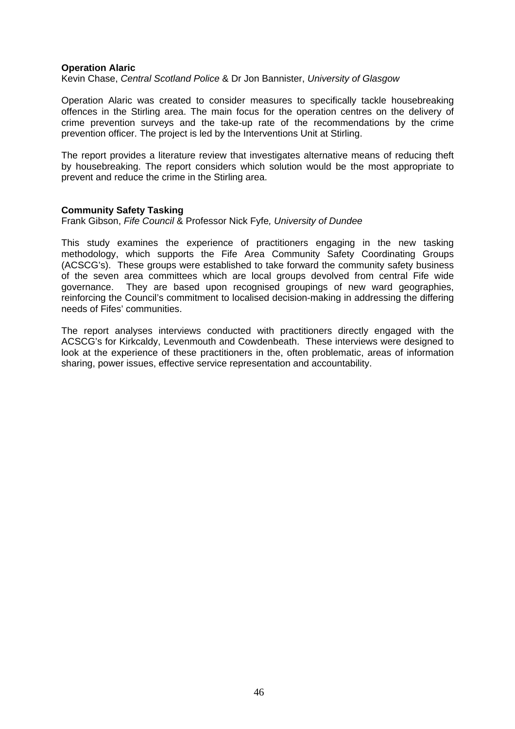**Operation Alaric**

Kevin Chase, *Central Scotland Police* & Dr Jon Bannister, *University of Glasgow*

Operation Alaric was created to consider measures to specifically tackle housebreaking offences in the Stirling area. The main focus for the operation centres on the delivery of crime prevention surveys and the take-up rate of the recommendations by the crime prevention officer. The project is led by the Interventions Unit at Stirling.

The report provides a literature review that investigates alternative means of reducing theft by housebreaking. The report considers which solution would be the most appropriate to prevent and reduce the crime in the Stirling area.

**Community Safety Tasking**

Frank Gibson, *Fife Council* & Professor Nick Fyfe*, University of Dundee*

This study examines the experience of practitioners engaging in the new tasking methodology, which supports the Fife Area Community Safety Coordinating Groups (ACSCG's). These groups were established to take forward the community safety business of the seven area committees which are local groups devolved from central Fife wide governance. They are based upon recognised groupings of new ward geographies, reinforcing the Council's commitment to localised decision-making in addressing the differing needs of Fifes' communities.

The report analyses interviews conducted with practitioners directly engaged with the ACSCG's for Kirkcaldy, Levenmouth and Cowdenbeath. These interviews were designed to look at the experience of these practitioners in the, often problematic, areas of information sharing, power issues, effective service representation and accountability.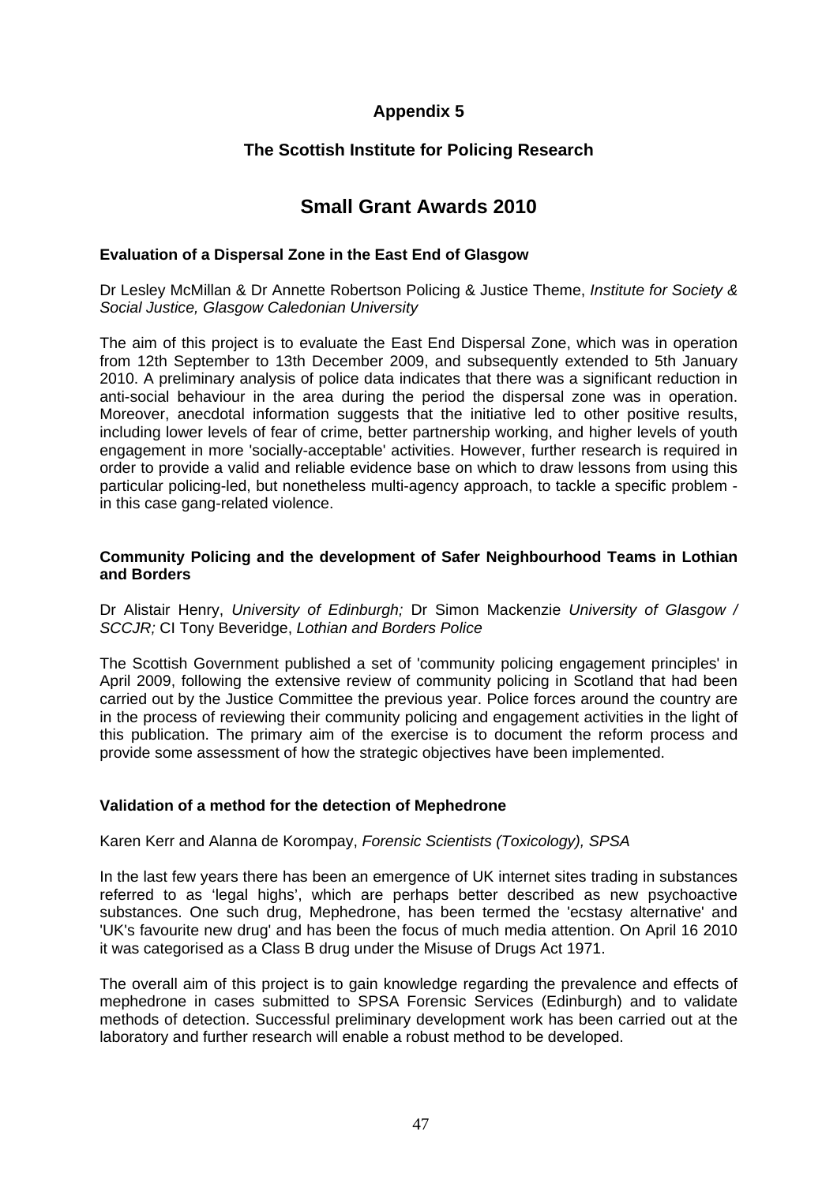# Appendix 5

## The Scottish Institute for Policing Research

# Small Grant Awards 2010

### Evaluation of a Dispersal Zone in the East End of Glasgow

Dr Lesley McMillan & Dr Annette Robertson Policing & Justice Theme, *Institute for Society & Social Justice, Glasgow Caledonian University*

The aim of this project is to evaluate the East End Dispersal Zone, which was in operation from 12th September to 13th December 2009, and subsequently extended to 5th January 2010. A preliminary analysis of police data indicates that there was a significant reduction in anti-social behaviour in the area during the period the dispersal zone was in operation. Moreover, anecdotal information suggests that the initiative led to other positive results, including lower levels of fear of crime, better partnership working, and higher levels of youth engagement in more 'socially-acceptable' activities. However, further research is required in order to provide a valid and reliable evidence base on which to draw lessons from using this particular policing-led, but nonetheless multi-agency approach, to tackle a specific problem - in this case gang-related violence.

### Community Policing and the development of Safer Neighbourhood Teams in Lothian and Borders

Dr Alistair Henry, *University of Edinburgh;* Dr Simon Mackenzie *University of Glasgow / SCCJR;* CI Tony Beveridge, *Lothian and Borders Police*

The Scottish Government published a set of 'community policing engagement principles' in April 2009, following the extensive review of community policing in Scotland that had been carried out by the Justice Committee the previous year. Police forces around the country are in the process of reviewing their community policing and engagement activities in the light of this publication. The primary aim of the exercise is to document the reform process and provide some assessment of how the strategic objectives have been implemented.

### Validation of a method for the detection of Mephedrone

Karen Kerr and Alanna de Korompay, *Forensic Scientists (Toxicology), SPSA*

In the last few years there has been an emergence of UK internet sites trading in substances referred to as 'legal highs', which are perhaps better described as new psychoactive substances. One such drug, Mephedrone, has been termed the 'ecstasy alternative' and 'UK's favourite new drug' and has been the focus of much media attention. On April 16 2010 it was categorised as a Class B drug under the Misuse of Drugs Act 1971.

The overall aim of this project is to gain knowledge regarding the prevalence and effects of mephedrone in cases submitted to SPSA Forensic Services (Edinburgh) and to validate methods of detection. Successful preliminary development work has been carried out at the laboratory and further research will enable a robust method to be developed.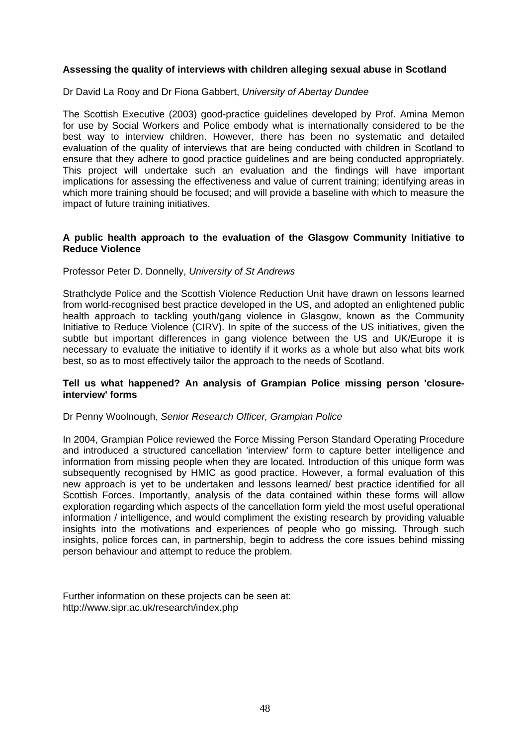**Assessing the quality of interviews with children alleging sexual abuse in Scotland**

Dr David La Rooy and Dr Fiona Gabbert, *University of Abertay Dundee*

The Scottish Executive (2003) good-practice guidelines developed by Prof. Amina Memon for use by Social Workers and Police embody what is internationally considered to be the best way to interview children. However, there has been no systematic and detailed evaluation of the quality of interviews that are being conducted with children in Scotland to ensure that they adhere to good practice guidelines and are being conducted appropriately. This project will undertake such an evaluation and the findings will have important implications for assessing the effectiveness and value of current training; identifying areas in which more training should be focused; and will provide a baseline with which to measure the impact of future training initiatives.

**A public health approach to the evaluation of the Glasgow Community Initiative to Reduce Violence**

Professor Peter D. Donnelly, *University of St Andrews*

Strathclyde Police and the Scottish Violence Reduction Unit have drawn on lessons learned from world-recognised best practice developed in the US, and adopted an enlightened public health approach to tackling youth/gang violence in Glasgow, known as the Community Initiative to Reduce Violence (CIRV). In spite of the success of the US initiatives, given the subtle but important differences in gang violence between the US and UK/Europe it is necessary to evaluate the initiative to identify if it works as a whole but also what bits work best, so as to most effectively tailor the approach to the needs of Scotland.

**Tell us what happened? An analysis of Grampian Police missing person 'closure-interview' forms**

Dr Penny Woolnough, *Senior Research Officer, Grampian Police*

In 2004, Grampian Police reviewed the Force Missing Person Standard Operating Procedure and introduced a structured cancellation 'interview' form to capture better intelligence and information from missing people when they are located. Introduction of this unique form was subsequently recognised by HMIC as good practice. However, a formal evaluation of this new approach is yet to be undertaken and lessons learned/ best practice identified for all Scottish Forces. Importantly, analysis of the data contained within these forms will allow exploration regarding which aspects of the cancellation form yield the most useful operational information / intelligence, and would compliment the existing research by providing valuable insights into the motivations and experiences of people who go missing. Through such insights, police forces can, in partnership, begin to address the core issues behind missing person behaviour and attempt to reduce the problem.

Further information on these projects can be seen at:
http://www.sipr.ac.uk/research/index.php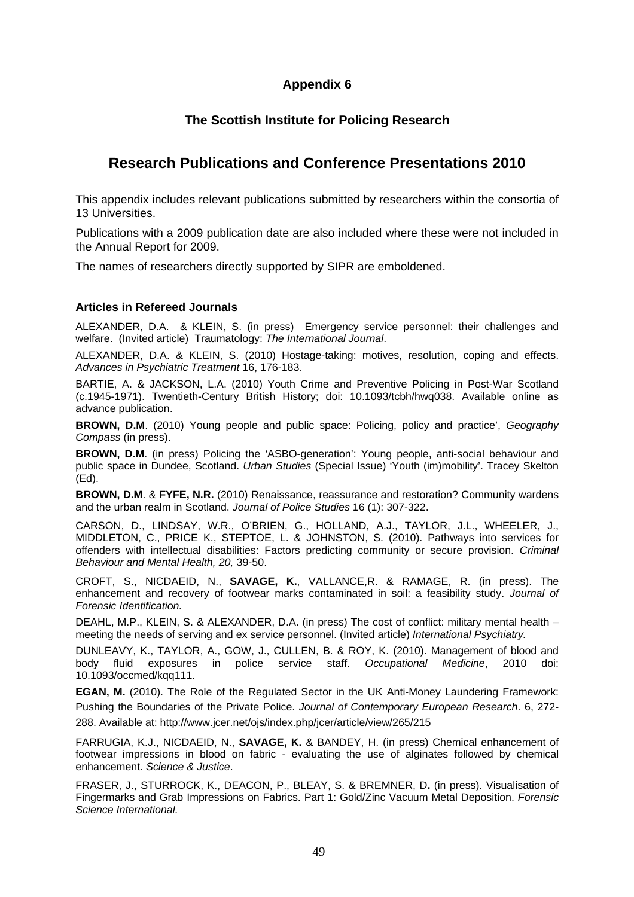## Appendix 6

### The Scottish Institute for Policing Research

# Research Publications and Conference Presentations 2010

This appendix includes relevant publications submitted by researchers within the consortia of 13 Universities.

Publications with a 2009 publication date are also included where these were not included in the Annual Report for 2009.

The names of researchers directly supported by SIPR are emboldened.

### Articles in Refereed Journals

ALEXANDER, D.A. & KLEIN, S. (in press) Emergency service personnel: their challenges and welfare. (Invited article) Traumatology: *The International Journal*.

ALEXANDER, D.A. & KLEIN, S. (2010) Hostage-taking: motives, resolution, coping and effects. *Advances in Psychiatric Treatment* 16, 176-183.

BARTIE, A. & JACKSON, L.A. (2010) Youth Crime and Preventive Policing in Post-War Scotland (c.1945-1971). Twentieth-Century British History; doi: 10.1093/tcbh/hwq038. Available online as advance publication.

**BROWN, D.M**. (2010) Young people and public space: Policing, policy and practice', *Geography Compass* (in press).

**BROWN, D.M**. (in press) Policing the 'ASBO-generation': Young people, anti-social behaviour and public space in Dundee, Scotland. *Urban Studies* (Special Issue) 'Youth (im)mobility'. Tracey Skelton (Ed).

**BROWN, D.M**. & **FYFE, N.R.** (2010) Renaissance, reassurance and restoration? Community wardens and the urban realm in Scotland. *Journal of Police Studies* 16 (1): 307-322.

CARSON, D., LINDSAY, W.R., O'BRIEN, G., HOLLAND, A.J., TAYLOR, J.L., WHEELER, J., MIDDLETON, C., PRICE K., STEPTOE, L. & JOHNSTON, S. (2010). Pathways into services for offenders with intellectual disabilities: Factors predicting community or secure provision. *Criminal Behaviour and Mental Health, 20,* 39-50.

CROFT, S., NICDAEID, N., **SAVAGE, K.**, VALLANCE,R. & RAMAGE, R. (in press). The enhancement and recovery of footwear marks contaminated in soil: a feasibility study. *Journal of Forensic Identification.*

DEAHL, M.P., KLEIN, S. & ALEXANDER, D.A. (in press) The cost of conflict: military mental health – meeting the needs of serving and ex service personnel. (Invited article) *International Psychiatry.*

DUNLEAVY, K., TAYLOR, A., GOW, J., CULLEN, B. & ROY, K. (2010). Management of blood and body fluid exposures in police service staff. *Occupational Medicine*, 2010 doi: 10.1093/occmed/kqq111.

**EGAN, M.** (2010). The Role of the Regulated Sector in the UK Anti-Money Laundering Framework: Pushing the Boundaries of the Private Police. *Journal of Contemporary European Research*. 6, 272-288. Available at: http://www.jcer.net/ojs/index.php/jcer/article/view/265/215

FARRUGIA, K.J., NICDAEID, N., **SAVAGE, K.** & BANDEY, H. (in press) Chemical enhancement of footwear impressions in blood on fabric - evaluating the use of alginates followed by chemical enhancement. *Science & Justice*.

FRASER, J., STURROCK, K., DEACON, P., BLEAY, S. & BREMNER, D**.** (in press). Visualisation of Fingermarks and Grab Impressions on Fabrics. Part 1: Gold/Zinc Vacuum Metal Deposition. *Forensic Science International.*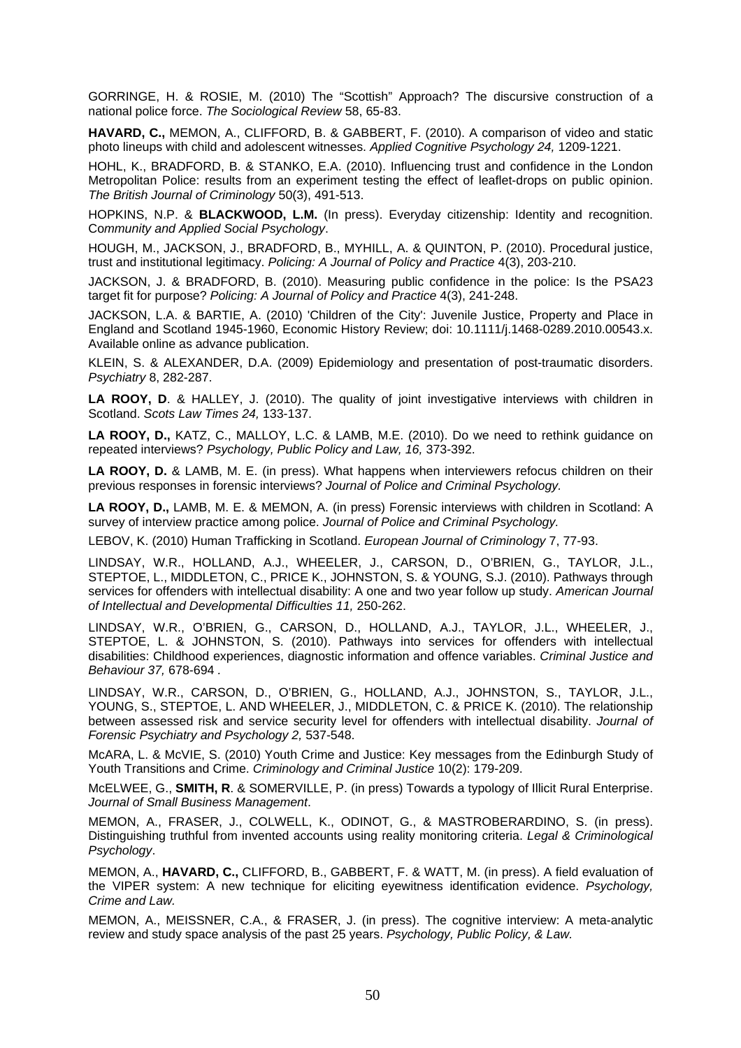GORRINGE, H. & ROSIE, M. (2010) The “Scottish” Approach? The discursive construction of a national police force. *The Sociological Review* 58, 65-83.

**HAVARD, C.,** MEMON, A., CLIFFORD, B. & GABBERT, F. (2010). A comparison of video and static photo lineups with child and adolescent witnesses. *Applied Cognitive Psychology 24,* 1209-1221.

HOHL, K., BRADFORD, B. & STANKO, E.A. (2010). Influencing trust and confidence in the London Metropolitan Police: results from an experiment testing the effect of leaflet-drops on public opinion. *The British Journal of Criminology* 50(3), 491-513.

HOPKINS, N.P. & **BLACKWOOD, L.M.** (In press). Everyday citizenship: Identity and recognition. *Community and Applied Social Psychology*.

HOUGH, M., JACKSON, J., BRADFORD, B., MYHILL, A. & QUINTON, P. (2010). Procedural justice, trust and institutional legitimacy. *Policing: A Journal of Policy and Practice* 4(3), 203-210.

JACKSON, J. & BRADFORD, B. (2010). Measuring public confidence in the police: Is the PSA23 target fit for purpose? *Policing: A Journal of Policy and Practice* 4(3), 241-248.

JACKSON, L.A. & BARTIE, A. (2010) 'Children of the City': Juvenile Justice, Property and Place in England and Scotland 1945-1960, Economic History Review; doi: 10.1111/j.1468-0289.2010.00543.x. Available online as advance publication.

KLEIN, S. & ALEXANDER, D.A. (2009) Epidemiology and presentation of post-traumatic disorders. *Psychiatry* 8, 282-287.

**LA ROOY, D**. & HALLEY, J. (2010). The quality of joint investigative interviews with children in Scotland. *Scots Law Times 24,* 133-137.

**LA ROOY, D.,** KATZ, C., MALLOY, L.C. & LAMB, M.E. (2010). Do we need to rethink guidance on repeated interviews? *Psychology, Public Policy and Law, 16,* 373-392.

**LA ROOY, D.** & LAMB, M. E. (in press). What happens when interviewers refocus children on their previous responses in forensic interviews? *Journal of Police and Criminal Psychology.*

**LA ROOY, D.,** LAMB, M. E. & MEMON, A. (in press) Forensic interviews with children in Scotland: A survey of interview practice among police. *Journal of Police and Criminal Psychology.*

LEBOV, K. (2010) Human Trafficking in Scotland. *European Journal of Criminology* 7, 77-93.

LINDSAY, W.R., HOLLAND, A.J., WHEELER, J., CARSON, D., O'BRIEN, G., TAYLOR, J.L., STEPTOE, L., MIDDLETON, C., PRICE K., JOHNSTON, S. & YOUNG, S.J. (2010). Pathways through services for offenders with intellectual disability: A one and two year follow up study. *American Journal of Intellectual and Developmental Difficulties 11,* 250-262.

LINDSAY, W.R., O'BRIEN, G., CARSON, D., HOLLAND, A.J., TAYLOR, J.L., WHEELER, J., STEPTOE, L. & JOHNSTON, S. (2010). Pathways into services for offenders with intellectual disabilities: Childhood experiences, diagnostic information and offence variables. *Criminal Justice and Behaviour 37,* 678-694 .

LINDSAY, W.R., CARSON, D., O'BRIEN, G., HOLLAND, A.J., JOHNSTON, S., TAYLOR, J.L., YOUNG, S., STEPTOE, L. AND WHEELER, J., MIDDLETON, C. & PRICE K. (2010). The relationship between assessed risk and service security level for offenders with intellectual disability. *Journal of Forensic Psychiatry and Psychology 2,* 537-548.

McARA, L. & McVIE, S. (2010) Youth Crime and Justice: Key messages from the Edinburgh Study of Youth Transitions and Crime. *Criminology and Criminal Justice* 10(2): 179-209.

McELWEE, G., **SMITH, R**. & SOMERVILLE, P. (in press) Towards a typology of Illicit Rural Enterprise. *Journal of Small Business Management*.

MEMON, A., FRASER, J., COLWELL, K., ODINOT, G., & MASTROBERARDINO, S. (in press). Distinguishing truthful from invented accounts using reality monitoring criteria. *Legal & Criminological Psychology*.

MEMON, A., **HAVARD, C.,** CLIFFORD, B., GABBERT, F. & WATT, M. (in press). A field evaluation of the VIPER system: A new technique for eliciting eyewitness identification evidence. *Psychology, Crime and Law.*

MEMON, A., MEISSNER, C.A., & FRASER, J. (in press). The cognitive interview: A meta-analytic review and study space analysis of the past 25 years. *Psychology, Public Policy, & Law.*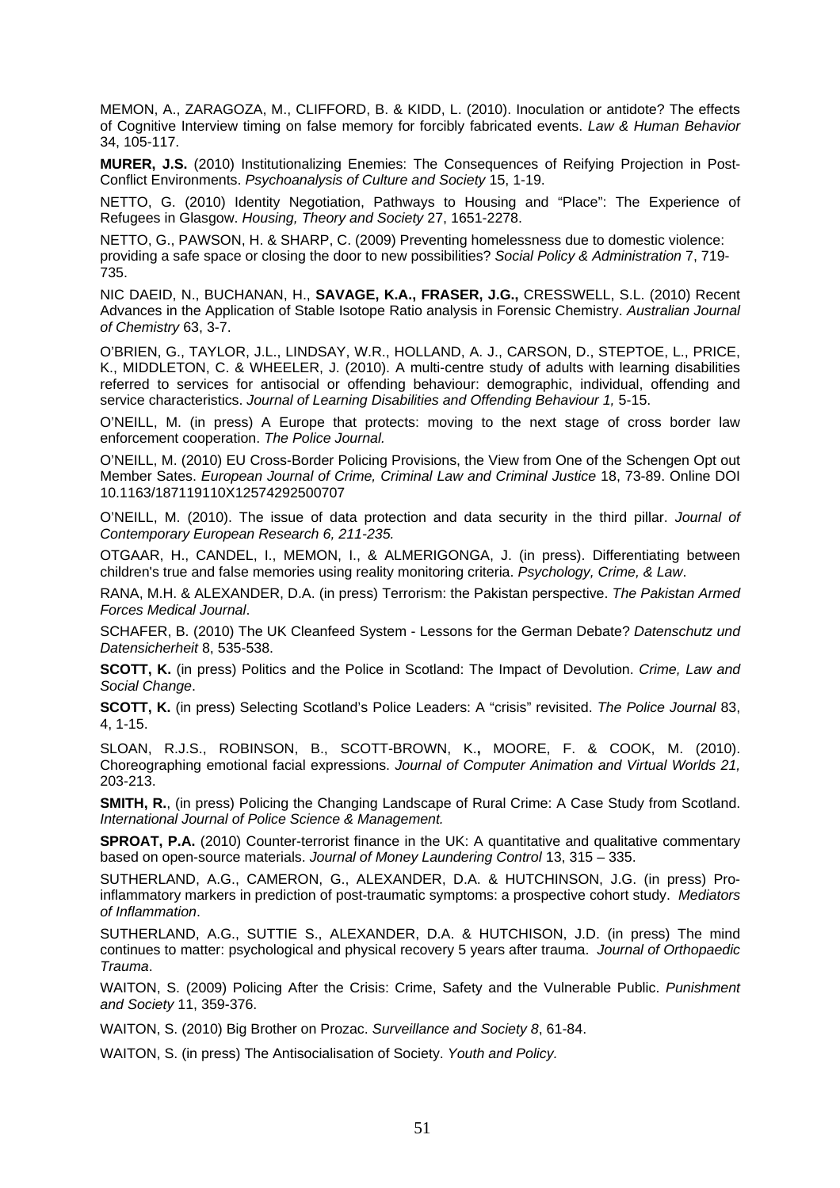MEMON, A., ZARAGOZA, M., CLIFFORD, B. & KIDD, L. (2010). Inoculation or antidote? The effects of Cognitive Interview timing on false memory for forcibly fabricated events. *Law & Human Behavior* 34, 105-117.

**MURER, J.S.** (2010) Institutionalizing Enemies: The Consequences of Reifying Projection in Post-Conflict Environments. *Psychoanalysis of Culture and Society* 15, 1-19.

NETTO, G. (2010) Identity Negotiation, Pathways to Housing and "Place": The Experience of Refugees in Glasgow. *Housing, Theory and Society* 27, 1651-2278.

NETTO, G., PAWSON, H. & SHARP, C. (2009) Preventing homelessness due to domestic violence: providing a safe space or closing the door to new possibilities? *Social Policy & Administration* 7, 719-735.

NIC DAEID, N., BUCHANAN, H., **SAVAGE, K.A., FRASER, J.G.,** CRESSWELL, S.L. (2010) Recent Advances in the Application of Stable Isotope Ratio analysis in Forensic Chemistry. *Australian Journal of Chemistry* 63, 3-7.

O'BRIEN, G., TAYLOR, J.L., LINDSAY, W.R., HOLLAND, A. J., CARSON, D., STEPTOE, L., PRICE, K., MIDDLETON, C. & WHEELER, J. (2010). A multi-centre study of adults with learning disabilities referred to services for antisocial or offending behaviour: demographic, individual, offending and service characteristics. *Journal of Learning Disabilities and Offending Behaviour 1,* 5-15.

O'NEILL, M. (in press) A Europe that protects: moving to the next stage of cross border law enforcement cooperation. *The Police Journal.*

O'NEILL, M. (2010) EU Cross-Border Policing Provisions, the View from One of the Schengen Opt out Member Sates. *European Journal of Crime, Criminal Law and Criminal Justice* 18, 73-89. Online DOI 10.1163/187119110X12574292500707

O'NEILL, M. (2010). The issue of data protection and data security in the third pillar. *Journal of Contemporary European Research 6, 211-235.*

OTGAAR, H., CANDEL, I., MEMON, I., & ALMERIGONGA, J. (in press). Differentiating between children's true and false memories using reality monitoring criteria. *Psychology, Crime, & Law*.

RANA, M.H. & ALEXANDER, D.A. (in press) Terrorism: the Pakistan perspective. *The Pakistan Armed Forces Medical Journal*.

SCHAFER, B. (2010) The UK Cleanfeed System - Lessons for the German Debate? *Datenschutz und Datensicherheit* 8, 535-538.

**SCOTT, K.** (in press) Politics and the Police in Scotland: The Impact of Devolution. *Crime, Law and Social Change*.

**SCOTT, K.** (in press) Selecting Scotland's Police Leaders: A "crisis" revisited. *The Police Journal* 83, 4, 1-15.

SLOAN, R.J.S., ROBINSON, B., SCOTT-BROWN, K.**,** MOORE, F. & COOK, M. (2010). Choreographing emotional facial expressions. *Journal of Computer Animation and Virtual Worlds 21,* 203-213.

**SMITH, R.**, (in press) Policing the Changing Landscape of Rural Crime: A Case Study from Scotland. *International Journal of Police Science & Management.*

**SPROAT, P.A.** (2010) Counter-terrorist finance in the UK: A quantitative and qualitative commentary based on open-source materials. *Journal of Money Laundering Control* 13, 315 – 335.

SUTHERLAND, A.G., CAMERON, G., ALEXANDER, D.A. & HUTCHINSON, J.G. (in press) Pro-inflammatory markers in prediction of post-traumatic symptoms: a prospective cohort study. *Mediators of Inflammation*.

SUTHERLAND, A.G., SUTTIE S., ALEXANDER, D.A. & HUTCHISON, J.D. (in press) The mind continues to matter: psychological and physical recovery 5 years after trauma. *Journal of Orthopaedic Trauma*.

WAITON, S. (2009) Policing After the Crisis: Crime, Safety and the Vulnerable Public. *Punishment and Society* 11, 359-376.

WAITON, S. (2010) Big Brother on Prozac. *Surveillance and Society 8*, 61-84.

WAITON, S. (in press) The Antisocialisation of Society. *Youth and Policy.*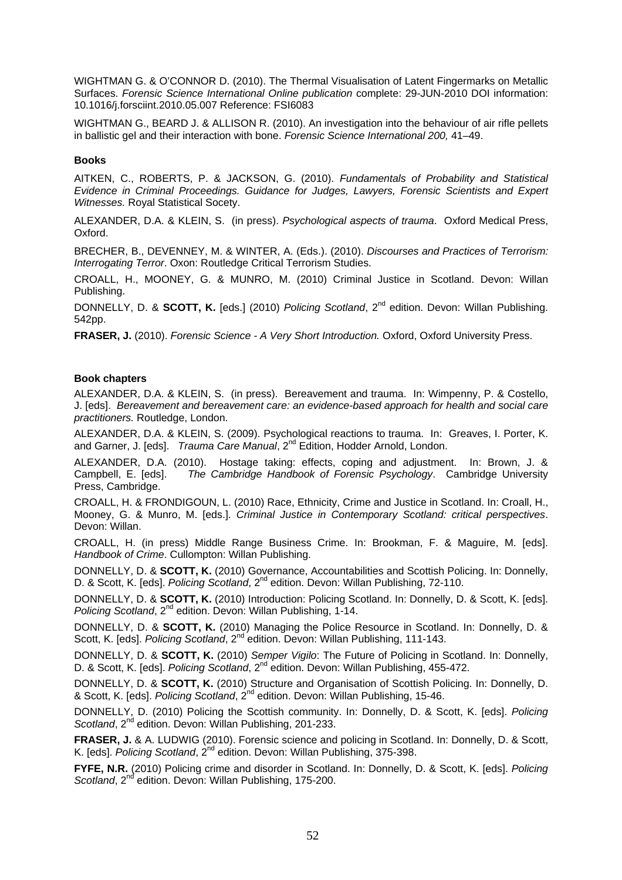WIGHTMAN G. & O'CONNOR D. (2010). The Thermal Visualisation of Latent Fingermarks on Metallic Surfaces. *Forensic Science International Online publication* complete: 29-JUN-2010 DOI information: 10.1016/j.forsciint.2010.05.007 Reference: FSI6083

WIGHTMAN G., BEARD J. & ALLISON R. (2010). An investigation into the behaviour of air rifle pellets in ballistic gel and their interaction with bone. *Forensic Science International 200,* 41–49.

**Books**

AITKEN, C., ROBERTS, P. & JACKSON, G. (2010). *Fundamentals of Probability and Statistical Evidence in Criminal Proceedings. Guidance for Judges, Lawyers, Forensic Scientists and Expert Witnesses.* Royal Statistical Socety.

ALEXANDER, D.A. & KLEIN, S. (in press). *Psychological aspects of trauma*. Oxford Medical Press, Oxford.

BRECHER, B., DEVENNEY, M. & WINTER, A. (Eds.). (2010). *Discourses and Practices of Terrorism: Interrogating Terror*. Oxon: Routledge Critical Terrorism Studies.

CROALL, H., MOONEY, G. & MUNRO, M. (2010) Criminal Justice in Scotland. Devon: Willan Publishing.

DONNELLY, D. & **SCOTT, K.** [eds.] (2010) *Policing Scotland*, 2nd edition. Devon: Willan Publishing. 542pp.

**FRASER, J.** (2010). *Forensic Science - A Very Short Introduction.* Oxford, Oxford University Press.

**Book chapters**

ALEXANDER, D.A. & KLEIN, S. (in press). Bereavement and trauma. In: Wimpenny, P. & Costello, J. [eds]. *Bereavement and bereavement care: an evidence-based approach for health and social care practitioners.* Routledge, London.

ALEXANDER, D.A. & KLEIN, S. (2009). Psychological reactions to trauma. In: Greaves, I. Porter, K. and Garner, J. [eds]. *Trauma Care Manual*, 2nd Edition, Hodder Arnold, London.

ALEXANDER, D.A. (2010). Hostage taking: effects, coping and adjustment. In: Brown, J. & Campbell, E. [eds]. *The Cambridge Handbook of Forensic Psychology*. Cambridge University Press, Cambridge.

CROALL, H. & FRONDIGOUN, L. (2010) Race, Ethnicity, Crime and Justice in Scotland. In: Croall, H., Mooney, G. & Munro, M. [eds.]. *Criminal Justice in Contemporary Scotland: critical perspectives*. Devon: Willan.

CROALL, H. (in press) Middle Range Business Crime. In: Brookman, F. & Maguire, M. [eds]. *Handbook of Crime*. Cullompton: Willan Publishing.

DONNELLY, D. & **SCOTT, K.** (2010) Governance, Accountabilities and Scottish Policing. In: Donnelly, D. & Scott, K. [eds]. *Policing Scotland*, 2nd edition. Devon: Willan Publishing, 72-110.

DONNELLY, D. & **SCOTT, K.** (2010) Introduction: Policing Scotland. In: Donnelly, D. & Scott, K. [eds]. *Policing Scotland*, 2nd edition. Devon: Willan Publishing, 1-14.

DONNELLY, D. & **SCOTT, K.** (2010) Managing the Police Resource in Scotland. In: Donnelly, D. & Scott, K. [eds]. *Policing Scotland*, 2nd edition. Devon: Willan Publishing, 111-143.

DONNELLY, D. & **SCOTT, K.** (2010) *Semper Vigilo*: The Future of Policing in Scotland. In: Donnelly, D. & Scott, K. [eds]. *Policing Scotland*, 2nd edition. Devon: Willan Publishing, 455-472.

DONNELLY, D. & **SCOTT, K.** (2010) Structure and Organisation of Scottish Policing. In: Donnelly, D. & Scott, K. [eds]. *Policing Scotland*, 2nd edition. Devon: Willan Publishing, 15-46.

DONNELLY, D. (2010) Policing the Scottish community. In: Donnelly, D. & Scott, K. [eds]. *Policing Scotland*, 2nd edition. Devon: Willan Publishing, 201-233.

**FRASER, J.** & A. LUDWIG (2010). Forensic science and policing in Scotland. In: Donnelly, D. & Scott, K. [eds]. *Policing Scotland*, 2nd edition. Devon: Willan Publishing, 375-398.

**FYFE, N.R.** (2010) Policing crime and disorder in Scotland. In: Donnelly, D. & Scott, K. [eds]. *Policing Scotland*, 2nd edition. Devon: Willan Publishing, 175-200.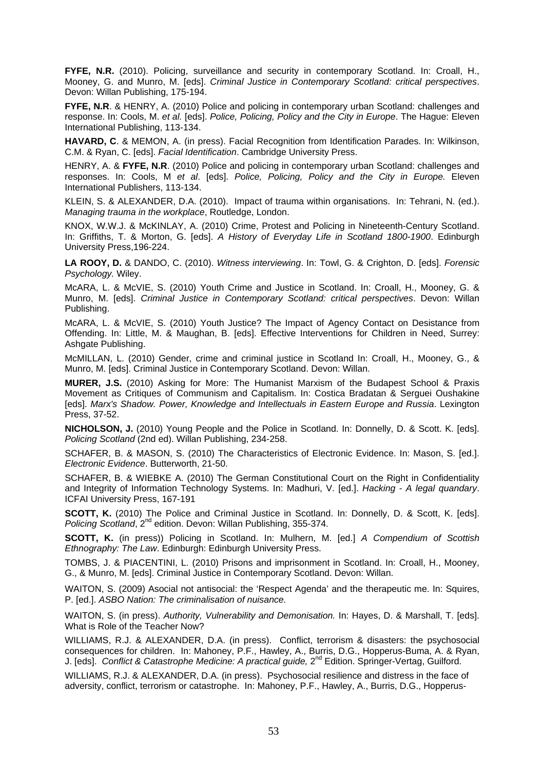**FYFE, N.R.** (2010). Policing, surveillance and security in contemporary Scotland. In: Croall, H., Mooney, G. and Munro, M. [eds]. *Criminal Justice in Contemporary Scotland: critical perspectives*. Devon: Willan Publishing, 175-194.

**FYFE, N.R**. & HENRY, A. (2010) Police and policing in contemporary urban Scotland: challenges and response. In: Cools, M. *et al.* [eds]. *Police, Policing, Policy and the City in Europe*. The Hague: Eleven International Publishing, 113-134.

**HAVARD, C**. & MEMON, A. (in press). Facial Recognition from Identification Parades. In: Wilkinson, C.M. & Ryan, C. [eds]. *Facial Identification*. Cambridge University Press.

HENRY, A. & **FYFE, N.R**. (2010) Police and policing in contemporary urban Scotland: challenges and responses. In: Cools, M *et al*. [eds]. *Police, Policing, Policy and the City in Europe.* Eleven International Publishers, 113-134.

KLEIN, S. & ALEXANDER, D.A. (2010). Impact of trauma within organisations. In: Tehrani, N. (ed.). *Managing trauma in the workplace*, Routledge, London.

KNOX, W.W.J. & McKINLAY, A. (2010) Crime, Protest and Policing in Nineteenth-Century Scotland. In: Griffiths, T. & Morton, G. [eds]. *A History of Everyday Life in Scotland 1800-1900*. Edinburgh University Press,196-224.

**LA ROOY, D.** & DANDO, C. (2010). *Witness interviewing*. In: Towl, G. & Crighton, D. [eds]. *Forensic Psychology.* Wiley.

McARA, L. & McVIE, S. (2010) Youth Crime and Justice in Scotland. In: Croall, H., Mooney, G. & Munro, M. [eds]. *Criminal Justice in Contemporary Scotland: critical perspectives*. Devon: Willan Publishing.

McARA, L. & McVIE, S. (2010) Youth Justice? The Impact of Agency Contact on Desistance from Offending. In: Little, M. & Maughan, B. [eds]. Effective Interventions for Children in Need, Surrey: Ashgate Publishing.

McMILLAN, L. (2010) Gender, crime and criminal justice in Scotland In: Croall, H., Mooney, G., & Munro, M. [eds]. Criminal Justice in Contemporary Scotland. Devon: Willan.

**MURER, J.S.** (2010) Asking for More: The Humanist Marxism of the Budapest School & Praxis Movement as Critiques of Communism and Capitalism. In: Costica Bradatan & Serguei Oushakine [eds]. *Marx's Shadow. Power, Knowledge and Intellectuals in Eastern Europe and Russia*. Lexington Press, 37-52.

**NICHOLSON, J.** (2010) Young People and the Police in Scotland. In: Donnelly, D. & Scott. K. [eds]. *Policing Scotland* (2nd ed). Willan Publishing, 234-258.

SCHAFER, B. & MASON, S. (2010) The Characteristics of Electronic Evidence. In: Mason, S. [ed.]. *Electronic Evidence*. Butterworth, 21-50.

SCHAFER, B. & WIEBKE A. (2010) The German Constitutional Court on the Right in Confidentiality and Integrity of Information Technology Systems. In: Madhuri, V. [ed.]. *Hacking - A legal quandary*. ICFAI University Press, 167-191

**SCOTT, K.** (2010) The Police and Criminal Justice in Scotland. In: Donnelly, D. & Scott, K. [eds]. *Policing Scotland*, 2nd edition. Devon: Willan Publishing, 355-374.

**SCOTT, K.** (in press)) Policing in Scotland. In: Mulhern, M. [ed.] *A Compendium of Scottish Ethnography: The Law*. Edinburgh: Edinburgh University Press.

TOMBS, J. & PIACENTINI, L. (2010) Prisons and imprisonment in Scotland. In: Croall, H., Mooney, G., & Munro, M. [eds]. Criminal Justice in Contemporary Scotland. Devon: Willan.

WAITON, S. (2009) Asocial not antisocial: the 'Respect Agenda' and the therapeutic me. In: Squires, P. [ed.]. *ASBO Nation: The criminalisation of nuisance.*

WAITON, S. (in press). *Authority, Vulnerability and Demonisation.* In: Hayes, D. & Marshall, T. [eds]. What is Role of the Teacher Now?

WILLIAMS, R.J. & ALEXANDER, D.A. (in press). Conflict, terrorism & disasters: the psychosocial consequences for children. In: Mahoney, P.F., Hawley, A., Burris, D.G., Hopperus-Buma, A. & Ryan, J. [eds]. *Conflict & Catastrophe Medicine: A practical guide,* 2nd Edition. Springer-Vertag, Guilford.

WILLIAMS, R.J. & ALEXANDER, D.A. (in press). Psychosocial resilience and distress in the face of adversity, conflict, terrorism or catastrophe. In: Mahoney, P.F., Hawley, A., Burris, D.G., Hopperus-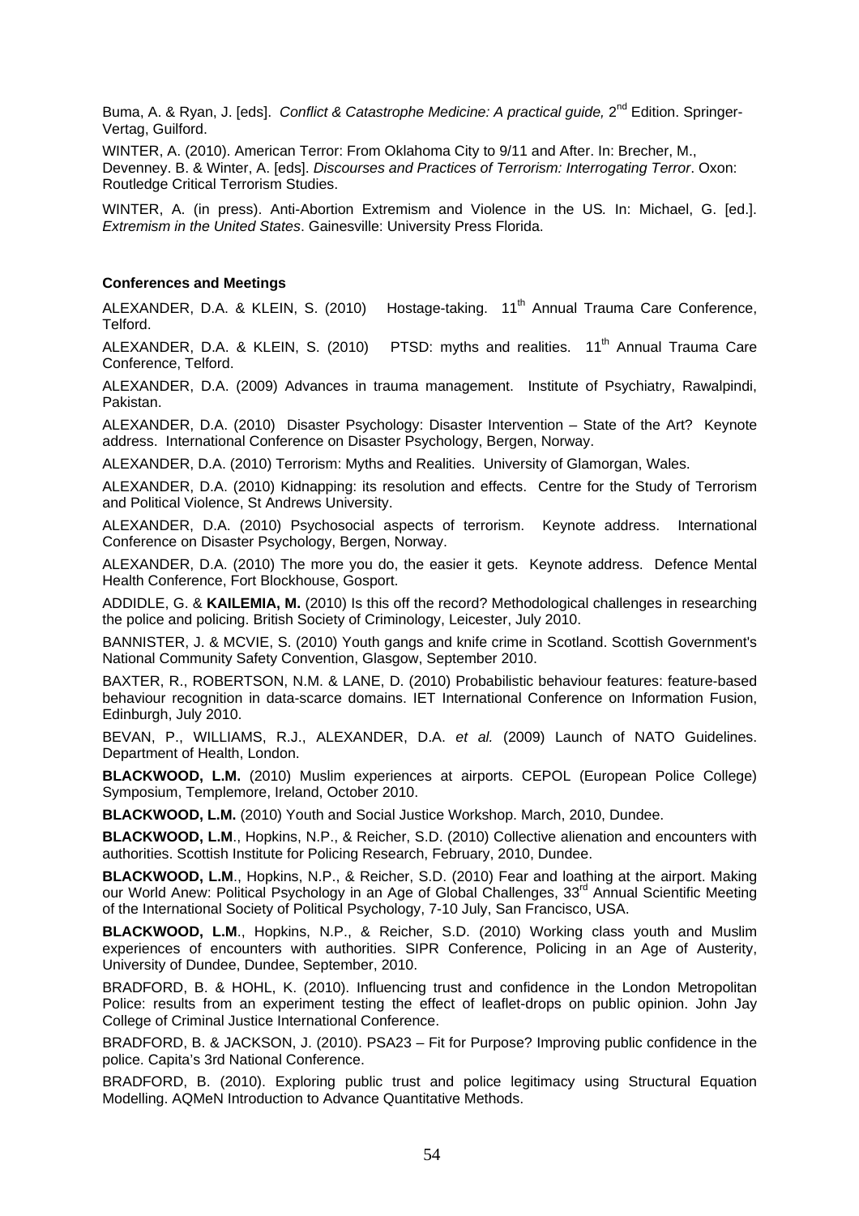Buma, A. & Ryan, J. [eds]. *Conflict & Catastrophe Medicine: A practical guide,* 2nd Edition. Springer-Vertag, Guilford.

WINTER, A. (2010). American Terror: From Oklahoma City to 9/11 and After. In: Brecher, M., Devenney. B. & Winter, A. [eds]. *Discourses and Practices of Terrorism: Interrogating Terror*. Oxon: Routledge Critical Terrorism Studies.

WINTER, A. (in press). Anti-Abortion Extremism and Violence in the US*.* In: Michael, G. [ed.]. *Extremism in the United States*. Gainesville: University Press Florida.

**Conferences and Meetings**

ALEXANDER, D.A. & KLEIN, S. (2010) Hostage-taking. 11th Annual Trauma Care Conference, Telford.

ALEXANDER, D.A. & KLEIN, S. (2010) PTSD: myths and realities. 11th Annual Trauma Care Conference, Telford.

ALEXANDER, D.A. (2009) Advances in trauma management. Institute of Psychiatry, Rawalpindi, Pakistan.

ALEXANDER, D.A. (2010) Disaster Psychology: Disaster Intervention – State of the Art? Keynote address. International Conference on Disaster Psychology, Bergen, Norway.

ALEXANDER, D.A. (2010) Terrorism: Myths and Realities. University of Glamorgan, Wales.

ALEXANDER, D.A. (2010) Kidnapping: its resolution and effects. Centre for the Study of Terrorism and Political Violence, St Andrews University.

ALEXANDER, D.A. (2010) Psychosocial aspects of terrorism. Keynote address. International Conference on Disaster Psychology, Bergen, Norway.

ALEXANDER, D.A. (2010) The more you do, the easier it gets. Keynote address. Defence Mental Health Conference, Fort Blockhouse, Gosport.

ADDIDLE, G. & **KAILEMIA, M.** (2010) Is this off the record? Methodological challenges in researching the police and policing. British Society of Criminology, Leicester, July 2010.

BANNISTER, J. & MCVIE, S. (2010) Youth gangs and knife crime in Scotland. Scottish Government's National Community Safety Convention, Glasgow, September 2010.

BAXTER, R., ROBERTSON, N.M. & LANE, D. (2010) Probabilistic behaviour features: feature-based behaviour recognition in data-scarce domains. IET International Conference on Information Fusion, Edinburgh, July 2010.

BEVAN, P., WILLIAMS, R.J., ALEXANDER, D.A. *et al.* (2009) Launch of NATO Guidelines. Department of Health, London.

**BLACKWOOD, L.M.** (2010) Muslim experiences at airports. CEPOL (European Police College) Symposium, Templemore, Ireland, October 2010.

**BLACKWOOD, L.M.** (2010) Youth and Social Justice Workshop. March, 2010, Dundee.

**BLACKWOOD, L.M**., Hopkins, N.P., & Reicher, S.D. (2010) Collective alienation and encounters with authorities. Scottish Institute for Policing Research, February, 2010, Dundee.

**BLACKWOOD, L.M**., Hopkins, N.P., & Reicher, S.D. (2010) Fear and loathing at the airport. Making our World Anew: Political Psychology in an Age of Global Challenges, 33rd Annual Scientific Meeting of the International Society of Political Psychology, 7-10 July, San Francisco, USA.

**BLACKWOOD, L.M**., Hopkins, N.P., & Reicher, S.D. (2010) Working class youth and Muslim experiences of encounters with authorities. SIPR Conference, Policing in an Age of Austerity, University of Dundee, Dundee, September, 2010.

BRADFORD, B. & HOHL, K. (2010). Influencing trust and confidence in the London Metropolitan Police: results from an experiment testing the effect of leaflet-drops on public opinion. John Jay College of Criminal Justice International Conference.

BRADFORD, B. & JACKSON, J. (2010). PSA23 – Fit for Purpose? Improving public confidence in the police. Capita's 3rd National Conference.

BRADFORD, B. (2010). Exploring public trust and police legitimacy using Structural Equation Modelling. AQMeN Introduction to Advance Quantitative Methods.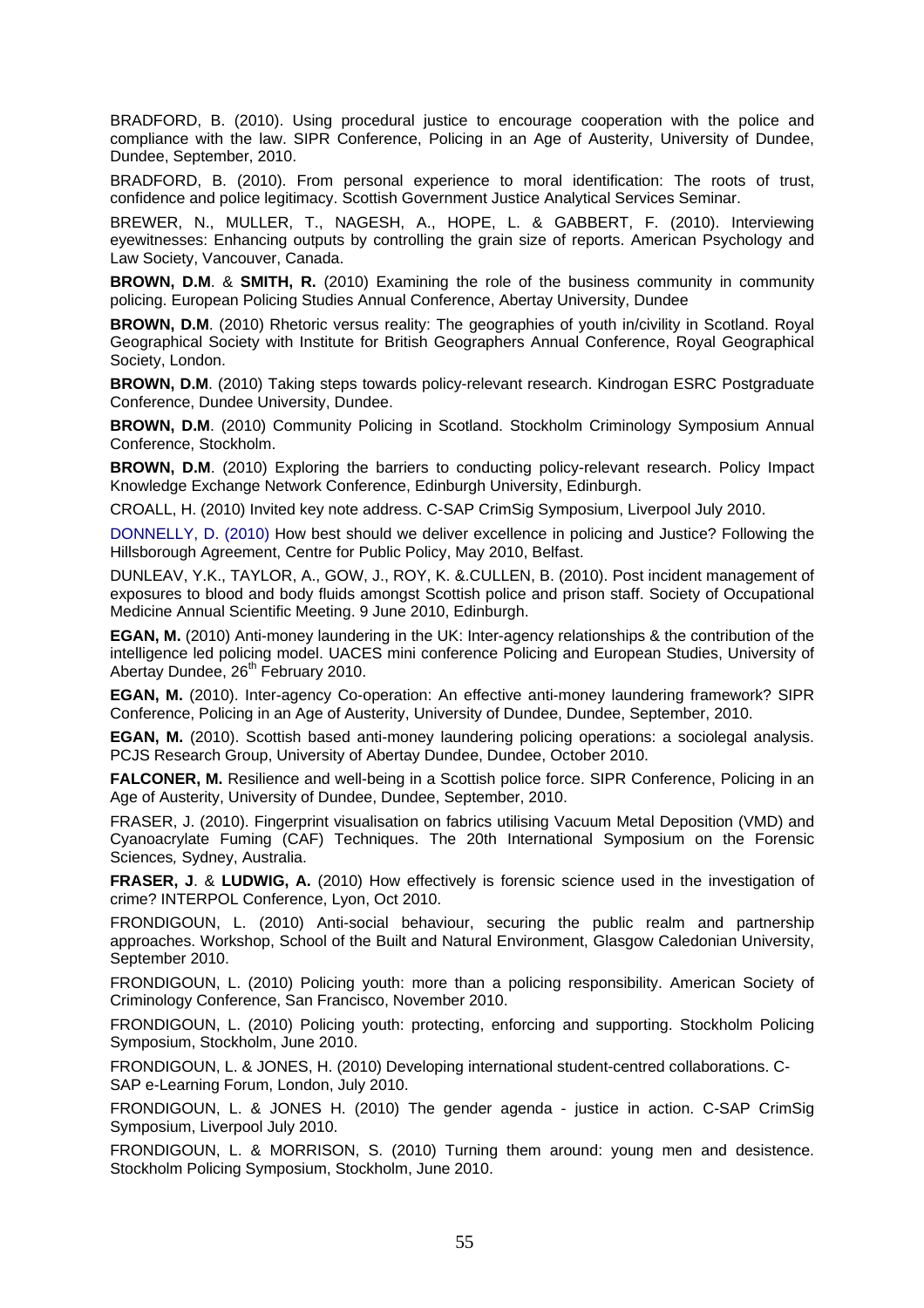BRADFORD, B. (2010). Using procedural justice to encourage cooperation with the police and compliance with the law. SIPR Conference, Policing in an Age of Austerity, University of Dundee, Dundee, September, 2010.

BRADFORD, B. (2010). From personal experience to moral identification: The roots of trust, confidence and police legitimacy. Scottish Government Justice Analytical Services Seminar.

BREWER, N., MULLER, T., NAGESH, A., HOPE, L. & GABBERT, F. (2010). Interviewing eyewitnesses: Enhancing outputs by controlling the grain size of reports. American Psychology and Law Society, Vancouver, Canada.

**BROWN, D.M**. & **SMITH, R.** (2010) Examining the role of the business community in community policing. European Policing Studies Annual Conference, Abertay University, Dundee

**BROWN, D.M**. (2010) Rhetoric versus reality: The geographies of youth in/civility in Scotland. Royal Geographical Society with Institute for British Geographers Annual Conference, Royal Geographical Society, London.

**BROWN, D.M**. (2010) Taking steps towards policy-relevant research. Kindrogan ESRC Postgraduate Conference, Dundee University, Dundee.

**BROWN, D.M**. (2010) Community Policing in Scotland. Stockholm Criminology Symposium Annual Conference, Stockholm.

**BROWN, D.M**. (2010) Exploring the barriers to conducting policy-relevant research. Policy Impact Knowledge Exchange Network Conference, Edinburgh University, Edinburgh.

CROALL, H. (2010) Invited key note address. C-SAP CrimSig Symposium, Liverpool July 2010.

DONNELLY, D. (2010) How best should we deliver excellence in policing and Justice? Following the Hillsborough Agreement, Centre for Public Policy, May 2010, Belfast.

DUNLEAV, Y.K., TAYLOR, A., GOW, J., ROY, K. &.CULLEN, B. (2010). Post incident management of exposures to blood and body fluids amongst Scottish police and prison staff. Society of Occupational Medicine Annual Scientific Meeting. 9 June 2010, Edinburgh.

**EGAN, M.** (2010) Anti-money laundering in the UK: Inter-agency relationships & the contribution of the intelligence led policing model. UACES mini conference Policing and European Studies, University of Abertay Dundee, 26th February 2010.

**EGAN, M.** (2010). Inter-agency Co-operation: An effective anti-money laundering framework? SIPR Conference, Policing in an Age of Austerity, University of Dundee, Dundee, September, 2010.

**EGAN, M.** (2010). Scottish based anti-money laundering policing operations: a sociolegal analysis. PCJS Research Group, University of Abertay Dundee, Dundee, October 2010.

**FALCONER, M.** Resilience and well-being in a Scottish police force. SIPR Conference, Policing in an Age of Austerity, University of Dundee, Dundee, September, 2010.

FRASER, J. (2010). Fingerprint visualisation on fabrics utilising Vacuum Metal Deposition (VMD) and Cyanoacrylate Fuming (CAF) Techniques. The 20th International Symposium on the Forensic Sciences*,* Sydney, Australia.

**FRASER, J**. & **LUDWIG, A.** (2010) How effectively is forensic science used in the investigation of crime? INTERPOL Conference, Lyon, Oct 2010.

FRONDIGOUN, L. (2010) Anti-social behaviour, securing the public realm and partnership approaches. Workshop, School of the Built and Natural Environment, Glasgow Caledonian University, September 2010.

FRONDIGOUN, L. (2010) Policing youth: more than a policing responsibility. American Society of Criminology Conference, San Francisco, November 2010.

FRONDIGOUN, L. (2010) Policing youth: protecting, enforcing and supporting. Stockholm Policing Symposium, Stockholm, June 2010.

FRONDIGOUN, L. & JONES, H. (2010) Developing international student-centred collaborations. C-SAP e-Learning Forum, London, July 2010.

FRONDIGOUN, L. & JONES H. (2010) The gender agenda - justice in action. C-SAP CrimSig Symposium, Liverpool July 2010.

FRONDIGOUN, L. & MORRISON, S. (2010) Turning them around: young men and desistence. Stockholm Policing Symposium, Stockholm, June 2010.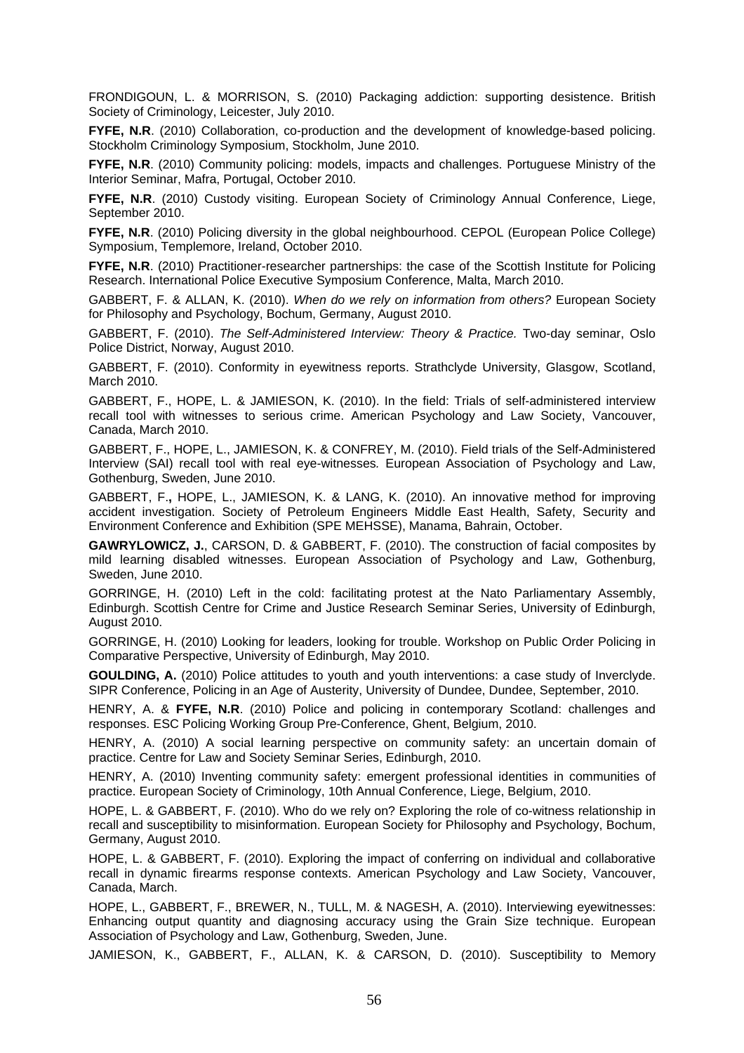FRONDIGOUN, L. & MORRISON, S. (2010) Packaging addiction: supporting desistence. British Society of Criminology, Leicester, July 2010.

**FYFE, N.R**. (2010) Collaboration, co-production and the development of knowledge-based policing. Stockholm Criminology Symposium, Stockholm, June 2010.

**FYFE, N.R**. (2010) Community policing: models, impacts and challenges. Portuguese Ministry of the Interior Seminar, Mafra, Portugal, October 2010.

**FYFE, N.R**. (2010) Custody visiting. European Society of Criminology Annual Conference, Liege, September 2010.

**FYFE, N.R**. (2010) Policing diversity in the global neighbourhood. CEPOL (European Police College) Symposium, Templemore, Ireland, October 2010.

**FYFE, N.R**. (2010) Practitioner-researcher partnerships: the case of the Scottish Institute for Policing Research. International Police Executive Symposium Conference, Malta, March 2010.

GABBERT, F. & ALLAN, K. (2010). *When do we rely on information from others?* European Society for Philosophy and Psychology, Bochum, Germany, August 2010.

GABBERT, F. (2010). *The Self-Administered Interview: Theory & Practice.* Two-day seminar, Oslo Police District, Norway, August 2010.

GABBERT, F. (2010). Conformity in eyewitness reports. Strathclyde University, Glasgow, Scotland, March 2010.

GABBERT, F., HOPE, L. & JAMIESON, K. (2010). In the field: Trials of self-administered interview recall tool with witnesses to serious crime. American Psychology and Law Society, Vancouver, Canada, March 2010.

GABBERT, F., HOPE, L., JAMIESON, K. & CONFREY, M. (2010). Field trials of the Self-Administered Interview (SAI) recall tool with real eye-witnesses*.* European Association of Psychology and Law, Gothenburg, Sweden, June 2010.

GABBERT, F.**,** HOPE, L., JAMIESON, K. & LANG, K. (2010). An innovative method for improving accident investigation. Society of Petroleum Engineers Middle East Health, Safety, Security and Environment Conference and Exhibition (SPE MEHSSE), Manama, Bahrain, October.

**GAWRYLOWICZ, J.**, CARSON, D. & GABBERT, F. (2010). The construction of facial composites by mild learning disabled witnesses. European Association of Psychology and Law, Gothenburg, Sweden, June 2010.

GORRINGE, H. (2010) Left in the cold: facilitating protest at the Nato Parliamentary Assembly, Edinburgh. Scottish Centre for Crime and Justice Research Seminar Series, University of Edinburgh, August 2010.

GORRINGE, H. (2010) Looking for leaders, looking for trouble. Workshop on Public Order Policing in Comparative Perspective, University of Edinburgh, May 2010.

**GOULDING, A.** (2010) Police attitudes to youth and youth interventions: a case study of Inverclyde. SIPR Conference, Policing in an Age of Austerity, University of Dundee, Dundee, September, 2010.

HENRY, A. & **FYFE, N.R**. (2010) Police and policing in contemporary Scotland: challenges and responses. ESC Policing Working Group Pre-Conference, Ghent, Belgium, 2010.

HENRY, A. (2010) A social learning perspective on community safety: an uncertain domain of practice. Centre for Law and Society Seminar Series, Edinburgh, 2010.

HENRY, A. (2010) Inventing community safety: emergent professional identities in communities of practice. European Society of Criminology, 10th Annual Conference, Liege, Belgium, 2010.

HOPE, L. & GABBERT, F. (2010). Who do we rely on? Exploring the role of co-witness relationship in recall and susceptibility to misinformation. European Society for Philosophy and Psychology, Bochum, Germany, August 2010.

HOPE, L. & GABBERT, F. (2010). Exploring the impact of conferring on individual and collaborative recall in dynamic firearms response contexts. American Psychology and Law Society, Vancouver, Canada, March.

HOPE, L., GABBERT, F., BREWER, N., TULL, M. & NAGESH, A. (2010). Interviewing eyewitnesses: Enhancing output quantity and diagnosing accuracy using the Grain Size technique. European Association of Psychology and Law, Gothenburg, Sweden, June.

JAMIESON, K., GABBERT, F., ALLAN, K. & CARSON, D. (2010). Susceptibility to Memory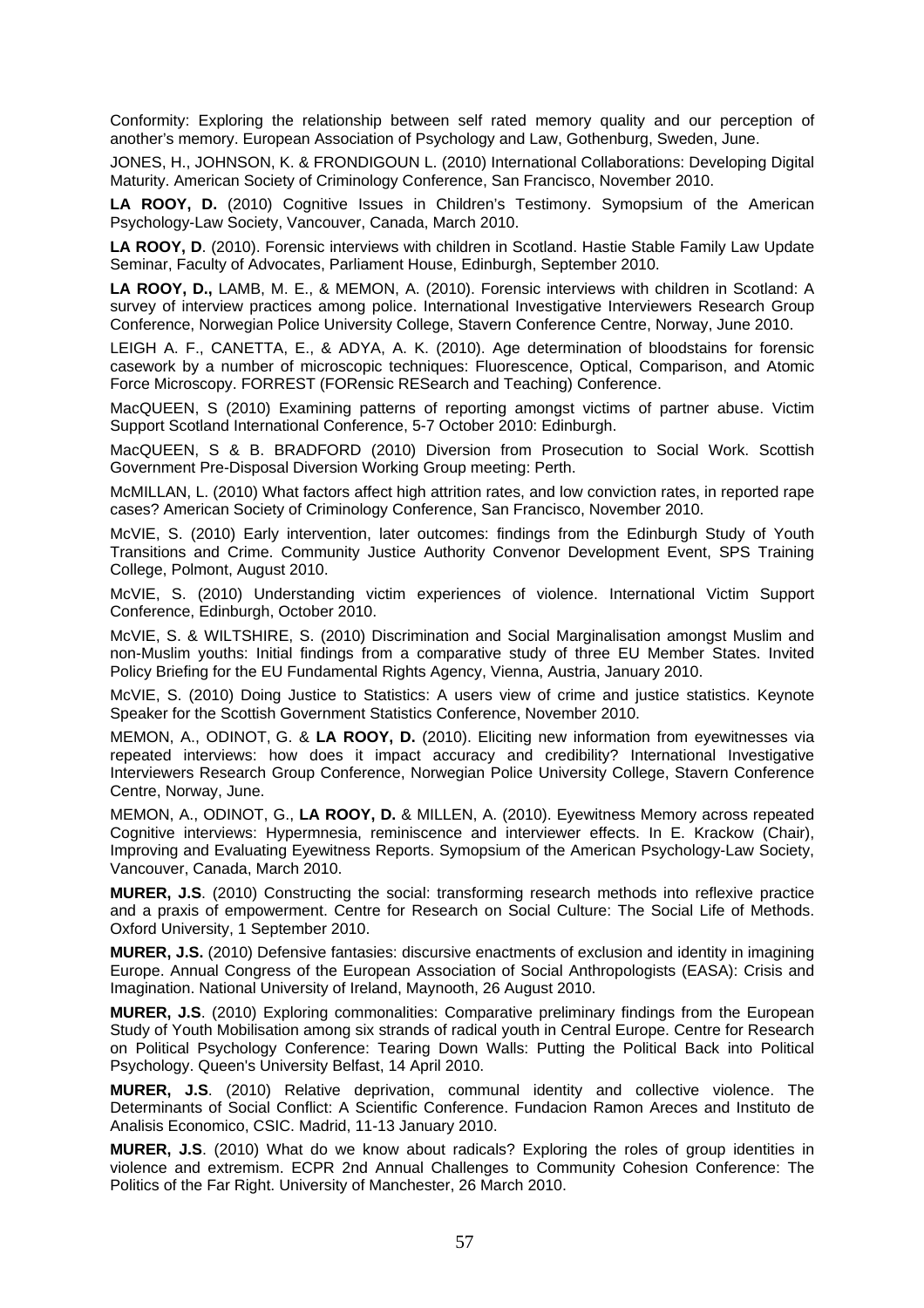Conformity: Exploring the relationship between self rated memory quality and our perception of another's memory. European Association of Psychology and Law, Gothenburg, Sweden, June.

JONES, H., JOHNSON, K. & FRONDIGOUN L. (2010) International Collaborations: Developing Digital Maturity. American Society of Criminology Conference, San Francisco, November 2010.

**LA ROOY, D.** (2010) Cognitive Issues in Children's Testimony. Symposium of the American Psychology-Law Society, Vancouver, Canada, March 2010.

**LA ROOY, D**. (2010). Forensic interviews with children in Scotland. Hastie Stable Family Law Update Seminar, Faculty of Advocates, Parliament House, Edinburgh, September 2010.

**LA ROOY, D.,** LAMB, M. E., & MEMON, A. (2010). Forensic interviews with children in Scotland: A survey of interview practices among police. International Investigative Interviewers Research Group Conference, Norwegian Police University College, Stavern Conference Centre, Norway, June 2010.

LEIGH A. F., CANETTA, E., & ADYA, A. K. (2010). Age determination of bloodstains for forensic casework by a number of microscopic techniques: Fluorescence, Optical, Comparison, and Atomic Force Microscopy. FORREST (FORensic RESearch and Teaching) Conference.

MacQUEEN, S (2010) Examining patterns of reporting amongst victims of partner abuse. Victim Support Scotland International Conference, 5-7 October 2010: Edinburgh.

MacQUEEN, S & B. BRADFORD (2010) Diversion from Prosecution to Social Work. Scottish Government Pre-Disposal Diversion Working Group meeting: Perth.

McMILLAN, L. (2010) What factors affect high attrition rates, and low conviction rates, in reported rape cases? American Society of Criminology Conference, San Francisco, November 2010.

McVIE, S. (2010) Early intervention, later outcomes: findings from the Edinburgh Study of Youth Transitions and Crime. Community Justice Authority Convenor Development Event, SPS Training College, Polmont, August 2010.

McVIE, S. (2010) Understanding victim experiences of violence. International Victim Support Conference, Edinburgh, October 2010.

McVIE, S. & WILTSHIRE, S. (2010) Discrimination and Social Marginalisation amongst Muslim and non-Muslim youths: Initial findings from a comparative study of three EU Member States. Invited Policy Briefing for the EU Fundamental Rights Agency, Vienna, Austria, January 2010.

McVIE, S. (2010) Doing Justice to Statistics: A users view of crime and justice statistics. Keynote Speaker for the Scottish Government Statistics Conference, November 2010.

MEMON, A., ODINOT, G. & **LA ROOY, D.** (2010). Eliciting new information from eyewitnesses via repeated interviews: how does it impact accuracy and credibility? International Investigative Interviewers Research Group Conference, Norwegian Police University College, Stavern Conference Centre, Norway, June.

MEMON, A., ODINOT, G., **LA ROOY, D.** & MILLEN, A. (2010). Eyewitness Memory across repeated Cognitive interviews: Hypermnesia, reminiscence and interviewer effects. In E. Krackow (Chair), Improving and Evaluating Eyewitness Reports. Symopsium of the American Psychology-Law Society, Vancouver, Canada, March 2010.

**MURER, J.S**. (2010) Constructing the social: transforming research methods into reflexive practice and a praxis of empowerment. Centre for Research on Social Culture: The Social Life of Methods. Oxford University, 1 September 2010.

**MURER, J.S.** (2010) Defensive fantasies: discursive enactments of exclusion and identity in imagining Europe. Annual Congress of the European Association of Social Anthropologists (EASA): Crisis and Imagination. National University of Ireland, Maynooth, 26 August 2010.

**MURER, J.S**. (2010) Exploring commonalities: Comparative preliminary findings from the European Study of Youth Mobilisation among six strands of radical youth in Central Europe. Centre for Research on Political Psychology Conference: Tearing Down Walls: Putting the Political Back into Political Psychology. Queen's University Belfast, 14 April 2010.

**MURER, J.S**. (2010) Relative deprivation, communal identity and collective violence. The Determinants of Social Conflict: A Scientific Conference. Fundacion Ramon Areces and Instituto de Analisis Economico, CSIC. Madrid, 11-13 January 2010.

**MURER, J.S**. (2010) What do we know about radicals? Exploring the roles of group identities in violence and extremism. ECPR 2nd Annual Challenges to Community Cohesion Conference: The Politics of the Far Right. University of Manchester, 26 March 2010.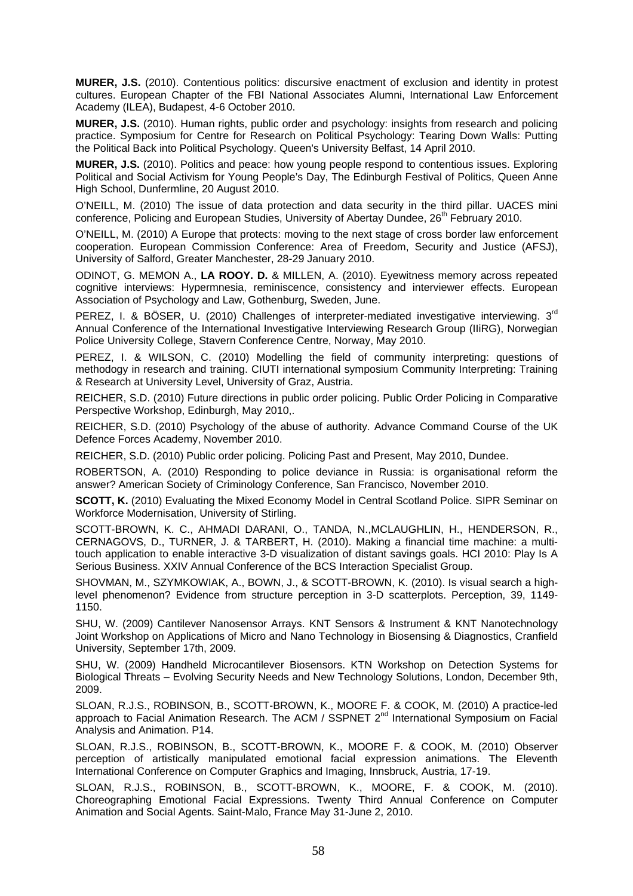**MURER, J.S.** (2010). Contentious politics: discursive enactment of exclusion and identity in protest cultures. European Chapter of the FBI National Associates Alumni, International Law Enforcement Academy (ILEA), Budapest, 4-6 October 2010.

**MURER, J.S.** (2010). Human rights, public order and psychology: insights from research and policing practice. Symposium for Centre for Research on Political Psychology: Tearing Down Walls: Putting the Political Back into Political Psychology. Queen's University Belfast, 14 April 2010.

**MURER, J.S.** (2010). Politics and peace: how young people respond to contentious issues. Exploring Political and Social Activism for Young People's Day, The Edinburgh Festival of Politics, Queen Anne High School, Dunfermline, 20 August 2010.

O'NEILL, M. (2010) The issue of data protection and data security in the third pillar. UACES mini conference, Policing and European Studies, University of Abertay Dundee, 26th February 2010.

O'NEILL, M. (2010) A Europe that protects: moving to the next stage of cross border law enforcement cooperation. European Commission Conference: Area of Freedom, Security and Justice (AFSJ), University of Salford, Greater Manchester, 28-29 January 2010.

ODINOT, G. MEMON A., **LA ROOY. D.** & MILLEN, A. (2010). Eyewitness memory across repeated cognitive interviews: Hypermnesia, reminiscence, consistency and interviewer effects. European Association of Psychology and Law, Gothenburg, Sweden, June.

PEREZ, I. & BÖSER, U. (2010) Challenges of interpreter-mediated investigative interviewing. 3rd Annual Conference of the International Investigative Interviewing Research Group (IIiRG), Norwegian Police University College, Stavern Conference Centre, Norway, May 2010.

PEREZ, I. & WILSON, C. (2010) Modelling the field of community interpreting: questions of methodology in research and training. CIUTI international symposium Community Interpreting: Training & Research at University Level, University of Graz, Austria.

REICHER, S.D. (2010) Future directions in public order policing. Public Order Policing in Comparative Perspective Workshop, Edinburgh, May 2010,.

REICHER, S.D. (2010) Psychology of the abuse of authority. Advance Command Course of the UK Defence Forces Academy, November 2010.

REICHER, S.D. (2010) Public order policing. Policing Past and Present, May 2010, Dundee.

ROBERTSON, A. (2010) Responding to police deviance in Russia: is organisational reform the answer? American Society of Criminology Conference, San Francisco, November 2010.

**SCOTT, K.** (2010) Evaluating the Mixed Economy Model in Central Scotland Police. SIPR Seminar on Workforce Modernisation, University of Stirling.

SCOTT-BROWN, K. C., AHMADI DARANI, O., TANDA, N.,MCLAUGHLIN, H., HENDERSON, R., CERNAGOVS, D., TURNER, J. & TARBERT, H. (2010). Making a financial time machine: a multi-touch application to enable interactive 3-D visualization of distant savings goals. HCI 2010: Play Is A Serious Business. XXIV Annual Conference of the BCS Interaction Specialist Group.

SHOVMAN, M., SZYMKOWIAK, A., BOWN, J., & SCOTT-BROWN, K. (2010). Is visual search a high-level phenomenon? Evidence from structure perception in 3-D scatterplots. Perception, 39, 1149-1150.

SHU, W. (2009) Cantilever Nanosensor Arrays. KNT Sensors & Instrument & KNT Nanotechnology Joint Workshop on Applications of Micro and Nano Technology in Biosensing & Diagnostics, Cranfield University, September 17th, 2009.

SHU, W. (2009) Handheld Microcantilever Biosensors. KTN Workshop on Detection Systems for Biological Threats – Evolving Security Needs and New Technology Solutions, London, December 9th, 2009.

SLOAN, R.J.S., ROBINSON, B., SCOTT-BROWN, K., MOORE F. & COOK, M. (2010) A practice-led approach to Facial Animation Research. The ACM / SSPNET 2nd International Symposium on Facial Analysis and Animation. P14.

SLOAN, R.J.S., ROBINSON, B., SCOTT-BROWN, K., MOORE F. & COOK, M. (2010) Observer perception of artistically manipulated emotional facial expression animations. The Eleventh International Conference on Computer Graphics and Imaging, Innsbruck, Austria, 17-19.

SLOAN, R.J.S., ROBINSON, B., SCOTT-BROWN, K., MOORE, F. & COOK, M. (2010). Choreographing Emotional Facial Expressions. Twenty Third Annual Conference on Computer Animation and Social Agents. Saint-Malo, France May 31-June 2, 2010.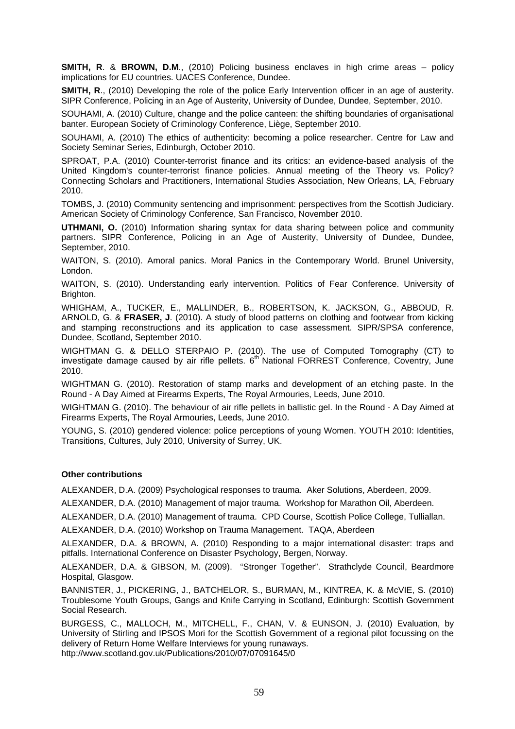**SMITH, R**. & **BROWN, D.M**., (2010) Policing business enclaves in high crime areas – policy implications for EU countries. UACES Conference, Dundee.

**SMITH, R**., (2010) Developing the role of the police Early Intervention officer in an age of austerity. SIPR Conference, Policing in an Age of Austerity, University of Dundee, Dundee, September, 2010.

SOUHAMI, A. (2010) Culture, change and the police canteen: the shifting boundaries of organisational banter. European Society of Criminology Conference, Liège, September 2010.

SOUHAMI, A. (2010) The ethics of authenticity: becoming a police researcher. Centre for Law and Society Seminar Series, Edinburgh, October 2010.

SPROAT, P.A. (2010) Counter-terrorist finance and its critics: an evidence-based analysis of the United Kingdom's counter-terrorist finance policies. Annual meeting of the Theory vs. Policy? Connecting Scholars and Practitioners, International Studies Association, New Orleans, LA, February 2010.

TOMBS, J. (2010) Community sentencing and imprisonment: perspectives from the Scottish Judiciary. American Society of Criminology Conference, San Francisco, November 2010.

**UTHMANI, O.** (2010) Information sharing syntax for data sharing between police and community partners. SIPR Conference, Policing in an Age of Austerity, University of Dundee, Dundee, September, 2010.

WAITON, S. (2010). Amoral panics. Moral Panics in the Contemporary World. Brunel University, London.

WAITON, S. (2010). Understanding early intervention. Politics of Fear Conference. University of Brighton.

WHIGHAM, A., TUCKER, E., MALLINDER, B., ROBERTSON, K. JACKSON, G., ABBOUD, R. ARNOLD, G. & **FRASER, J**. (2010). A study of blood patterns on clothing and footwear from kicking and stamping reconstructions and its application to case assessment. SIPR/SPSA conference, Dundee, Scotland, September 2010.

WIGHTMAN G. & DELLO STERPAIO P. (2010). The use of Computed Tomography (CT) to investigate damage caused by air rifle pellets. 6th National FORREST Conference, Coventry, June 2010.

WIGHTMAN G. (2010). Restoration of stamp marks and development of an etching paste. In the Round - A Day Aimed at Firearms Experts, The Royal Armouries, Leeds, June 2010.

WIGHTMAN G. (2010). The behaviour of air rifle pellets in ballistic gel. In the Round - A Day Aimed at Firearms Experts, The Royal Armouries, Leeds, June 2010.

YOUNG, S. (2010) gendered violence: police perceptions of young Women. YOUTH 2010: Identities, Transitions, Cultures, July 2010, University of Surrey, UK.

**Other contributions**

ALEXANDER, D.A. (2009) Psychological responses to trauma. Aker Solutions, Aberdeen, 2009.

ALEXANDER, D.A. (2010) Management of major trauma. Workshop for Marathon Oil, Aberdeen.

ALEXANDER, D.A. (2010) Management of trauma. CPD Course, Scottish Police College, Tulliallan.

ALEXANDER, D.A. (2010) Workshop on Trauma Management. TAQA, Aberdeen

ALEXANDER, D.A. & BROWN, A. (2010) Responding to a major international disaster: traps and pitfalls. International Conference on Disaster Psychology, Bergen, Norway.

ALEXANDER, D.A. & GIBSON, M. (2009). "Stronger Together". Strathclyde Council, Beardmore Hospital, Glasgow.

BANNISTER, J., PICKERING, J., BATCHELOR, S., BURMAN, M., KINTREA, K. & McVIE, S. (2010) Troublesome Youth Groups, Gangs and Knife Carrying in Scotland, Edinburgh: Scottish Government Social Research.

BURGESS, C., MALLOCH, M., MITCHELL, F., CHAN, V. & EUNSON, J. (2010) Evaluation, by University of Stirling and IPSOS Mori for the Scottish Government of a regional pilot focussing on the delivery of Return Home Welfare Interviews for young runaways.
http://www.scotland.gov.uk/Publications/2010/07/07091645/0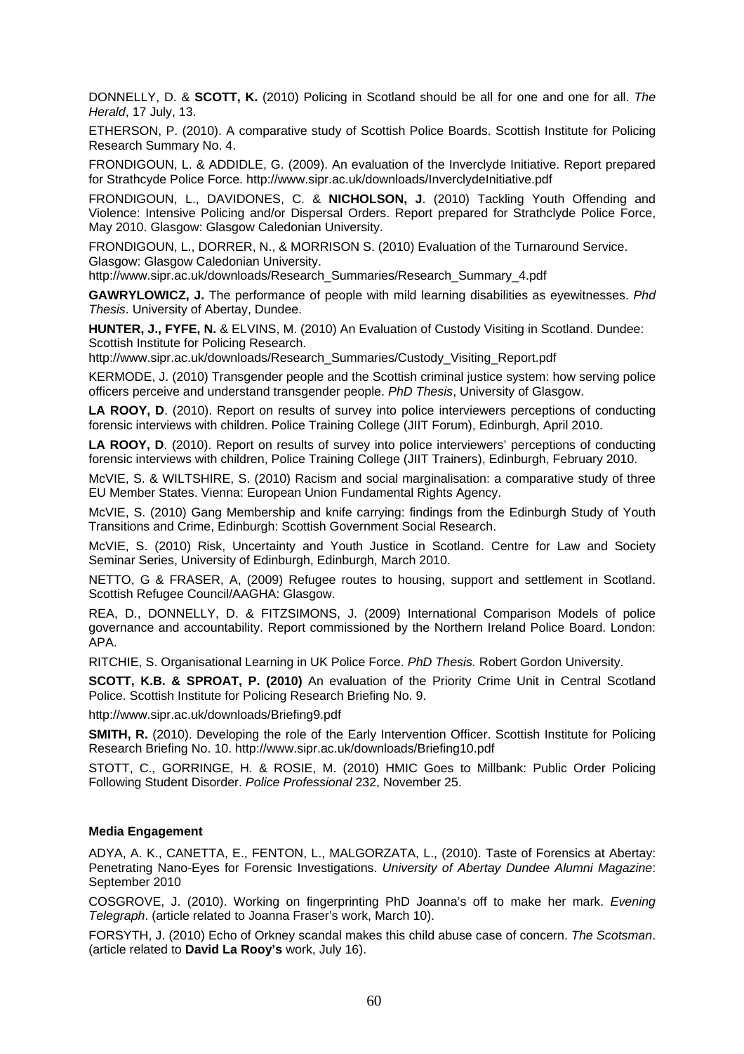DONNELLY, D. & **SCOTT, K.** (2010) Policing in Scotland should be all for one and one for all. *The Herald*, 17 July, 13.

ETHERSON, P. (2010). A comparative study of Scottish Police Boards. Scottish Institute for Policing Research Summary No. 4.

FRONDIGOUN, L. & ADDIDLE, G. (2009). An evaluation of the Inverclyde Initiative. Report prepared for Strathcyde Police Force. http://www.sipr.ac.uk/downloads/InverclydeInitiative.pdf

FRONDIGOUN, L., DAVIDONES, C. & **NICHOLSON, J**. (2010) Tackling Youth Offending and Violence: Intensive Policing and/or Dispersal Orders. Report prepared for Strathclyde Police Force, May 2010. Glasgow: Glasgow Caledonian University.

FRONDIGOUN, L., DORRER, N., & MORRISON S. (2010) Evaluation of the Turnaround Service. Glasgow: Glasgow Caledonian University. http://www.sipr.ac.uk/downloads/Research_Summaries/Research_Summary_4.pdf

**GAWRYLOWICZ, J.** The performance of people with mild learning disabilities as eyewitnesses. *Phd Thesis*. University of Abertay, Dundee.

**HUNTER, J., FYFE, N.** & ELVINS, M. (2010) An Evaluation of Custody Visiting in Scotland. Dundee: Scottish Institute for Policing Research. http://www.sipr.ac.uk/downloads/Research_Summaries/Custody_Visiting_Report.pdf

KERMODE, J. (2010) Transgender people and the Scottish criminal justice system: how serving police officers perceive and understand transgender people. *PhD Thesis*, University of Glasgow.

**LA ROOY, D**. (2010). Report on results of survey into police interviewers perceptions of conducting forensic interviews with children. Police Training College (JIIT Forum), Edinburgh, April 2010.

**LA ROOY, D**. (2010). Report on results of survey into police interviewers' perceptions of conducting forensic interviews with children, Police Training College (JIIT Trainers), Edinburgh, February 2010.

McVIE, S. & WILTSHIRE, S. (2010) Racism and social marginalisation: a comparative study of three EU Member States. Vienna: European Union Fundamental Rights Agency.

McVIE, S. (2010) Gang Membership and knife carrying: findings from the Edinburgh Study of Youth Transitions and Crime, Edinburgh: Scottish Government Social Research.

McVIE, S. (2010) Risk, Uncertainty and Youth Justice in Scotland. Centre for Law and Society Seminar Series, University of Edinburgh, Edinburgh, March 2010.

NETTO, G & FRASER, A, (2009) Refugee routes to housing, support and settlement in Scotland. Scottish Refugee Council/AAGHA: Glasgow.

REA, D., DONNELLY, D. & FITZSIMONS, J. (2009) International Comparison Models of police governance and accountability. Report commissioned by the Northern Ireland Police Board. London: APA.

RITCHIE, S. Organisational Learning in UK Police Force. *PhD Thesis.* Robert Gordon University.

**SCOTT, K.B. & SPROAT, P. (2010)** An evaluation of the Priority Crime Unit in Central Scotland Police. Scottish Institute for Policing Research Briefing No. 9.

http://www.sipr.ac.uk/downloads/Briefing9.pdf

**SMITH, R.** (2010). Developing the role of the Early Intervention Officer. Scottish Institute for Policing Research Briefing No. 10. http://www.sipr.ac.uk/downloads/Briefing10.pdf

STOTT, C., GORRINGE, H. & ROSIE, M. (2010) HMIC Goes to Millbank: Public Order Policing Following Student Disorder. *Police Professional* 232, November 25.

#### Media Engagement

ADYA, A. K., CANETTA, E., FENTON, L., MALGORZATA, L., (2010). Taste of Forensics at Abertay: Penetrating Nano-Eyes for Forensic Investigations. *University of Abertay Dundee Alumni Magazine*: September 2010

COSGROVE, J. (2010). Working on fingerprinting PhD Joanna's off to make her mark. *Evening Telegraph*. (article related to Joanna Fraser's work, March 10).

FORSYTH, J. (2010) Echo of Orkney scandal makes this child abuse case of concern. *The Scotsman*. (article related to **David La Rooy's** work, July 16).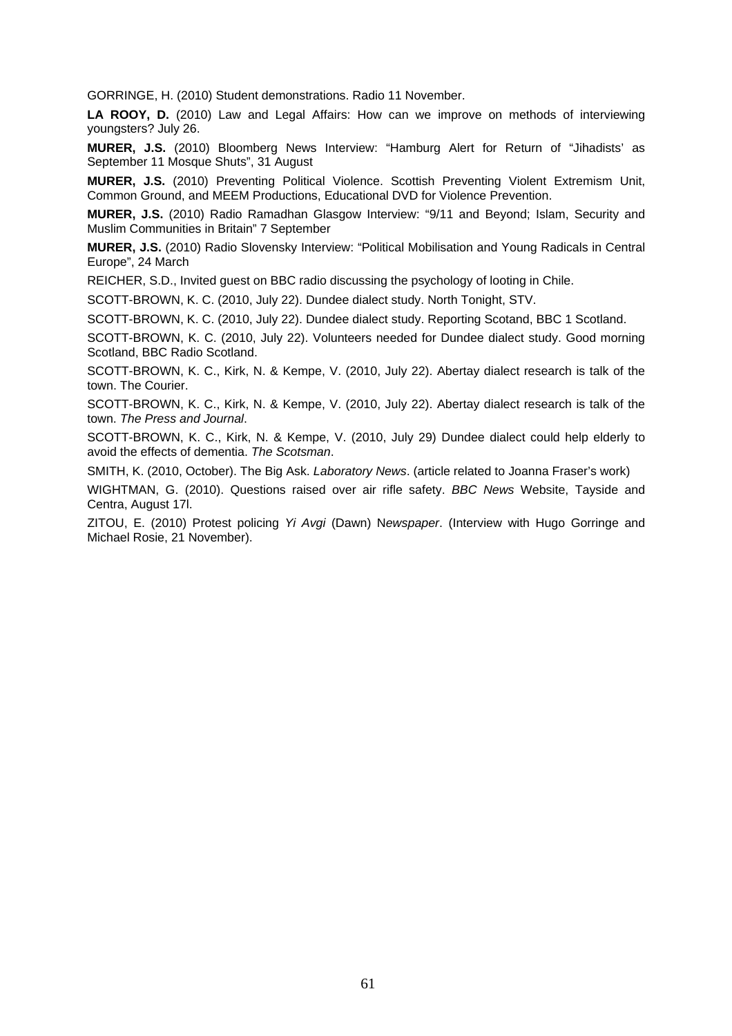GORRINGE, H. (2010) Student demonstrations. Radio 11 November.

**LA ROOY, D.** (2010) Law and Legal Affairs: How can we improve on methods of interviewing youngsters? July 26.

**MURER, J.S.** (2010) Bloomberg News Interview: "Hamburg Alert for Return of "Jihadists' as September 11 Mosque Shuts", 31 August

**MURER, J.S.** (2010) Preventing Political Violence. Scottish Preventing Violent Extremism Unit, Common Ground, and MEEM Productions, Educational DVD for Violence Prevention.

**MURER, J.S.** (2010) Radio Ramadhan Glasgow Interview: "9/11 and Beyond; Islam, Security and Muslim Communities in Britain" 7 September

**MURER, J.S.** (2010) Radio Slovensky Interview: "Political Mobilisation and Young Radicals in Central Europe", 24 March

REICHER, S.D., Invited guest on BBC radio discussing the psychology of looting in Chile.

SCOTT-BROWN, K. C. (2010, July 22). Dundee dialect study. North Tonight, STV.

SCOTT-BROWN, K. C. (2010, July 22). Dundee dialect study. Reporting Scotand, BBC 1 Scotland.

SCOTT-BROWN, K. C. (2010, July 22). Volunteers needed for Dundee dialect study. Good morning Scotland, BBC Radio Scotland.

SCOTT-BROWN, K. C., Kirk, N. & Kempe, V. (2010, July 22). Abertay dialect research is talk of the town. The Courier.

SCOTT-BROWN, K. C., Kirk, N. & Kempe, V. (2010, July 22). Abertay dialect research is talk of the town. *The Press and Journal*.

SCOTT-BROWN, K. C., Kirk, N. & Kempe, V. (2010, July 29) Dundee dialect could help elderly to avoid the effects of dementia. *The Scotsman*.

SMITH, K. (2010, October). The Big Ask. *Laboratory News*. (article related to Joanna Fraser's work)

WIGHTMAN, G. (2010). Questions raised over air rifle safety. *BBC News* Website, Tayside and Centra, August 17l.

ZITOU, E. (2010) Protest policing *Yi Avgi* (Dawn) N*ewspaper*. (Interview with Hugo Gorringe and Michael Rosie, 21 November).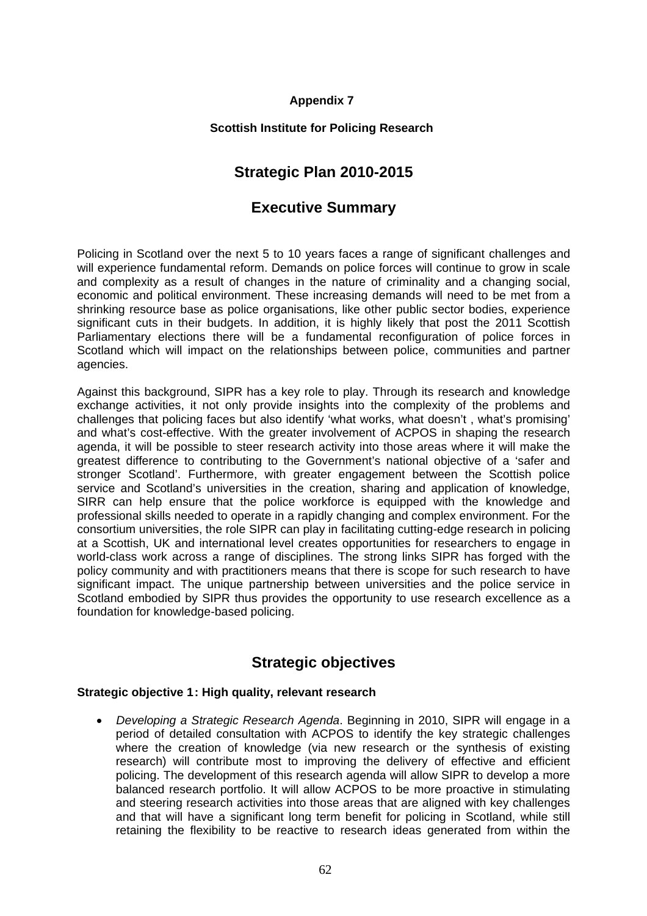**Appendix 7**

**Scottish Institute for Policing Research**

## Strategic Plan 2010-2015

## Executive Summary

Policing in Scotland over the next 5 to 10 years faces a range of significant challenges and will experience fundamental reform. Demands on police forces will continue to grow in scale and complexity as a result of changes in the nature of criminality and a changing social, economic and political environment. These increasing demands will need to be met from a shrinking resource base as police organisations, like other public sector bodies, experience significant cuts in their budgets. In addition, it is highly likely that post the 2011 Scottish Parliamentary elections there will be a fundamental reconfiguration of police forces in Scotland which will impact on the relationships between police, communities and partner agencies.

Against this background, SIPR has a key role to play. Through its research and knowledge exchange activities, it not only provide insights into the complexity of the problems and challenges that policing faces but also identify 'what works, what doesn't , what's promising' and what's cost-effective. With the greater involvement of ACPOS in shaping the research agenda, it will be possible to steer research activity into those areas where it will make the greatest difference to contributing to the Government's national objective of a 'safer and stronger Scotland'. Furthermore, with greater engagement between the Scottish police service and Scotland's universities in the creation, sharing and application of knowledge, SIRR can help ensure that the police workforce is equipped with the knowledge and professional skills needed to operate in a rapidly changing and complex environment. For the consortium universities, the role SIPR can play in facilitating cutting-edge research in policing at a Scottish, UK and international level creates opportunities for researchers to engage in world-class work across a range of disciplines. The strong links SIPR has forged with the policy community and with practitioners means that there is scope for such research to have significant impact. The unique partnership between universities and the police service in Scotland embodied by SIPR thus provides the opportunity to use research excellence as a foundation for knowledge-based policing.

## Strategic objectives

**Strategic objective 1: High quality, relevant research**

- *Developing a Strategic Research Agenda*. Beginning in 2010, SIPR will engage in a period of detailed consultation with ACPOS to identify the key strategic challenges where the creation of knowledge (via new research or the synthesis of existing research) will contribute most to improving the delivery of effective and efficient policing. The development of this research agenda will allow SIPR to develop a more balanced research portfolio. It will allow ACPOS to be more proactive in stimulating and steering research activities into those areas that are aligned with key challenges and that will have a significant long term benefit for policing in Scotland, while still retaining the flexibility to be reactive to research ideas generated from within the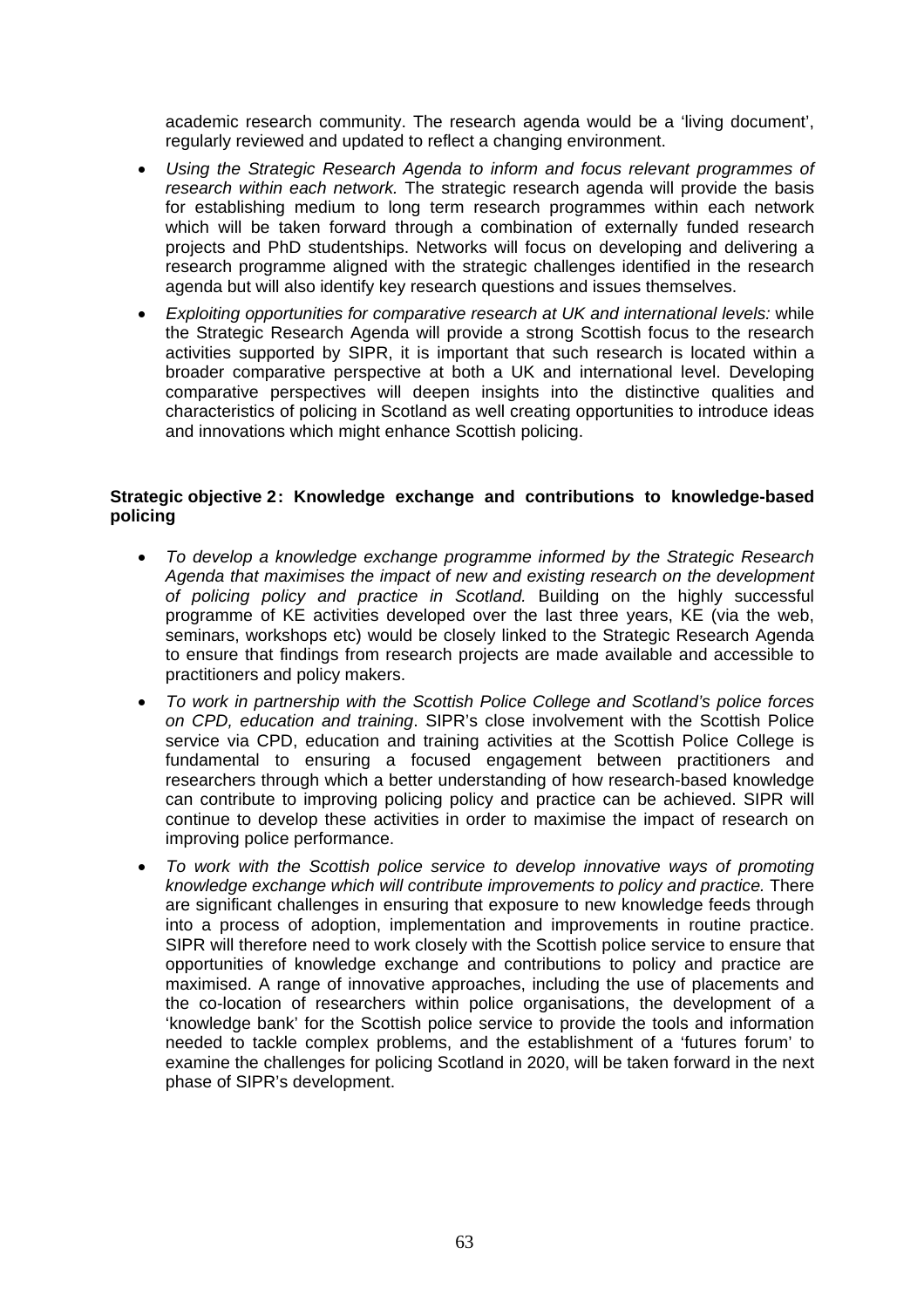academic research community. The research agenda would be a 'living document', regularly reviewed and updated to reflect a changing environment.

- *Using the Strategic Research Agenda to inform and focus relevant programmes of research within each network.* The strategic research agenda will provide the basis for establishing medium to long term research programmes within each network which will be taken forward through a combination of externally funded research projects and PhD studentships. Networks will focus on developing and delivering a research programme aligned with the strategic challenges identified in the research agenda but will also identify key research questions and issues themselves.
- *Exploiting opportunities for comparative research at UK and international levels:* while the Strategic Research Agenda will provide a strong Scottish focus to the research activities supported by SIPR, it is important that such research is located within a broader comparative perspective at both a UK and international level. Developing comparative perspectives will deepen insights into the distinctive qualities and characteristics of policing in Scotland as well creating opportunities to introduce ideas and innovations which might enhance Scottish policing.

**Strategic objective 2: Knowledge exchange and contributions to knowledge-based policing**

- *To develop a knowledge exchange programme informed by the Strategic Research Agenda that maximises the impact of new and existing research on the development of policing policy and practice in Scotland.* Building on the highly successful programme of KE activities developed over the last three years, KE (via the web, seminars, workshops etc) would be closely linked to the Strategic Research Agenda to ensure that findings from research projects are made available and accessible to practitioners and policy makers.
- *To work in partnership with the Scottish Police College and Scotland's police forces on CPD, education and training*. SIPR's close involvement with the Scottish Police service via CPD, education and training activities at the Scottish Police College is fundamental to ensuring a focused engagement between practitioners and researchers through which a better understanding of how research-based knowledge can contribute to improving policing policy and practice can be achieved. SIPR will continue to develop these activities in order to maximise the impact of research on improving police performance.
- *To work with the Scottish police service to develop innovative ways of promoting knowledge exchange which will contribute improvements to policy and practice.* There are significant challenges in ensuring that exposure to new knowledge feeds through into a process of adoption, implementation and improvements in routine practice. SIPR will therefore need to work closely with the Scottish police service to ensure that opportunities of knowledge exchange and contributions to policy and practice are maximised. A range of innovative approaches, including the use of placements and the co-location of researchers within police organisations, the development of a 'knowledge bank' for the Scottish police service to provide the tools and information needed to tackle complex problems, and the establishment of a 'futures forum' to examine the challenges for policing Scotland in 2020, will be taken forward in the next phase of SIPR's development.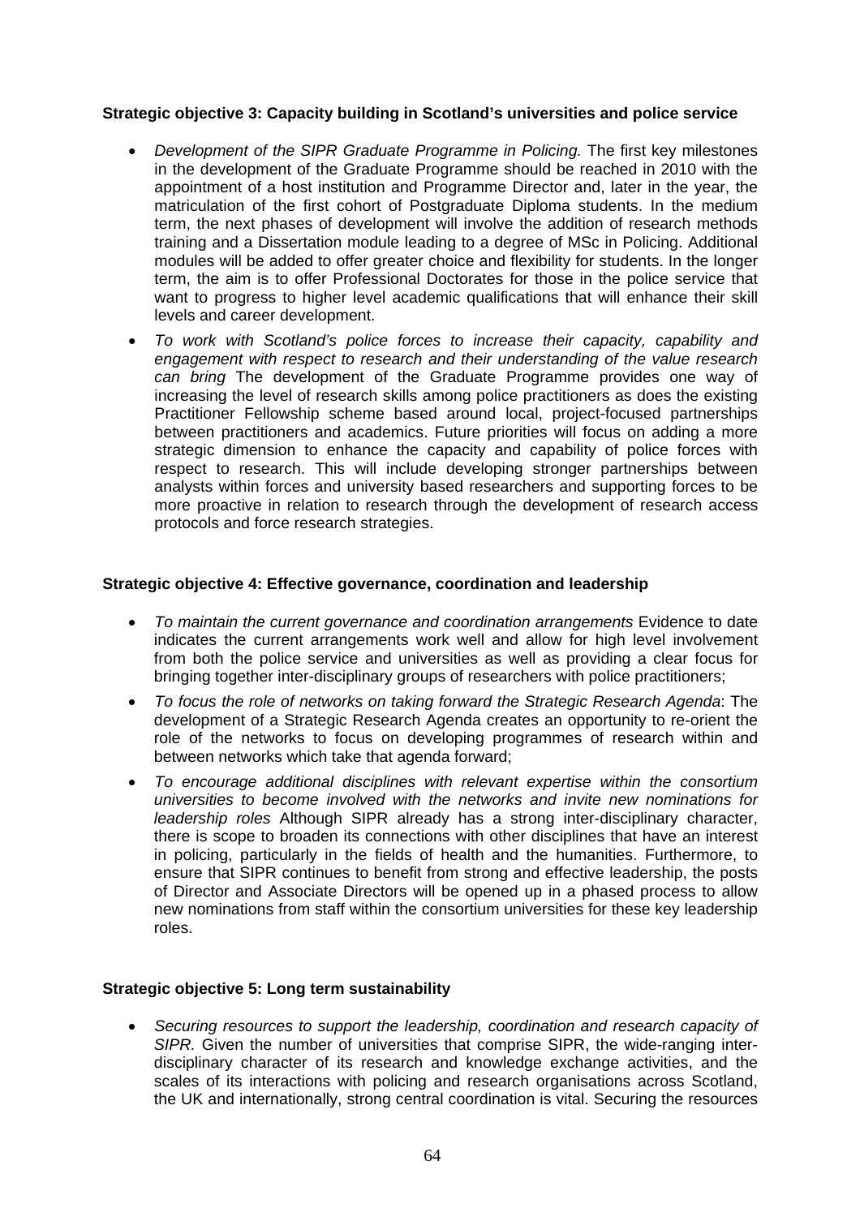**Strategic objective 3: Capacity building in Scotland's universities and police service**

- *Development of the SIPR Graduate Programme in Policing.* The first key milestones in the development of the Graduate Programme should be reached in 2010 with the appointment of a host institution and Programme Director and, later in the year, the matriculation of the first cohort of Postgraduate Diploma students. In the medium term, the next phases of development will involve the addition of research methods training and a Dissertation module leading to a degree of MSc in Policing. Additional modules will be added to offer greater choice and flexibility for students. In the longer term, the aim is to offer Professional Doctorates for those in the police service that want to progress to higher level academic qualifications that will enhance their skill levels and career development.
- *To work with Scotland's police forces to increase their capacity, capability and engagement with respect to research and their understanding of the value research can bring* The development of the Graduate Programme provides one way of increasing the level of research skills among police practitioners as does the existing Practitioner Fellowship scheme based around local, project-focused partnerships between practitioners and academics. Future priorities will focus on adding a more strategic dimension to enhance the capacity and capability of police forces with respect to research. This will include developing stronger partnerships between analysts within forces and university based researchers and supporting forces to be more proactive in relation to research through the development of research access protocols and force research strategies.

**Strategic objective 4: Effective governance, coordination and leadership**

- *To maintain the current governance and coordination arrangements* Evidence to date indicates the current arrangements work well and allow for high level involvement from both the police service and universities as well as providing a clear focus for bringing together inter-disciplinary groups of researchers with police practitioners;
- *To focus the role of networks on taking forward the Strategic Research Agenda*: The development of a Strategic Research Agenda creates an opportunity to re-orient the role of the networks to focus on developing programmes of research within and between networks which take that agenda forward;
- *To encourage additional disciplines with relevant expertise within the consortium universities to become involved with the networks and invite new nominations for leadership roles* Although SIPR already has a strong inter-disciplinary character, there is scope to broaden its connections with other disciplines that have an interest in policing, particularly in the fields of health and the humanities. Furthermore, to ensure that SIPR continues to benefit from strong and effective leadership, the posts of Director and Associate Directors will be opened up in a phased process to allow new nominations from staff within the consortium universities for these key leadership roles.

**Strategic objective 5: Long term sustainability**

- *Securing resources to support the leadership, coordination and research capacity of SIPR.* Given the number of universities that comprise SIPR, the wide-ranging inter-disciplinary character of its research and knowledge exchange activities, and the scales of its interactions with policing and research organisations across Scotland, the UK and internationally, strong central coordination is vital. Securing the resources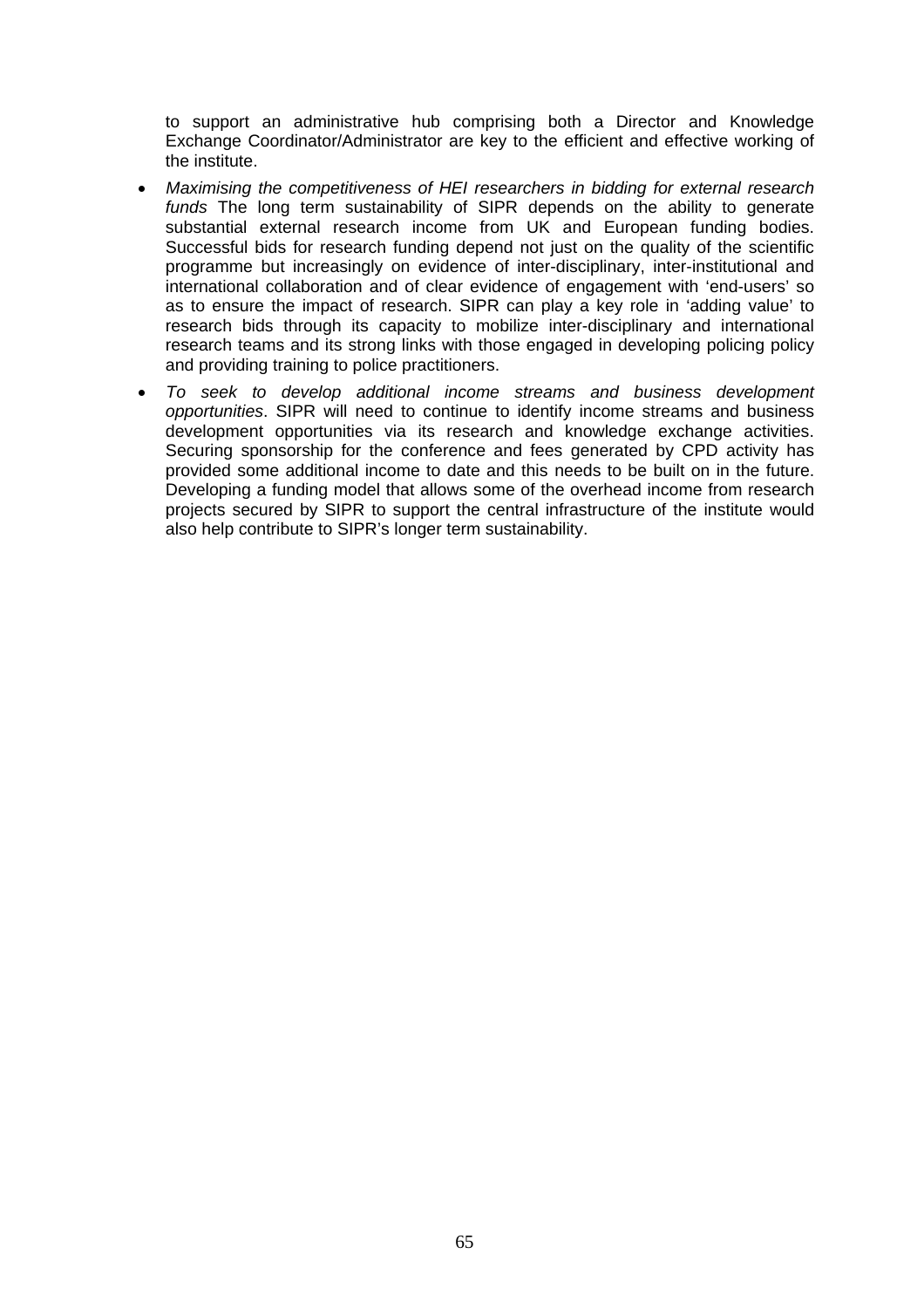to support an administrative hub comprising both a Director and Knowledge Exchange Coordinator/Administrator are key to the efficient and effective working of the institute.

- *Maximising the competitiveness of HEI researchers in bidding for external research funds* The long term sustainability of SIPR depends on the ability to generate substantial external research income from UK and European funding bodies. Successful bids for research funding depend not just on the quality of the scientific programme but increasingly on evidence of inter-disciplinary, inter-institutional and international collaboration and of clear evidence of engagement with 'end-users' so as to ensure the impact of research. SIPR can play a key role in 'adding value' to research bids through its capacity to mobilize inter-disciplinary and international research teams and its strong links with those engaged in developing policing policy and providing training to police practitioners.
- *To seek to develop additional income streams and business development opportunities*. SIPR will need to continue to identify income streams and business development opportunities via its research and knowledge exchange activities. Securing sponsorship for the conference and fees generated by CPD activity has provided some additional income to date and this needs to be built on in the future. Developing a funding model that allows some of the overhead income from research projects secured by SIPR to support the central infrastructure of the institute would also help contribute to SIPR's longer term sustainability.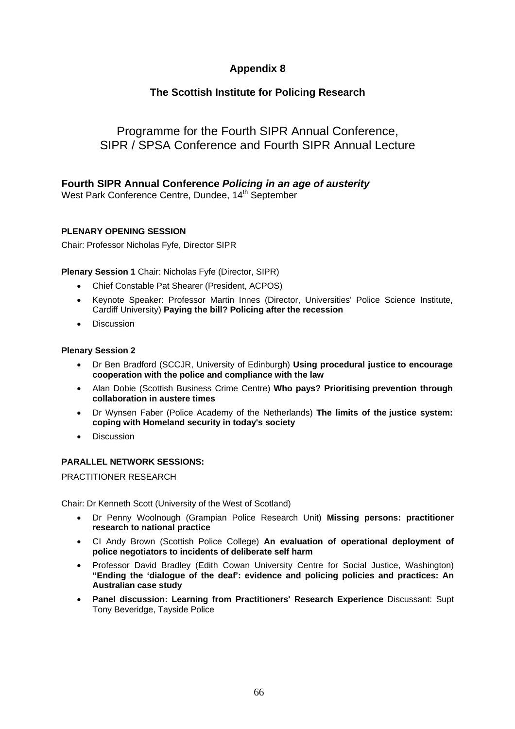# Appendix 8

## The Scottish Institute for Policing Research

## Programme for the Fourth SIPR Annual Conference, SIPR / SPSA Conference and Fourth SIPR Annual Lecture

### Fourth SIPR Annual Conference *Policing in an age of austerity*

West Park Conference Centre, Dundee, 14th September

**PLENARY OPENING SESSION**

Chair: Professor Nicholas Fyfe, Director SIPR

**Plenary Session 1** Chair: Nicholas Fyfe (Director, SIPR)

- Chief Constable Pat Shearer (President, ACPOS)
- Keynote Speaker: Professor Martin Innes (Director, Universities' Police Science Institute, Cardiff University) **Paying the bill? Policing after the recession**
- Discussion

**Plenary Session 2**

- Dr Ben Bradford (SCCJR, University of Edinburgh) **Using procedural justice to encourage cooperation with the police and compliance with the law**
- Alan Dobie (Scottish Business Crime Centre) **Who pays? Prioritising prevention through collaboration in austere times**
- Dr Wynsen Faber (Police Academy of the Netherlands) **The limits of the justice system: coping with Homeland security in today's society**
- Discussion

**PARALLEL NETWORK SESSIONS:**

PRACTITIONER RESEARCH

Chair: Dr Kenneth Scott (University of the West of Scotland)

- Dr Penny Woolnough (Grampian Police Research Unit) **Missing persons: practitioner research to national practice**
- CI Andy Brown (Scottish Police College) **An evaluation of operational deployment of police negotiators to incidents of deliberate self harm**
- Professor David Bradley (Edith Cowan University Centre for Social Justice, Washington) **"Ending the 'dialogue of the deaf': evidence and policing policies and practices: An Australian case study**
- **Panel discussion: Learning from Practitioners' Research Experience** Discussant: Supt Tony Beveridge, Tayside Police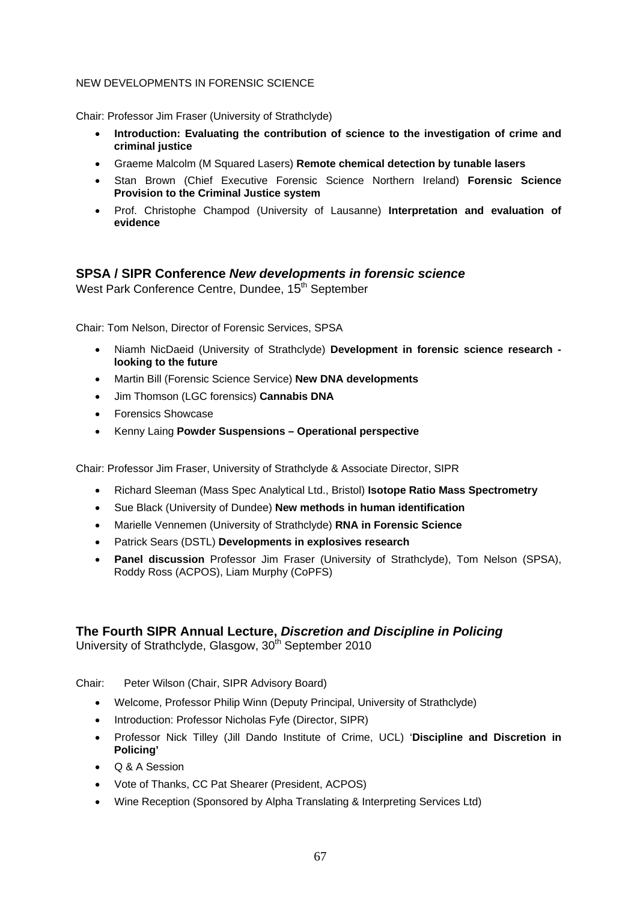NEW DEVELOPMENTS IN FORENSIC SCIENCE

Chair: Professor Jim Fraser (University of Strathclyde)

- **Introduction: Evaluating the contribution of science to the investigation of crime and criminal justice**
- Graeme Malcolm (M Squared Lasers) **Remote chemical detection by tunable lasers**
- Stan Brown (Chief Executive Forensic Science Northern Ireland) **Forensic Science Provision to the Criminal Justice system**
- Prof. Christophe Champod (University of Lausanne) **Interpretation and evaluation of evidence**

## SPSA / SIPR Conference *New developments in forensic science*

West Park Conference Centre, Dundee, 15th September

Chair: Tom Nelson, Director of Forensic Services, SPSA

- Niamh NicDaeid (University of Strathclyde) **Development in forensic science research - looking to the future**
- Martin Bill (Forensic Science Service) **New DNA developments**
- Jim Thomson (LGC forensics) **Cannabis DNA**
- Forensics Showcase
- Kenny Laing **Powder Suspensions – Operational perspective**

Chair: Professor Jim Fraser, University of Strathclyde & Associate Director, SIPR

- Richard Sleeman (Mass Spec Analytical Ltd., Bristol) **Isotope Ratio Mass Spectrometry**
- Sue Black (University of Dundee) **New methods in human identification**
- Marielle Vennemen (University of Strathclyde) **RNA in Forensic Science**
- Patrick Sears (DSTL) **Developments in explosives research**
- **Panel discussion** Professor Jim Fraser (University of Strathclyde), Tom Nelson (SPSA), Roddy Ross (ACPOS), Liam Murphy (CoPFS)

## The Fourth SIPR Annual Lecture, *Discretion and Discipline in Policing*

University of Strathclyde, Glasgow, 30th September 2010

Chair: Peter Wilson (Chair, SIPR Advisory Board)

- Welcome, Professor Philip Winn (Deputy Principal, University of Strathclyde)
- Introduction: Professor Nicholas Fyfe (Director, SIPR)
- Professor Nick Tilley (Jill Dando Institute of Crime, UCL) '**Discipline and Discretion in Policing'**
- Q & A Session
- Vote of Thanks, CC Pat Shearer (President, ACPOS)
- Wine Reception (Sponsored by Alpha Translating & Interpreting Services Ltd)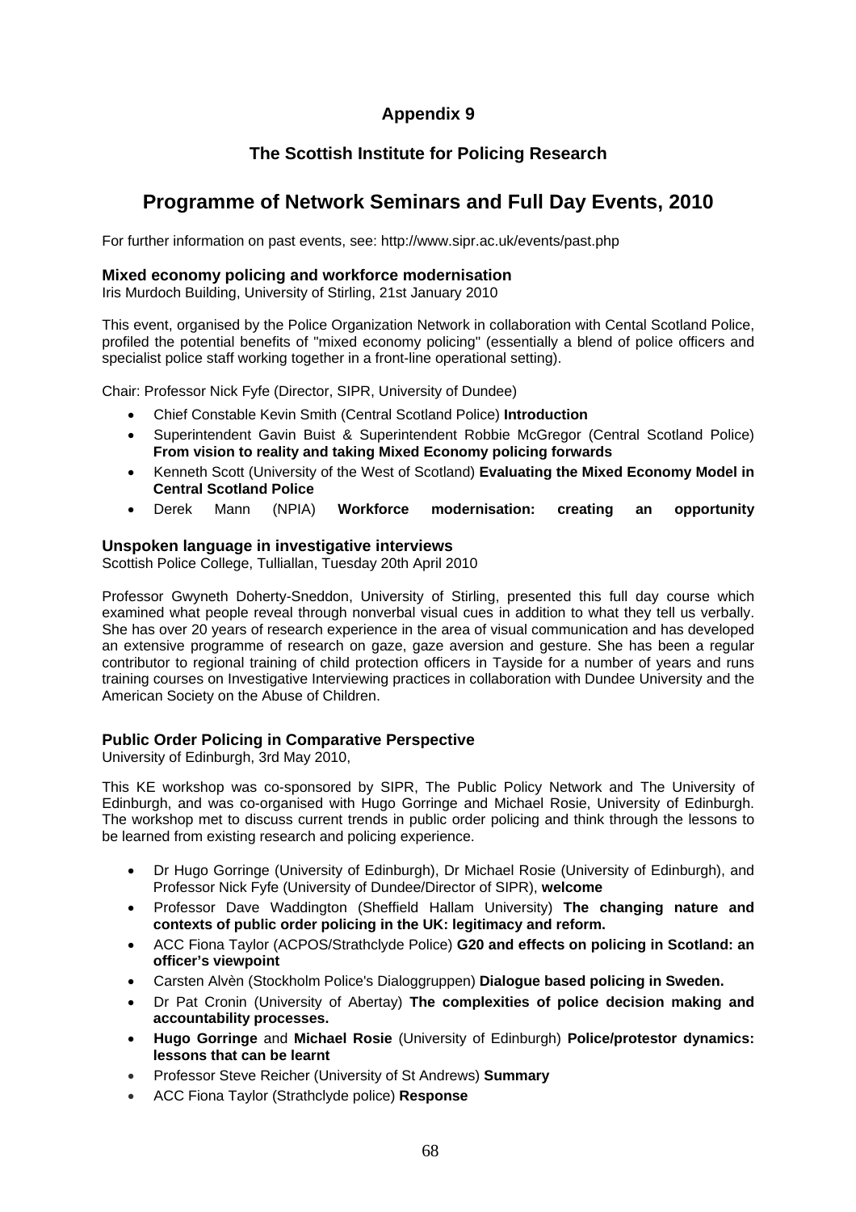# Appendix 9

## The Scottish Institute for Policing Research

## Programme of Network Seminars and Full Day Events, 2010

For further information on past events, see: http://www.sipr.ac.uk/events/past.php

### Mixed economy policing and workforce modernisation

Iris Murdoch Building, University of Stirling, 21st January 2010

This event, organised by the Police Organization Network in collaboration with Cental Scotland Police, profiled the potential benefits of "mixed economy policing" (essentially a blend of police officers and specialist police staff working together in a front-line operational setting).

Chair: Professor Nick Fyfe (Director, SIPR, University of Dundee)

- Chief Constable Kevin Smith (Central Scotland Police) **Introduction**
- Superintendent Gavin Buist & Superintendent Robbie McGregor (Central Scotland Police) **From vision to reality and taking Mixed Economy policing forwards**
- Kenneth Scott (University of the West of Scotland) **Evaluating the Mixed Economy Model in Central Scotland Police**
- Derek Mann (NPIA) **Workforce modernisation: creating an opportunity**

### Unspoken language in investigative interviews

Scottish Police College, Tulliallan, Tuesday 20th April 2010

Professor Gwyneth Doherty-Sneddon, University of Stirling, presented this full day course which examined what people reveal through nonverbal visual cues in addition to what they tell us verbally. She has over 20 years of research experience in the area of visual communication and has developed an extensive programme of research on gaze, gaze aversion and gesture. She has been a regular contributor to regional training of child protection officers in Tayside for a number of years and runs training courses on Investigative Interviewing practices in collaboration with Dundee University and the American Society on the Abuse of Children.

### Public Order Policing in Comparative Perspective

University of Edinburgh, 3rd May 2010,

This KE workshop was co-sponsored by SIPR, The Public Policy Network and The University of Edinburgh, and was co-organised with Hugo Gorringe and Michael Rosie, University of Edinburgh. The workshop met to discuss current trends in public order policing and think through the lessons to be learned from existing research and policing experience.

- Dr Hugo Gorringe (University of Edinburgh), Dr Michael Rosie (University of Edinburgh), and Professor Nick Fyfe (University of Dundee/Director of SIPR), **welcome**
- Professor Dave Waddington (Sheffield Hallam University) **The changing nature and contexts of public order policing in the UK: legitimacy and reform.**
- ACC Fiona Taylor (ACPOS/Strathclyde Police) **G20 and effects on policing in Scotland: an officer's viewpoint**
- Carsten Alvèn (Stockholm Police's Dialoggruppen) **Dialogue based policing in Sweden.**
- Dr Pat Cronin (University of Abertay) **The complexities of police decision making and accountability processes.**
- **Hugo Gorringe** and **Michael Rosie** (University of Edinburgh) **Police/protestor dynamics: lessons that can be learnt**
- Professor Steve Reicher (University of St Andrews) **Summary**
- ACC Fiona Taylor (Strathclyde police) **Response**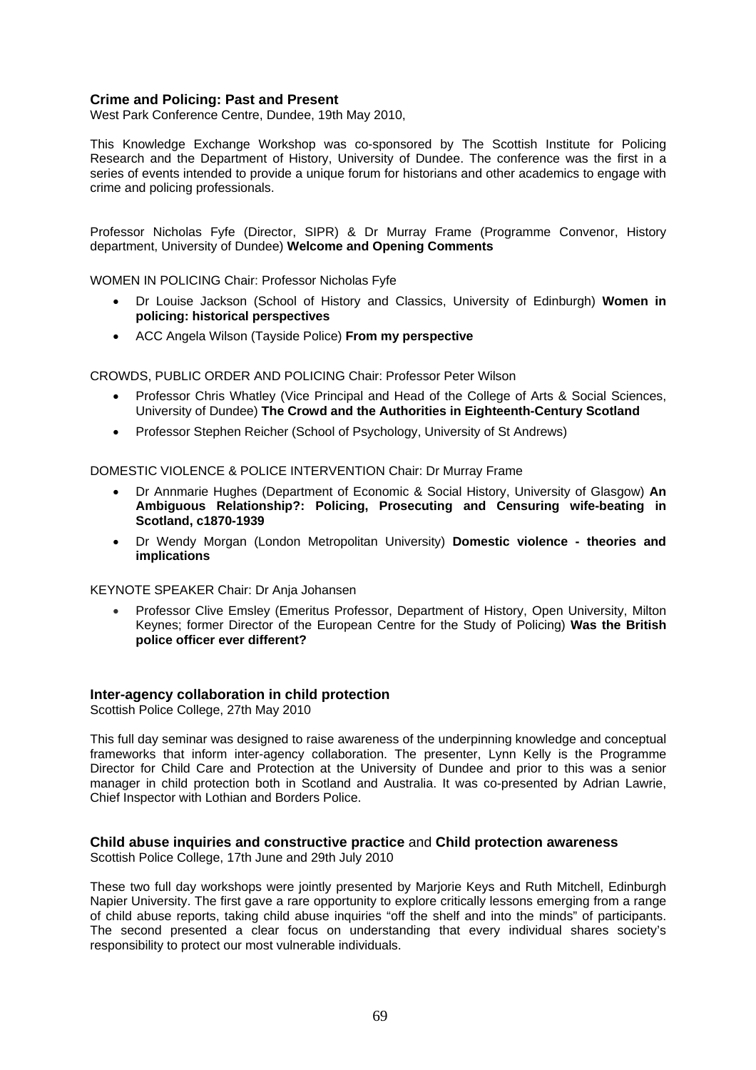### Crime and Policing: Past and Present

West Park Conference Centre, Dundee, 19th May 2010,

This Knowledge Exchange Workshop was co-sponsored by The Scottish Institute for Policing Research and the Department of History, University of Dundee. The conference was the first in a series of events intended to provide a unique forum for historians and other academics to engage with crime and policing professionals.

Professor Nicholas Fyfe (Director, SIPR) & Dr Murray Frame (Programme Convenor, History department, University of Dundee) **Welcome and Opening Comments**

WOMEN IN POLICING Chair: Professor Nicholas Fyfe

- Dr Louise Jackson (School of History and Classics, University of Edinburgh) **Women in policing: historical perspectives**
- ACC Angela Wilson (Tayside Police) **From my perspective**

CROWDS, PUBLIC ORDER AND POLICING Chair: Professor Peter Wilson

- Professor Chris Whatley (Vice Principal and Head of the College of Arts & Social Sciences, University of Dundee) **The Crowd and the Authorities in Eighteenth-Century Scotland**
- Professor Stephen Reicher (School of Psychology, University of St Andrews)

DOMESTIC VIOLENCE & POLICE INTERVENTION Chair: Dr Murray Frame

- Dr Annmarie Hughes (Department of Economic & Social History, University of Glasgow) **An Ambiguous Relationship?: Policing, Prosecuting and Censuring wife-beating in Scotland, c1870-1939**
- Dr Wendy Morgan (London Metropolitan University) **Domestic violence - theories and implications**

KEYNOTE SPEAKER Chair: Dr Anja Johansen

- Professor Clive Emsley (Emeritus Professor, Department of History, Open University, Milton Keynes; former Director of the European Centre for the Study of Policing) **Was the British police officer ever different?**

### Inter-agency collaboration in child protection

Scottish Police College, 27th May 2010

This full day seminar was designed to raise awareness of the underpinning knowledge and conceptual frameworks that inform inter-agency collaboration. The presenter, Lynn Kelly is the Programme Director for Child Care and Protection at the University of Dundee and prior to this was a senior manager in child protection both in Scotland and Australia. It was co-presented by Adrian Lawrie, Chief Inspector with Lothian and Borders Police.

### Child abuse inquiries and constructive practice and Child protection awareness

Scottish Police College, 17th June and 29th July 2010

These two full day workshops were jointly presented by Marjorie Keys and Ruth Mitchell, Edinburgh Napier University. The first gave a rare opportunity to explore critically lessons emerging from a range of child abuse reports, taking child abuse inquiries "off the shelf and into the minds" of participants. The second presented a clear focus on understanding that every individual shares society's responsibility to protect our most vulnerable individuals.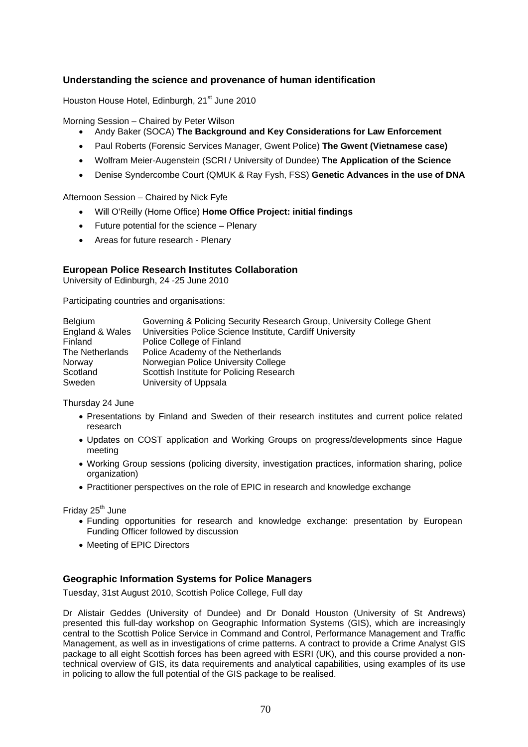### Understanding the science and provenance of human identification

Houston House Hotel, Edinburgh, 21st June 2010

Morning Session – Chaired by Peter Wilson

- Andy Baker (SOCA) **The Background and Key Considerations for Law Enforcement**
- Paul Roberts (Forensic Services Manager, Gwent Police) **The Gwent (Vietnamese case)**
- Wolfram Meier-Augenstein (SCRI / University of Dundee) **The Application of the Science**
- Denise Syndercombe Court (QMUK & Ray Fysh, FSS) **Genetic Advances in the use of DNA**

Afternoon Session – Chaired by Nick Fyfe

- Will O'Reilly (Home Office) **Home Office Project: initial findings**
- Future potential for the science – Plenary
- Areas for future research - Plenary

### European Police Research Institutes Collaboration

University of Edinburgh, 24 -25 June 2010

Participating countries and organisations:

| | |
|---|---|
| Belgium | Governing & Policing Security Research Group, University College Ghent |
| England & Wales | Universities Police Science Institute, Cardiff University |
| Finland | Police College of Finland |
| The Netherlands | Police Academy of the Netherlands |
| Norway | Norwegian Police University College |
| Scotland | Scottish Institute for Policing Research |
| Sweden | University of Uppsala |

Thursday 24 June

- Presentations by Finland and Sweden of their research institutes and current police related research
- Updates on COST application and Working Groups on progress/developments since Hague meeting
- Working Group sessions (policing diversity, investigation practices, information sharing, police organization)
- Practitioner perspectives on the role of EPIC in research and knowledge exchange

Friday 25th June

- Funding opportunities for research and knowledge exchange: presentation by European Funding Officer followed by discussion
- Meeting of EPIC Directors

### Geographic Information Systems for Police Managers

Tuesday, 31st August 2010, Scottish Police College, Full day

Dr Alistair Geddes (University of Dundee) and Dr Donald Houston (University of St Andrews) presented this full-day workshop on Geographic Information Systems (GIS), which are increasingly central to the Scottish Police Service in Command and Control, Performance Management and Traffic Management, as well as in investigations of crime patterns. A contract to provide a Crime Analyst GIS package to all eight Scottish forces has been agreed with ESRI (UK), and this course provided a non-technical overview of GIS, its data requirements and analytical capabilities, using examples of its use in policing to allow the full potential of the GIS package to be realised.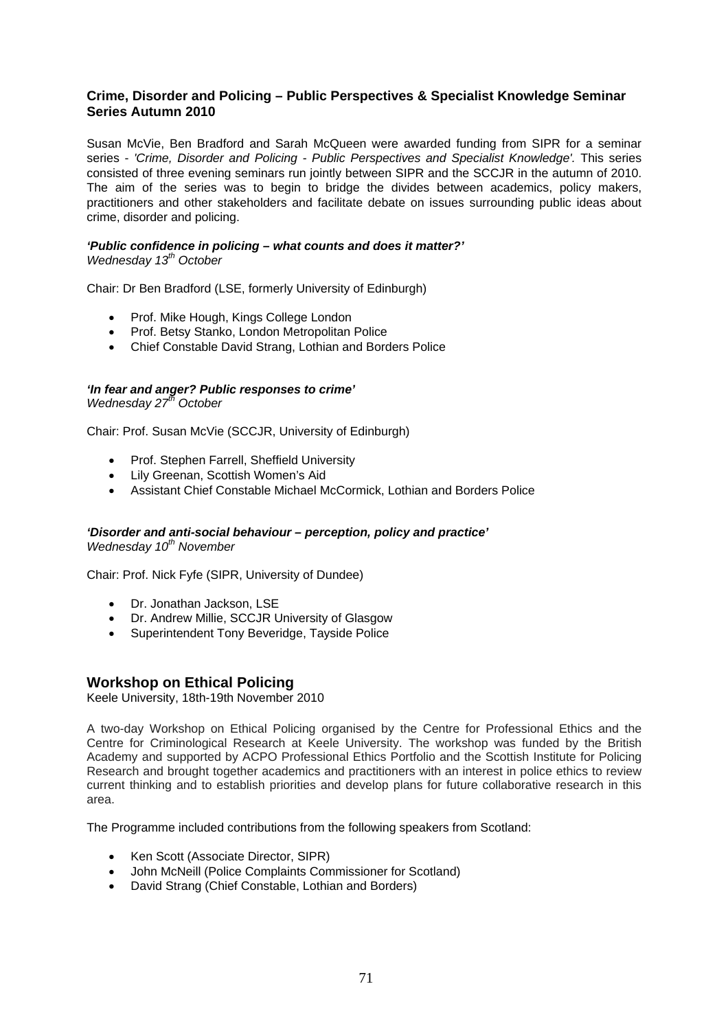### Crime, Disorder and Policing – Public Perspectives & Specialist Knowledge Seminar Series Autumn 2010

Susan McVie, Ben Bradford and Sarah McQueen were awarded funding from SIPR for a seminar series - *'Crime, Disorder and Policing - Public Perspectives and Specialist Knowledge'.* This series consisted of three evening seminars run jointly between SIPR and the SCCJR in the autumn of 2010. The aim of the series was to begin to bridge the divides between academics, policy makers, practitioners and other stakeholders and facilitate debate on issues surrounding public ideas about crime, disorder and policing.

***'Public confidence in policing – what counts and does it matter?'***
*Wednesday 13th October*

Chair: Dr Ben Bradford (LSE, formerly University of Edinburgh)

- Prof. Mike Hough, Kings College London
- Prof. Betsy Stanko, London Metropolitan Police
- Chief Constable David Strang, Lothian and Borders Police

***'In fear and anger? Public responses to crime'***
*Wednesday 27th October*

Chair: Prof. Susan McVie (SCCJR, University of Edinburgh)

- Prof. Stephen Farrell, Sheffield University
- Lily Greenan, Scottish Women's Aid
- Assistant Chief Constable Michael McCormick, Lothian and Borders Police

***'Disorder and anti-social behaviour – perception, policy and practice'***
*Wednesday 10th November*

Chair: Prof. Nick Fyfe (SIPR, University of Dundee)

- Dr. Jonathan Jackson, LSE
- Dr. Andrew Millie, SCCJR University of Glasgow
- Superintendent Tony Beveridge, Tayside Police

## Workshop on Ethical Policing

Keele University, 18th-19th November 2010

A two-day Workshop on Ethical Policing organised by the Centre for Professional Ethics and the Centre for Criminological Research at Keele University. The workshop was funded by the British Academy and supported by ACPO Professional Ethics Portfolio and the Scottish Institute for Policing Research and brought together academics and practitioners with an interest in police ethics to review current thinking and to establish priorities and develop plans for future collaborative research in this area.

The Programme included contributions from the following speakers from Scotland:

- Ken Scott (Associate Director, SIPR)
- John McNeill (Police Complaints Commissioner for Scotland)
- David Strang (Chief Constable, Lothian and Borders)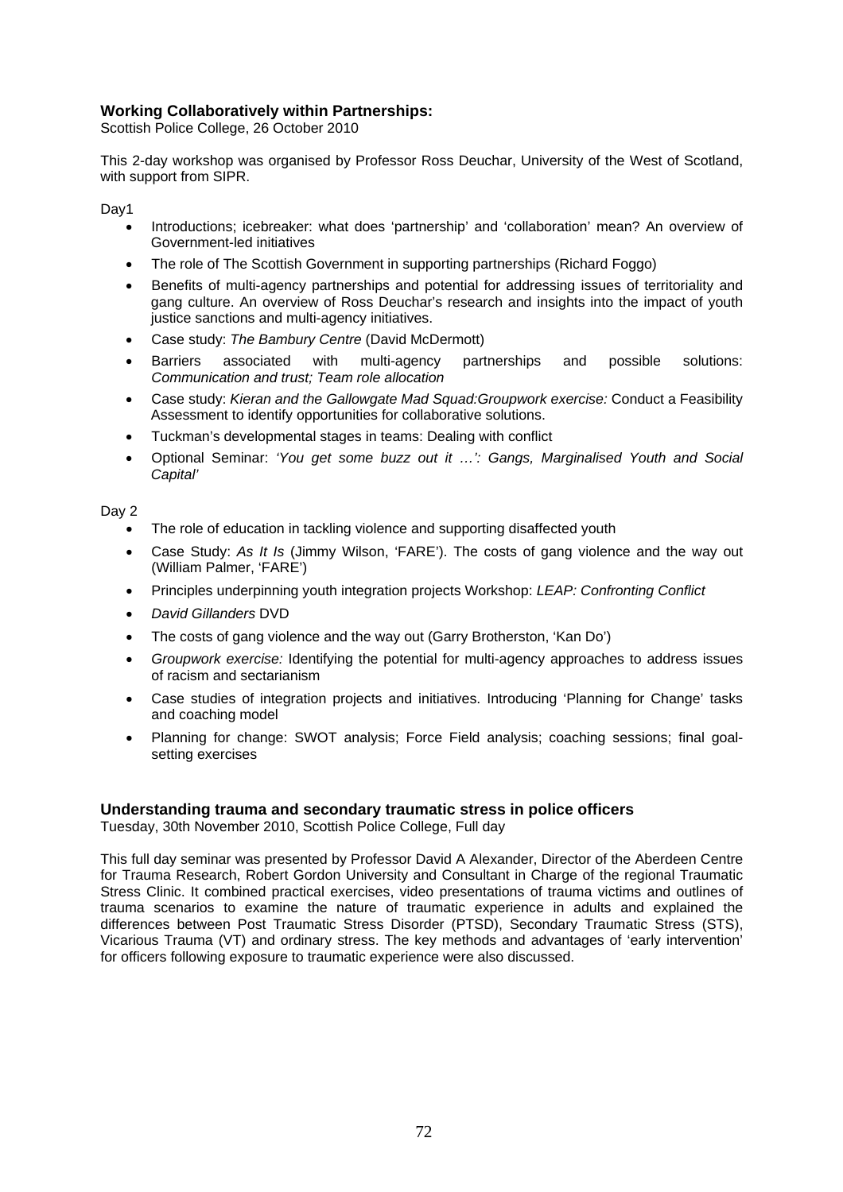### **Working Collaboratively within Partnerships:**

Scottish Police College, 26 October 2010

This 2-day workshop was organised by Professor Ross Deuchar, University of the West of Scotland, with support from SIPR.

Day1

- Introductions; icebreaker: what does 'partnership' and 'collaboration' mean? An overview of Government-led initiatives
- The role of The Scottish Government in supporting partnerships (Richard Foggo)
- Benefits of multi-agency partnerships and potential for addressing issues of territoriality and gang culture. An overview of Ross Deuchar's research and insights into the impact of youth justice sanctions and multi-agency initiatives.
- Case study: *The Bambury Centre* (David McDermott)
- Barriers associated with multi-agency partnerships and possible solutions: *Communication and trust; Team role allocation*
- Case study: *Kieran and the Gallowgate Mad Squad:Groupwork exercise:* Conduct a Feasibility Assessment to identify opportunities for collaborative solutions.
- Tuckman's developmental stages in teams: Dealing with conflict
- Optional Seminar: *'You get some buzz out it …': Gangs, Marginalised Youth and Social Capital'*

Day 2

- The role of education in tackling violence and supporting disaffected youth
- Case Study: *As It Is* (Jimmy Wilson, 'FARE'). The costs of gang violence and the way out (William Palmer, 'FARE')
- Principles underpinning youth integration projects Workshop: *LEAP: Confronting Conflict*
- *David Gillanders* DVD
- The costs of gang violence and the way out (Garry Brotherston, 'Kan Do')
- *Groupwork exercise:* Identifying the potential for multi-agency approaches to address issues of racism and sectarianism
- Case studies of integration projects and initiatives. Introducing 'Planning for Change' tasks and coaching model
- Planning for change: SWOT analysis; Force Field analysis; coaching sessions; final goal-setting exercises

### **Understanding trauma and secondary traumatic stress in police officers**

Tuesday, 30th November 2010, Scottish Police College, Full day

This full day seminar was presented by Professor David A Alexander, Director of the Aberdeen Centre for Trauma Research, Robert Gordon University and Consultant in Charge of the regional Traumatic Stress Clinic. It combined practical exercises, video presentations of trauma victims and outlines of trauma scenarios to examine the nature of traumatic experience in adults and explained the differences between Post Traumatic Stress Disorder (PTSD), Secondary Traumatic Stress (STS), Vicarious Trauma (VT) and ordinary stress. The key methods and advantages of 'early intervention' for officers following exposure to traumatic experience were also discussed.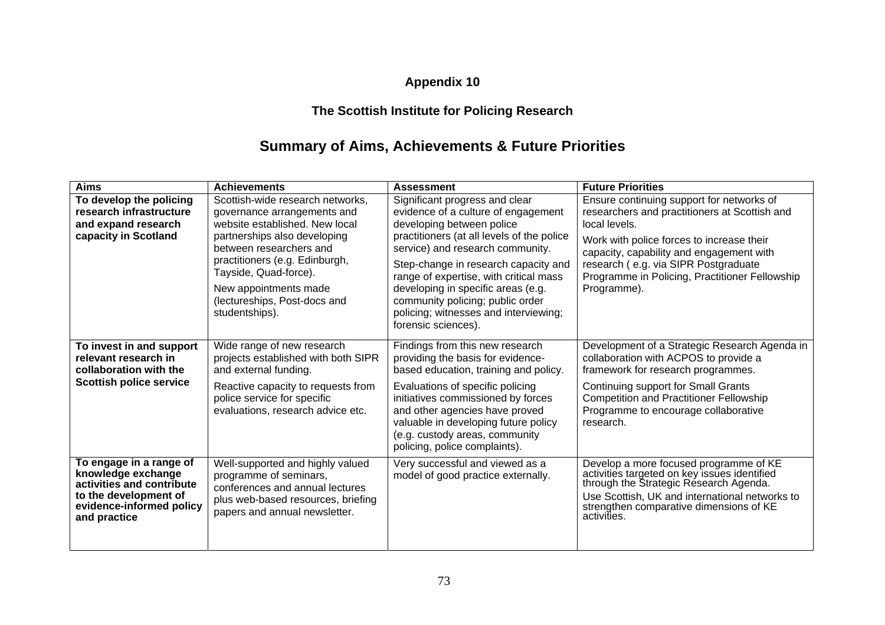# Appendix 10

## The Scottish Institute for Policing Research

## Summary of Aims, Achievements & Future Priorities

| Aims | Achievements | Assessment | Future Priorities |
|---|---|---|---|
| **To develop the policing research infrastructure and expand research capacity in Scotland** | Scottish-wide research networks, governance arrangements and website established. New local partnerships also developing between researchers and practitioners (e.g. Edinburgh, Tayside, Quad-force).<br><br>New appointments made (lectureships, Post-docs and studentships). | Significant progress and clear evidence of a culture of engagement developing between police practitioners (at all levels of the police service) and research community.<br><br>Step-change in research capacity and range of expertise, with critical mass developing in specific areas (e.g. community policing; public order policing; witnesses and interviewing; forensic sciences). | Ensure continuing support for networks of researchers and practitioners at Scottish and local levels.<br><br>Work with police forces to increase their capacity, capability and engagement with research ( e.g. via SIPR Postgraduate Programme in Policing, Practitioner Fellowship Programme). |
| **To invest in and support relevant research in collaboration with the Scottish police service** | Wide range of new research projects established with both SIPR and external funding.<br><br>Reactive capacity to requests from police service for specific evaluations, research advice etc. | Findings from this new research providing the basis for evidence-based education, training and policy.<br><br>Evaluations of specific policing initiatives commissioned by forces and other agencies have proved valuable in developing future policy (e.g. custody areas, community policing, police complaints). | Development of a Strategic Research Agenda in collaboration with ACPOS to provide a framework for research programmes.<br><br>Continuing support for Small Grants Competition and Practitioner Fellowship Programme to encourage collaborative research. |
| **To engage in a range of knowledge exchange activities and contribute to the development of evidence-informed policy and practice** | Well-supported and highly valued programme of seminars, conferences and annual lectures plus web-based resources, briefing papers and annual newsletter. | Very successful and viewed as a model of good practice externally. | Develop a more focused programme of KE activities targeted on key issues identified through the Strategic Research Agenda.<br><br>Use Scottish, UK and international networks to strengthen comparative dimensions of KE activities. |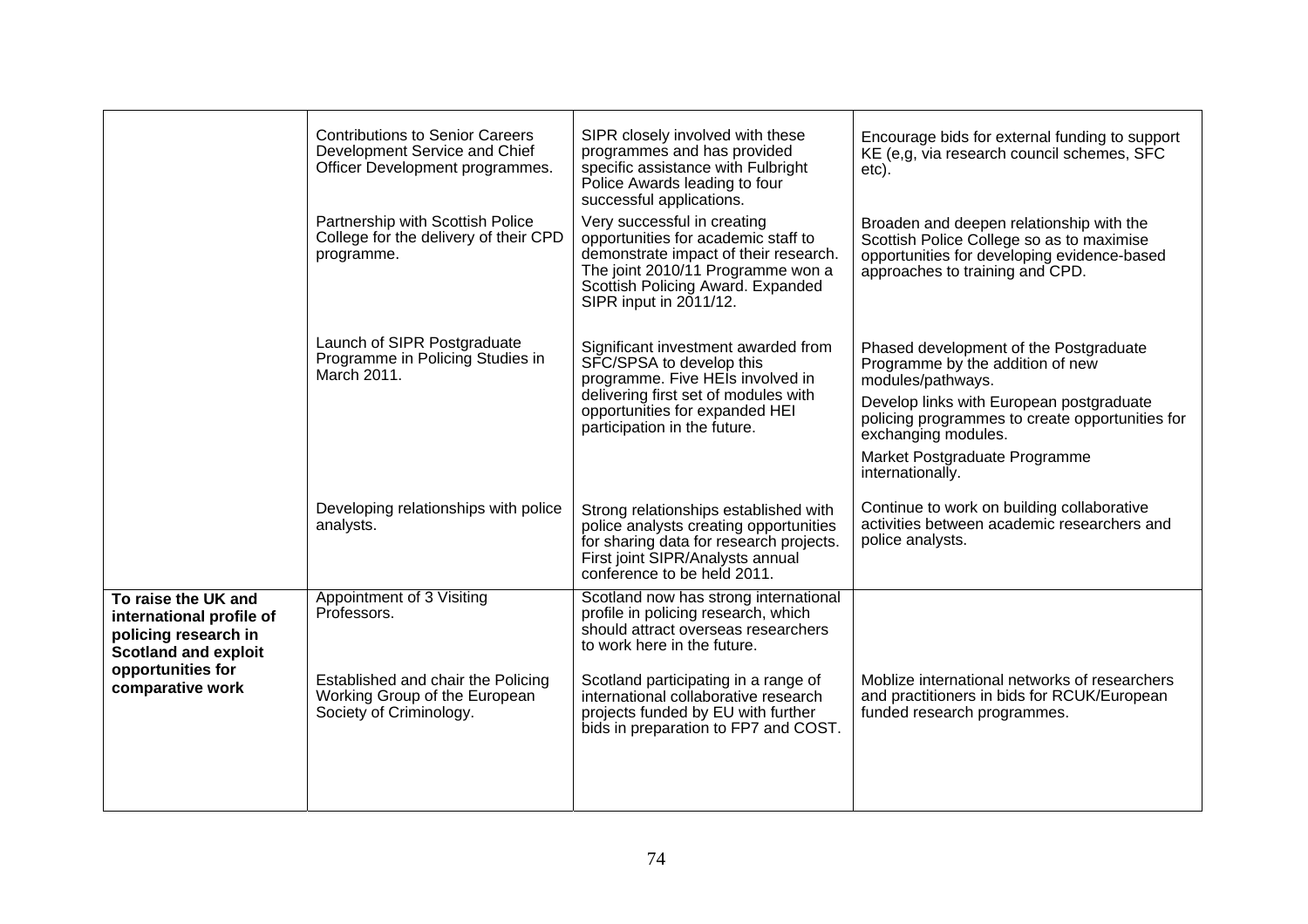| | | | |
|---|---|---|---|
| | Contributions to Senior Careers Development Service and Chief Officer Development programmes. | SIPR closely involved with these programmes and has provided specific assistance with Fulbright Police Awards leading to four successful applications. | Encourage bids for external funding to support KE (e,g, via research council schemes, SFC etc). |
| | Partnership with Scottish Police College for the delivery of their CPD programme. | Very successful in creating opportunities for academic staff to demonstrate impact of their research. The joint 2010/11 Programme won a Scottish Policing Award. Expanded SIPR input in 2011/12. | Broaden and deepen relationship with the Scottish Police College so as to maximise opportunities for developing evidence-based approaches to training and CPD. |
| | Launch of SIPR Postgraduate Programme in Policing Studies in March 2011. | Significant investment awarded from SFC/SPSA to develop this programme. Five HEIs involved in delivering first set of modules with opportunities for expanded HEI participation in the future. | Phased development of the Postgraduate Programme by the addition of new modules/pathways.<br><br>Develop links with European postgraduate policing programmes to create opportunities for exchanging modules.<br><br>Market Postgraduate Programme internationally. |
| | Developing relationships with police analysts. | Strong relationships established with police analysts creating opportunities for sharing data for research projects. First joint SIPR/Analysts annual conference to be held 2011. | Continue to work on building collaborative activities between academic researchers and police analysts. |
| **To raise the UK and international profile of policing research in Scotland and exploit opportunities for comparative work** | Appointment of 3 Visiting Professors. | Scotland now has strong international profile in policing research, which should attract overseas researchers to work here in the future. | |
| | Established and chair the Policing Working Group of the European Society of Criminology. | Scotland participating in a range of international collaborative research projects funded by EU with further bids in preparation to FP7 and COST. | Moblize international networks of researchers and practitioners in bids for RCUK/European funded research programmes. |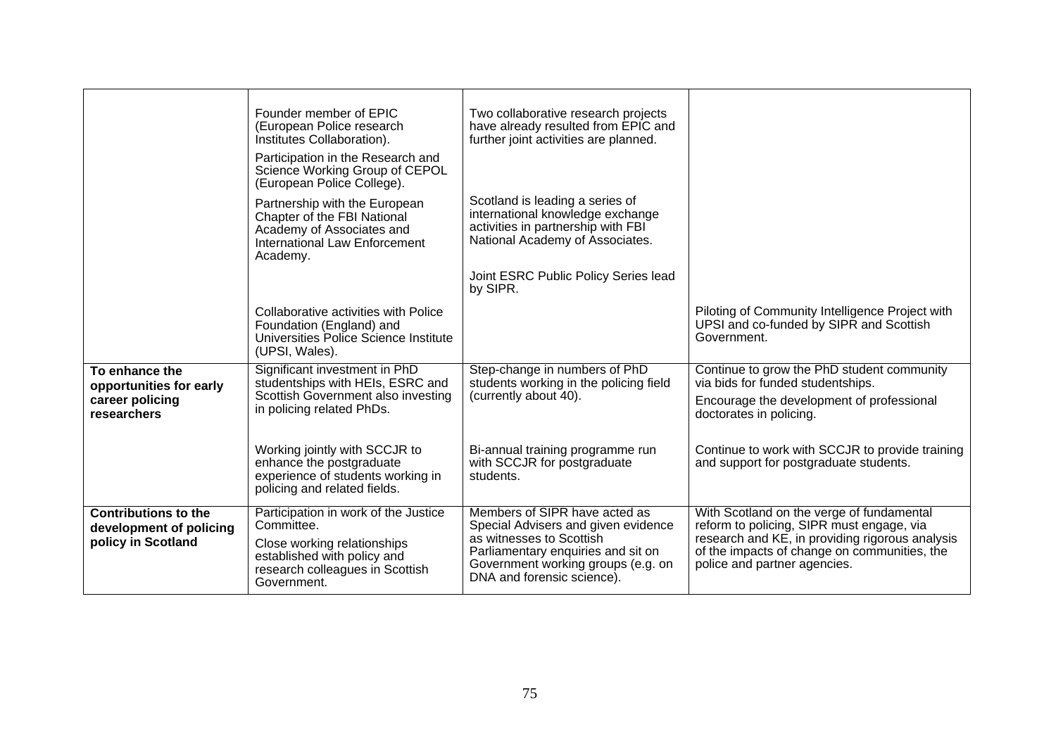| | | | |
|---|---|---|---|
| | Founder member of EPIC (European Police research Institutes Collaboration). | Two collaborative research projects have already resulted from EPIC and further joint activities are planned. | |
| | Participation in the Research and Science Working Group of CEPOL (European Police College). | | |
| | Partnership with the European Chapter of the FBI National Academy of Associates and International Law Enforcement Academy. | Scotland is leading a series of international knowledge exchange activities in partnership with FBI National Academy of Associates. | |
| | | Joint ESRC Public Policy Series lead by SIPR. | |
| | Collaborative activities with Police Foundation (England) and Universities Police Science Institute (UPSI, Wales). | | Piloting of Community Intelligence Project with UPSI and co-funded by SIPR and Scottish Government. |
| **To enhance the opportunities for early career policing researchers** | Significant investment in PhD studentships with HEIs, ESRC and Scottish Government also investing in policing related PhDs. | Step-change in numbers of PhD students working in the policing field (currently about 40). | Continue to grow the PhD student community via bids for funded studentships. Encourage the development of professional doctorates in policing. |
| | Working jointly with SCCJR to enhance the postgraduate experience of students working in policing and related fields. | Bi-annual training programme run with SCCJR for postgraduate students. | Continue to work with SCCJR to provide training and support for postgraduate students. |
| **Contributions to the development of policing policy in Scotland** | Participation in work of the Justice Committee. Close working relationships established with policy and research colleagues in Scottish Government. | Members of SIPR have acted as Special Advisers and given evidence as witnesses to Scottish Parliamentary enquiries and sit on Government working groups (e.g. on DNA and forensic science). | With Scotland on the verge of fundamental reform to policing, SIPR must engage, via research and KE, in providing rigorous analysis of the impacts of change on communities, the police and partner agencies. |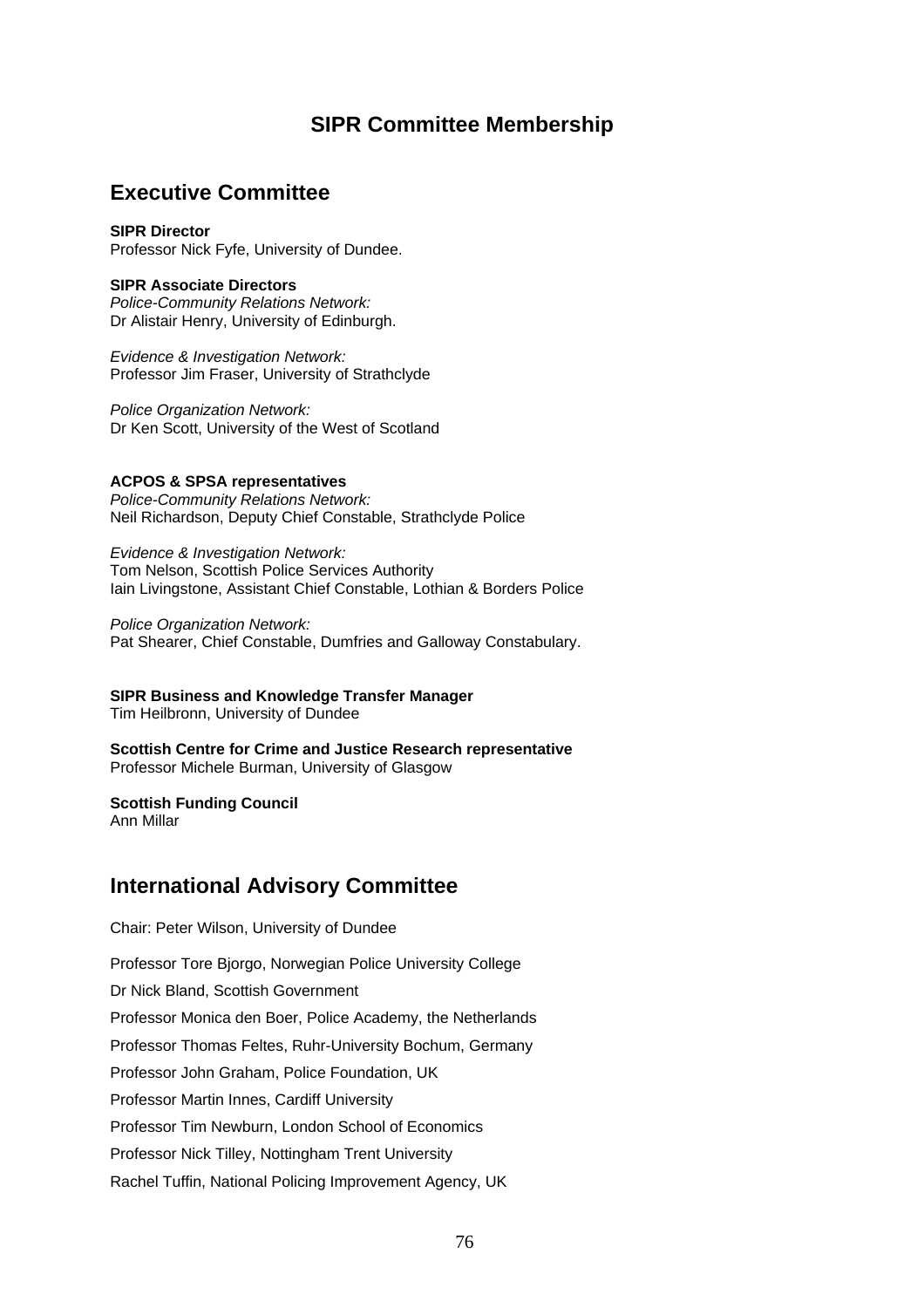# SIPR Committee Membership

## Executive Committee

**SIPR Director**
Professor Nick Fyfe, University of Dundee.

**SIPR Associate Directors**
*Police-Community Relations Network:*
Dr Alistair Henry, University of Edinburgh.

*Evidence & Investigation Network:*
Professor Jim Fraser, University of Strathclyde

*Police Organization Network:*
Dr Ken Scott, University of the West of Scotland

**ACPOS & SPSA representatives**
*Police-Community Relations Network:*
Neil Richardson, Deputy Chief Constable, Strathclyde Police

*Evidence & Investigation Network:*
Tom Nelson, Scottish Police Services Authority
Iain Livingstone, Assistant Chief Constable, Lothian & Borders Police

*Police Organization Network:*
Pat Shearer, Chief Constable, Dumfries and Galloway Constabulary.

**SIPR Business and Knowledge Transfer Manager**
Tim Heilbronn, University of Dundee

**Scottish Centre for Crime and Justice Research representative**
Professor Michele Burman, University of Glasgow

**Scottish Funding Council**
Ann Millar

## International Advisory Committee

Chair: Peter Wilson, University of Dundee

Professor Tore Bjorgo, Norwegian Police University College

Dr Nick Bland, Scottish Government

Professor Monica den Boer, Police Academy, the Netherlands

Professor Thomas Feltes, Ruhr-University Bochum, Germany

Professor John Graham, Police Foundation, UK

Professor Martin Innes, Cardiff University

Professor Tim Newburn, London School of Economics

Professor Nick Tilley, Nottingham Trent University

Rachel Tuffin, National Policing Improvement Agency, UK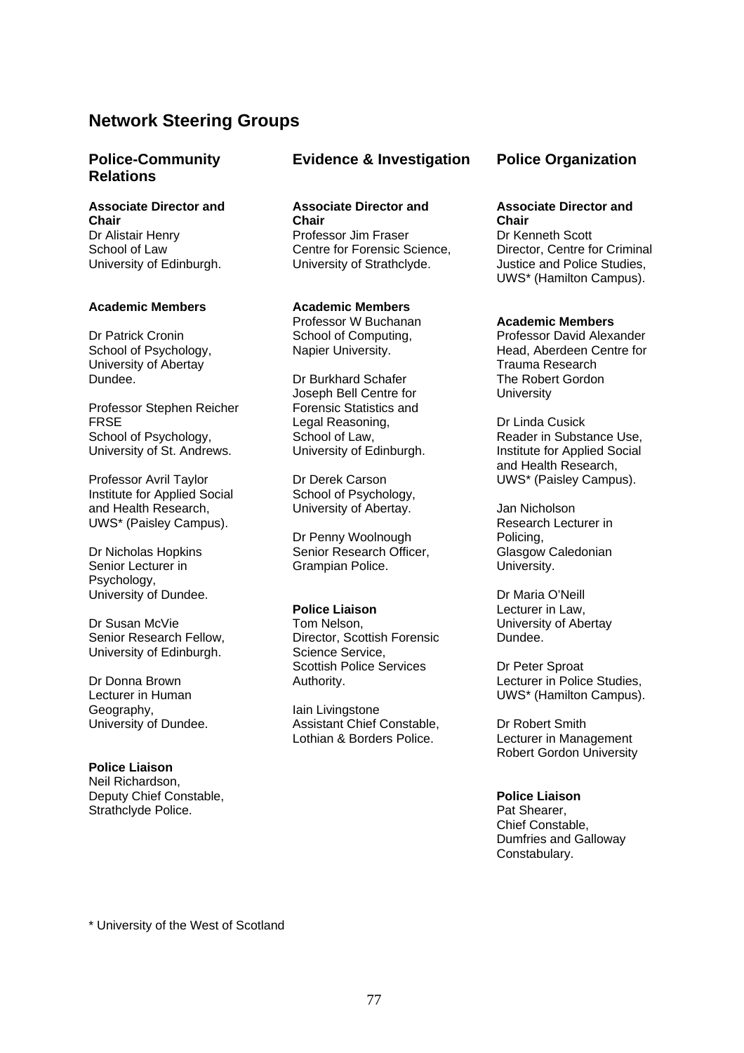## Network Steering Groups

### Police-Community Relations

**Associate Director and Chair**
Dr Alistair Henry
School of Law
University of Edinburgh.

**Academic Members**

Dr Patrick Cronin
School of Psychology,
University of Abertay Dundee.

Professor Stephen Reicher FRSE
School of Psychology,
University of St. Andrews.

Professor Avril Taylor
Institute for Applied Social and Health Research,
UWS* (Paisley Campus).

Dr Nicholas Hopkins
Senior Lecturer in Psychology,
University of Dundee.

Dr Susan McVie
Senior Research Fellow,
University of Edinburgh.

Dr Donna Brown
Lecturer in Human Geography,
University of Dundee.

**Police Liaison**
Neil Richardson,
Deputy Chief Constable,
Strathclyde Police.

### Evidence & Investigation

**Associate Director and Chair**
Professor Jim Fraser
Centre for Forensic Science,
University of Strathclyde.

**Academic Members**
Professor W Buchanan
School of Computing,
Napier University.

Dr Burkhard Schafer
Joseph Bell Centre for Forensic Statistics and Legal Reasoning,
School of Law,
University of Edinburgh.

Dr Derek Carson
School of Psychology,
University of Abertay.

Dr Penny Woolnough
Senior Research Officer,
Grampian Police.

**Police Liaison**
Tom Nelson,
Director, Scottish Forensic Science Service,
Scottish Police Services Authority.

Iain Livingstone
Assistant Chief Constable,
Lothian & Borders Police.

### Police Organization

**Associate Director and Chair**
Dr Kenneth Scott
Director, Centre for Criminal Justice and Police Studies,
UWS* (Hamilton Campus).

**Academic Members**
Professor David Alexander
Head, Aberdeen Centre for Trauma Research
The Robert Gordon University

Dr Linda Cusick
Reader in Substance Use,
Institute for Applied Social and Health Research,
UWS* (Paisley Campus).

Jan Nicholson
Research Lecturer in Policing,
Glasgow Caledonian University.

Dr Maria O'Neill
Lecturer in Law,
University of Abertay Dundee.

Dr Peter Sproat
Lecturer in Police Studies,
UWS* (Hamilton Campus).

Dr Robert Smith
Lecturer in Management
Robert Gordon University

**Police Liaison**
Pat Shearer,
Chief Constable,
Dumfries and Galloway Constabulary.

\* University of the West of Scotland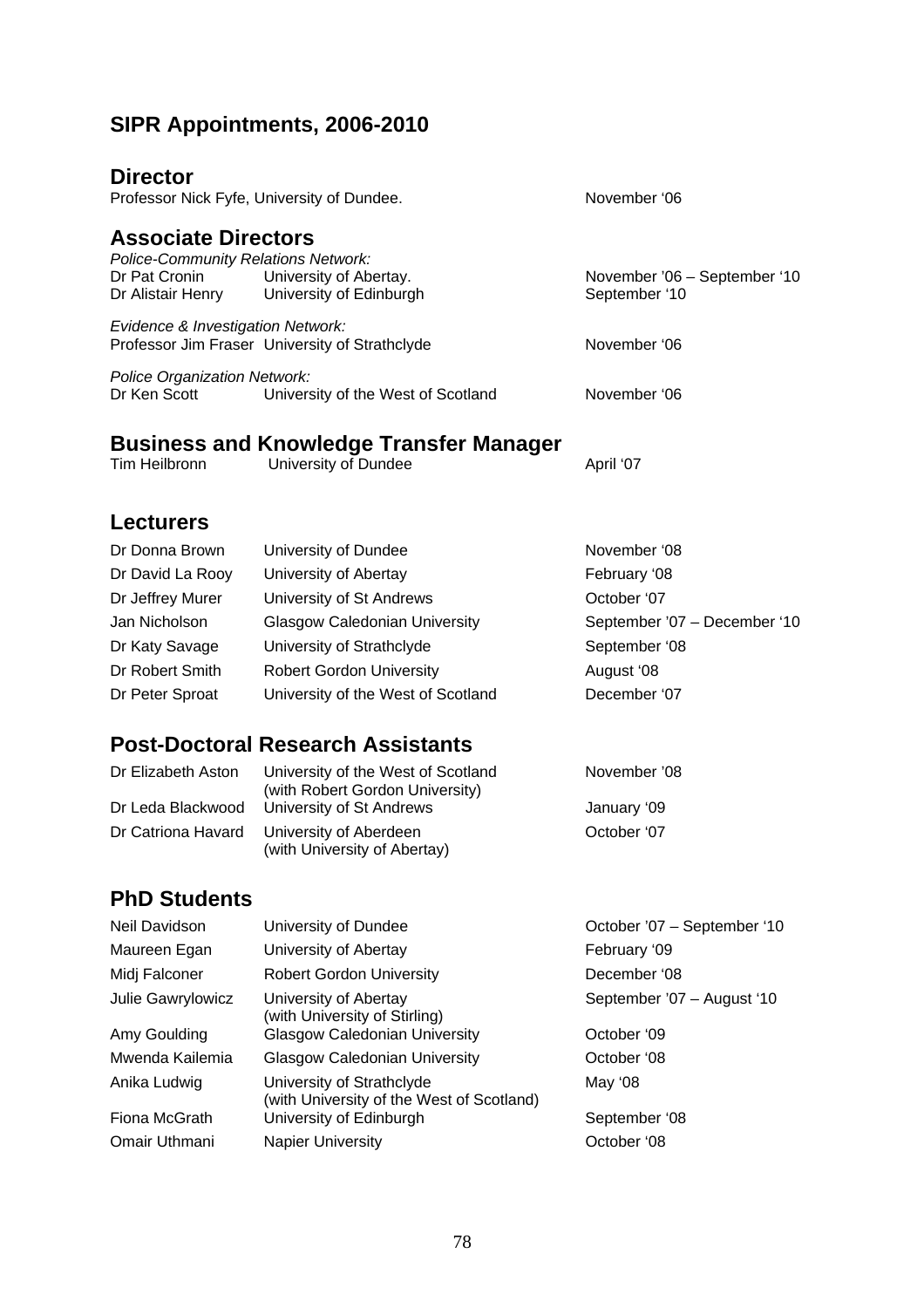## SIPR Appointments, 2006-2010

### Director

| | | |
|---|---|---|
| Professor Nick Fyfe, University of Dundee. | | November '06 |

### Associate Directors

| | | |
|---|---|---|
| *Police-Community Relations Network:* | | |
| Dr Pat Cronin | University of Abertay. | November '06 – September '10 |
| Dr Alistair Henry | University of Edinburgh | September '10 |
| *Evidence & Investigation Network:* | | |
| Professor Jim Fraser | University of Strathclyde | November '06 |
| *Police Organization Network:* | | |
| Dr Ken Scott | University of the West of Scotland | November '06 |

### Business and Knowledge Transfer Manager

| | | |
|---|---|---|
| Tim Heilbronn | University of Dundee | April '07 |

### Lecturers

| | | |
|---|---|---|
| Dr Donna Brown | University of Dundee | November '08 |
| Dr David La Rooy | University of Abertay | February '08 |
| Dr Jeffrey Murer | University of St Andrews | October '07 |
| Jan Nicholson | Glasgow Caledonian University | September '07 – December '10 |
| Dr Katy Savage | University of Strathclyde | September '08 |
| Dr Robert Smith | Robert Gordon University | August '08 |
| Dr Peter Sproat | University of the West of Scotland | December '07 |

### Post-Doctoral Research Assistants

| | | |
|---|---|---|
| Dr Elizabeth Aston | University of the West of Scotland (with Robert Gordon University) | November '08 |
| Dr Leda Blackwood | University of St Andrews | January '09 |
| Dr Catriona Havard | University of Aberdeen (with University of Abertay) | October '07 |

### PhD Students

| | | |
|---|---|---|
| Neil Davidson | University of Dundee | October '07 – September '10 |
| Maureen Egan | University of Abertay | February '09 |
| Midj Falconer | Robert Gordon University | December '08 |
| Julie Gawrylowicz | University of Abertay (with University of Stirling) | September '07 – August '10 |
| Amy Goulding | Glasgow Caledonian University | October '09 |
| Mwenda Kailemia | Glasgow Caledonian University | October '08 |
| Anika Ludwig | University of Strathclyde (with University of the West of Scotland) | May '08 |
| Fiona McGrath | University of Edinburgh | September '08 |
| Omair Uthmani | Napier University | October '08 |